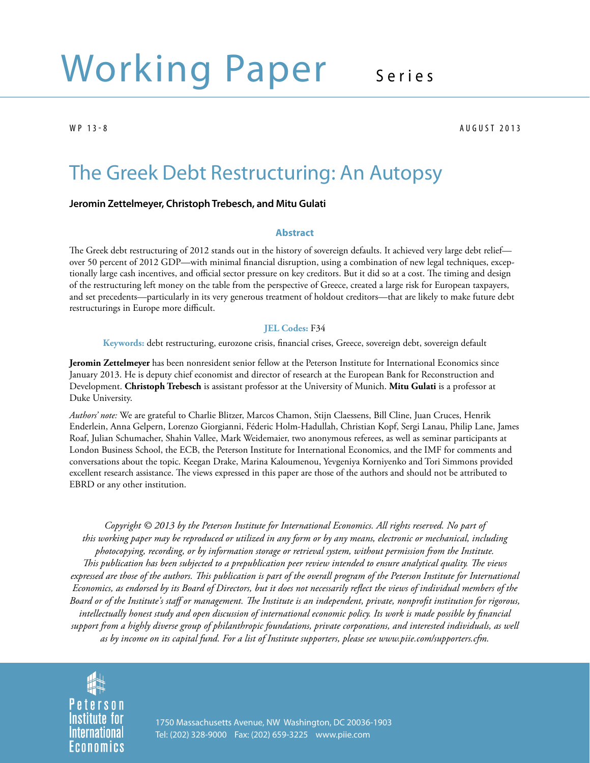# Working Paper Series

WP 13-8

AUGUST 2013

## The Greek Debt Restructuring: An Autopsy

**Jeromin Zettelmeyer, Christoph Trebesch, and Mitu Gulati**

### Abstract

The Greek debt restructuring of 2012 stands out in the history of sovereign defaults. It achieved very large debt relief—over 50 percent of 2012 GDP—with minimal financial disruption, using a combination of new legal techniques, exceptionally large cash incentives, and official sector pressure on key creditors. But it did so at a cost. The timing and design of the restructuring left money on the table from the perspective of Greece, created a large risk for European taxpayers, and set precedents—particularly in its very generous treatment of holdout creditors—that are likely to make future debt restructurings in Europe more difficult.

**JEL Codes:** F34

**Keywords:** debt restructuring, eurozone crisis, financial crises, Greece, sovereign debt, sovereign default

**Jeromin Zettelmeyer** has been nonresident senior fellow at the Peterson Institute for International Economics since January 2013. He is deputy chief economist and director of research at the European Bank for Reconstruction and Development. **Christoph Trebesch** is assistant professor at the University of Munich. **Mitu Gulati** is a professor at Duke University.

*Authors' note:* We are grateful to Charlie Blitzer, Marcos Chamon, Stijn Claessens, Bill Cline, Juan Cruces, Henrik Enderlein, Anna Gelpern, Lorenzo Giorgianni, Féderic Holm-Hadullah, Christian Kopf, Sergi Lanau, Philip Lane, James Roaf, Julian Schumacher, Shahin Vallee, Mark Weidemaier, two anonymous referees, as well as seminar participants at London Business School, the ECB, the Peterson Institute for International Economics, and the IMF for comments and conversations about the topic. Keegan Drake, Marina Kaloumenou, Yevgeniya Korniyenko and Tori Simmons provided excellent research assistance. The views expressed in this paper are those of the authors and should not be attributed to EBRD or any other institution.

*Copyright © 2013 by the Peterson Institute for International Economics. All rights reserved. No part of this working paper may be reproduced or utilized in any form or by any means, electronic or mechanical, including photocopying, recording, or by information storage or retrieval system, without permission from the Institute. This publication has been subjected to a prepublication peer review intended to ensure analytical quality. The views expressed are those of the authors. This publication is part of the overall program of the Peterson Institute for International Economics, as endorsed by its Board of Directors, but it does not necessarily reflect the views of individual members of the Board or of the Institute's staff or management. The Institute is an independent, private, nonprofit institution for rigorous, intellectually honest study and open discussion of international economic policy. Its work is made possible by financial support from a highly diverse group of philanthropic foundations, private corporations, and interested individuals, as well as by income on its capital fund. For a list of Institute supporters, please see www.piie.com/supporters.cfm.*

Peterson Institute for International Economics

1750 Massachusetts Avenue, NW Washington, DC 20036-1903
Tel: (202) 328-9000 Fax: (202) 659-3225 www.piie.com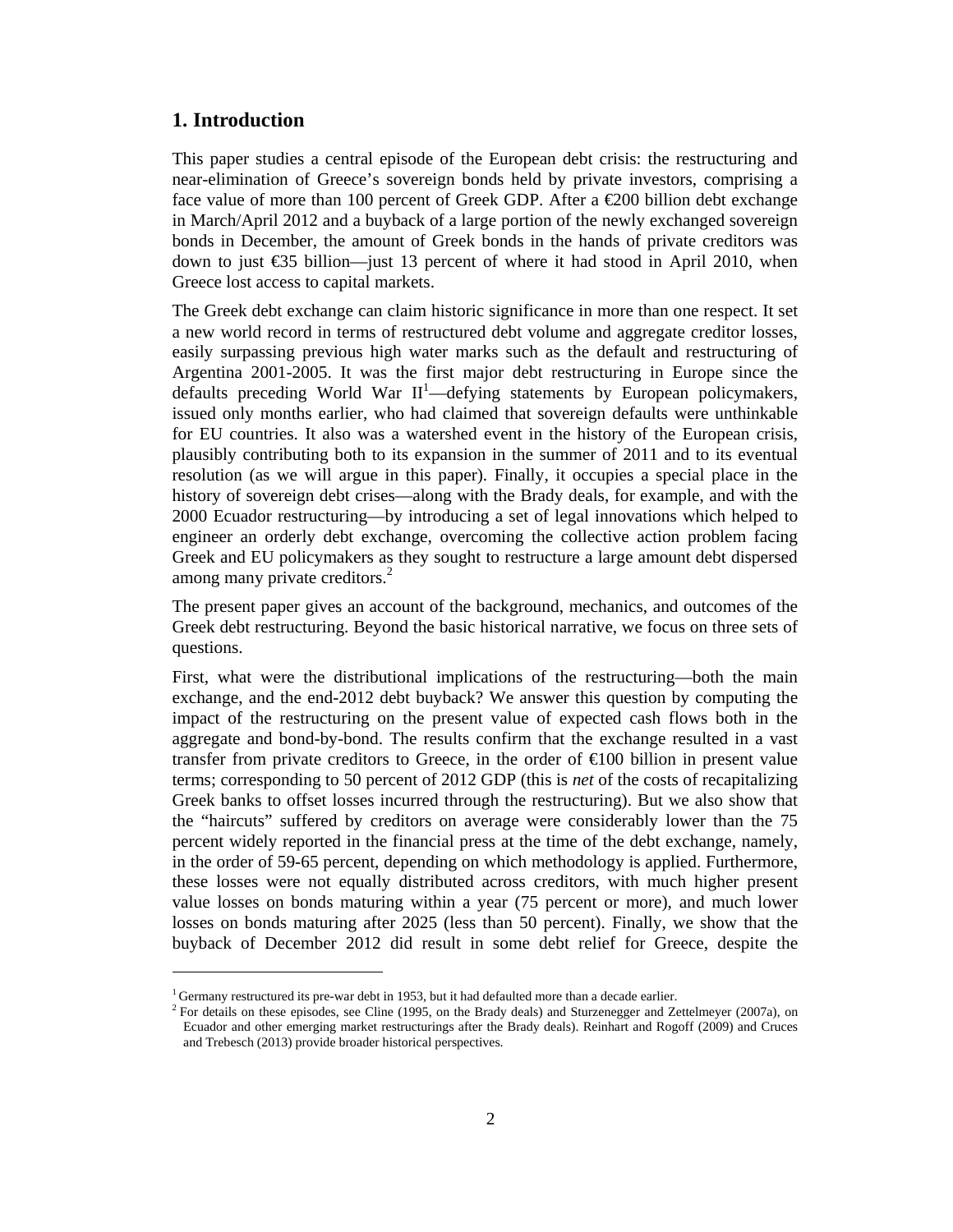## 1. Introduction

This paper studies a central episode of the European debt crisis: the restructuring and near-elimination of Greece's sovereign bonds held by private investors, comprising a face value of more than 100 percent of Greek GDP. After a €200 billion debt exchange in March/April 2012 and a buyback of a large portion of the newly exchanged sovereign bonds in December, the amount of Greek bonds in the hands of private creditors was down to just €35 billion—just 13 percent of where it had stood in April 2010, when Greece lost access to capital markets.

The Greek debt exchange can claim historic significance in more than one respect. It set a new world record in terms of restructured debt volume and aggregate creditor losses, easily surpassing previous high water marks such as the default and restructuring of Argentina 2001-2005. It was the first major debt restructuring in Europe since the defaults preceding World War II[1]—defying statements by European policymakers, issued only months earlier, who had claimed that sovereign defaults were unthinkable for EU countries. It also was a watershed event in the history of the European crisis, plausibly contributing both to its expansion in the summer of 2011 and to its eventual resolution (as we will argue in this paper). Finally, it occupies a special place in the history of sovereign debt crises—along with the Brady deals, for example, and with the 2000 Ecuador restructuring—by introducing a set of legal innovations which helped to engineer an orderly debt exchange, overcoming the collective action problem facing Greek and EU policymakers as they sought to restructure a large amount debt dispersed among many private creditors.[2]

The present paper gives an account of the background, mechanics, and outcomes of the Greek debt restructuring. Beyond the basic historical narrative, we focus on three sets of questions.

First, what were the distributional implications of the restructuring—both the main exchange, and the end-2012 debt buyback? We answer this question by computing the impact of the restructuring on the present value of expected cash flows both in the aggregate and bond-by-bond. The results confirm that the exchange resulted in a vast transfer from private creditors to Greece, in the order of €100 billion in present value terms; corresponding to 50 percent of 2012 GDP (this is *net* of the costs of recapitalizing Greek banks to offset losses incurred through the restructuring). But we also show that the "haircuts" suffered by creditors on average were considerably lower than the 75 percent widely reported in the financial press at the time of the debt exchange, namely, in the order of 59-65 percent, depending on which methodology is applied. Furthermore, these losses were not equally distributed across creditors, with much higher present value losses on bonds maturing within a year (75 percent or more), and much lower losses on bonds maturing after 2025 (less than 50 percent). Finally, we show that the buyback of December 2012 did result in some debt relief for Greece, despite the

[1] Germany restructured its pre-war debt in 1953, but it had defaulted more than a decade earlier.

[2] For details on these episodes, see Cline (1995, on the Brady deals) and Sturzenegger and Zettelmeyer (2007a), on Ecuador and other emerging market restructurings after the Brady deals). Reinhart and Rogoff (2009) and Cruces and Trebesch (2013) provide broader historical perspectives.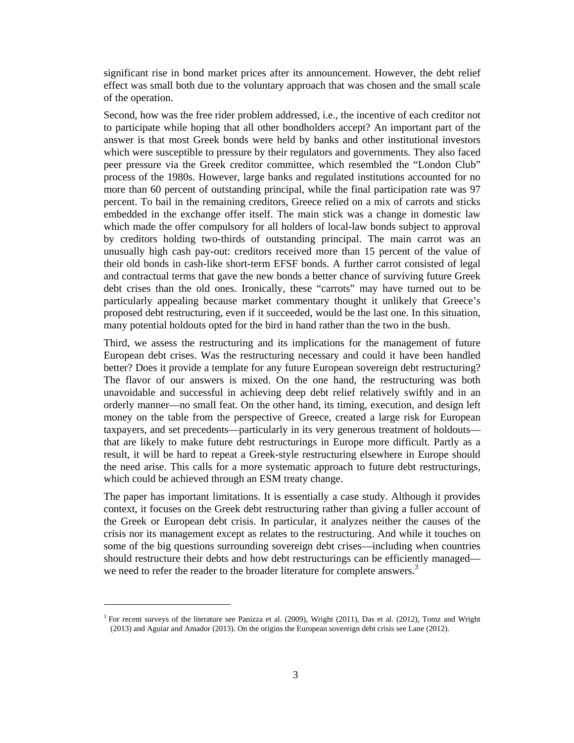significant rise in bond market prices after its announcement. However, the debt relief effect was small both due to the voluntary approach that was chosen and the small scale of the operation.

Second, how was the free rider problem addressed, i.e., the incentive of each creditor not to participate while hoping that all other bondholders accept? An important part of the answer is that most Greek bonds were held by banks and other institutional investors which were susceptible to pressure by their regulators and governments. They also faced peer pressure via the Greek creditor committee, which resembled the "London Club" process of the 1980s. However, large banks and regulated institutions accounted for no more than 60 percent of outstanding principal, while the final participation rate was 97 percent. To bail in the remaining creditors, Greece relied on a mix of carrots and sticks embedded in the exchange offer itself. The main stick was a change in domestic law which made the offer compulsory for all holders of local-law bonds subject to approval by creditors holding two-thirds of outstanding principal. The main carrot was an unusually high cash pay-out: creditors received more than 15 percent of the value of their old bonds in cash-like short-term EFSF bonds. A further carrot consisted of legal and contractual terms that gave the new bonds a better chance of surviving future Greek debt crises than the old ones. Ironically, these "carrots" may have turned out to be particularly appealing because market commentary thought it unlikely that Greece's proposed debt restructuring, even if it succeeded, would be the last one. In this situation, many potential holdouts opted for the bird in hand rather than the two in the bush.

Third, we assess the restructuring and its implications for the management of future European debt crises. Was the restructuring necessary and could it have been handled better? Does it provide a template for any future European sovereign debt restructuring? The flavor of our answers is mixed. On the one hand, the restructuring was both unavoidable and successful in achieving deep debt relief relatively swiftly and in an orderly manner—no small feat. On the other hand, its timing, execution, and design left money on the table from the perspective of Greece, created a large risk for European taxpayers, and set precedents—particularly in its very generous treatment of holdouts—that are likely to make future debt restructurings in Europe more difficult. Partly as a result, it will be hard to repeat a Greek-style restructuring elsewhere in Europe should the need arise. This calls for a more systematic approach to future debt restructurings, which could be achieved through an ESM treaty change.

The paper has important limitations. It is essentially a case study. Although it provides context, it focuses on the Greek debt restructuring rather than giving a fuller account of the Greek or European debt crisis. In particular, it analyzes neither the causes of the crisis nor its management except as relates to the restructuring. And while it touches on some of the big questions surrounding sovereign debt crises—including when countries should restructure their debts and how debt restructurings can be efficiently managed—we need to refer the reader to the broader literature for complete answers.[3]

[3] For recent surveys of the literature see Panizza et al. (2009), Wright (2011), Das et al. (2012), Tomz and Wright (2013) and Aguiar and Amador (2013). On the origins the European sovereign debt crisis see Lane (2012).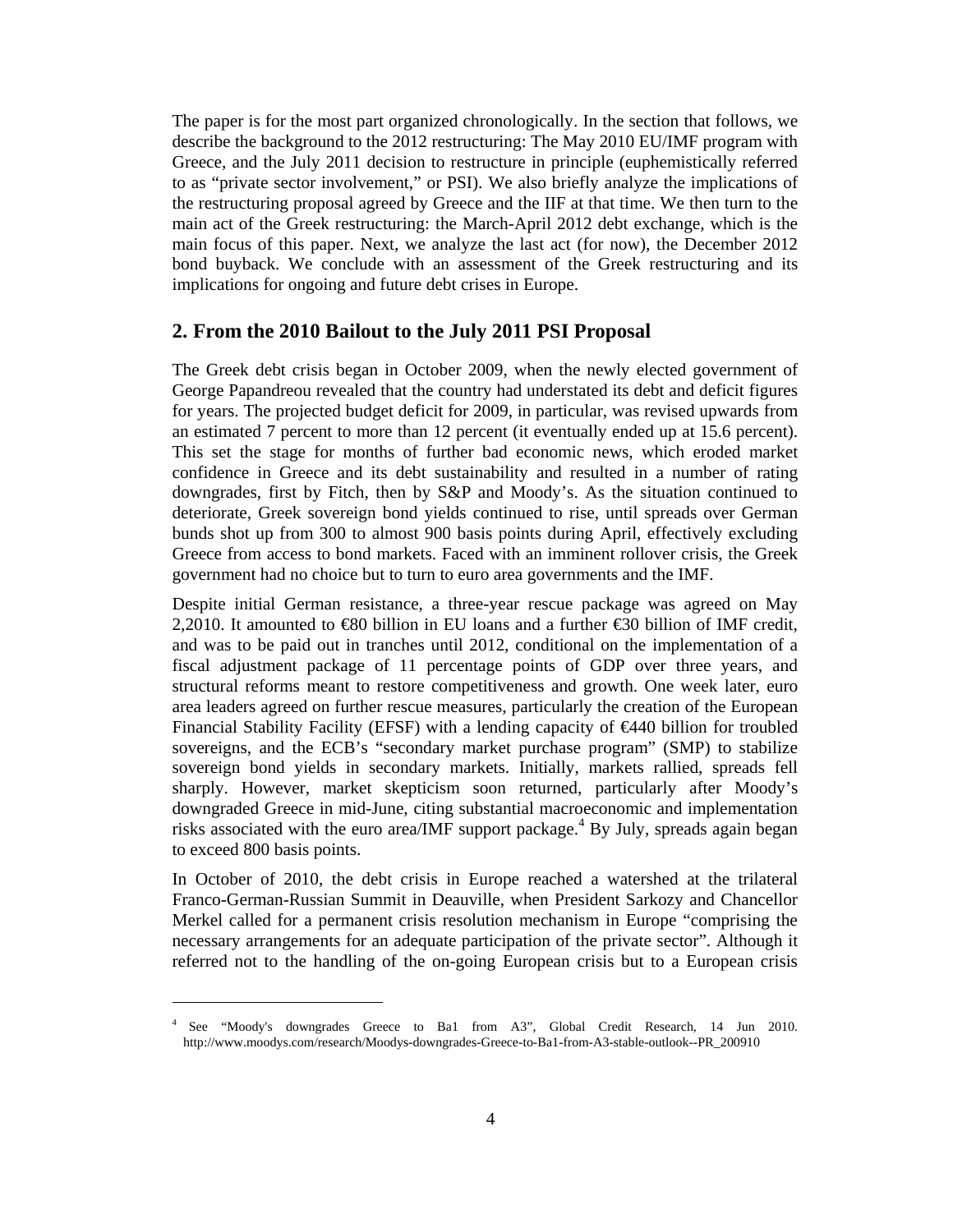The paper is for the most part organized chronologically. In the section that follows, we describe the background to the 2012 restructuring: The May 2010 EU/IMF program with Greece, and the July 2011 decision to restructure in principle (euphemistically referred to as "private sector involvement," or PSI). We also briefly analyze the implications of the restructuring proposal agreed by Greece and the IIF at that time. We then turn to the main act of the Greek restructuring: the March-April 2012 debt exchange, which is the main focus of this paper. Next, we analyze the last act (for now), the December 2012 bond buyback. We conclude with an assessment of the Greek restructuring and its implications for ongoing and future debt crises in Europe.

## 2. From the 2010 Bailout to the July 2011 PSI Proposal

The Greek debt crisis began in October 2009, when the newly elected government of George Papandreou revealed that the country had understated its debt and deficit figures for years. The projected budget deficit for 2009, in particular, was revised upwards from an estimated 7 percent to more than 12 percent (it eventually ended up at 15.6 percent). This set the stage for months of further bad economic news, which eroded market confidence in Greece and its debt sustainability and resulted in a number of rating downgrades, first by Fitch, then by S&P and Moody's. As the situation continued to deteriorate, Greek sovereign bond yields continued to rise, until spreads over German bunds shot up from 300 to almost 900 basis points during April, effectively excluding Greece from access to bond markets. Faced with an imminent rollover crisis, the Greek government had no choice but to turn to euro area governments and the IMF.

Despite initial German resistance, a three-year rescue package was agreed on May 2,2010. It amounted to €80 billion in EU loans and a further €30 billion of IMF credit, and was to be paid out in tranches until 2012, conditional on the implementation of a fiscal adjustment package of 11 percentage points of GDP over three years, and structural reforms meant to restore competitiveness and growth. One week later, euro area leaders agreed on further rescue measures, particularly the creation of the European Financial Stability Facility (EFSF) with a lending capacity of €440 billion for troubled sovereigns, and the ECB's "secondary market purchase program" (SMP) to stabilize sovereign bond yields in secondary markets. Initially, markets rallied, spreads fell sharply. However, market skepticism soon returned, particularly after Moody's downgraded Greece in mid-June, citing substantial macroeconomic and implementation risks associated with the euro area/IMF support package.[4] By July, spreads again began to exceed 800 basis points.

In October of 2010, the debt crisis in Europe reached a watershed at the trilateral Franco-German-Russian Summit in Deauville, when President Sarkozy and Chancellor Merkel called for a permanent crisis resolution mechanism in Europe "comprising the necessary arrangements for an adequate participation of the private sector". Although it referred not to the handling of the on-going European crisis but to a European crisis

[4] See "Moody's downgrades Greece to Ba1 from A3", Global Credit Research, 14 Jun 2010. http://www.moodys.com/research/Moodys-downgrades-Greece-to-Ba1-from-A3-stable-outlook--PR_200910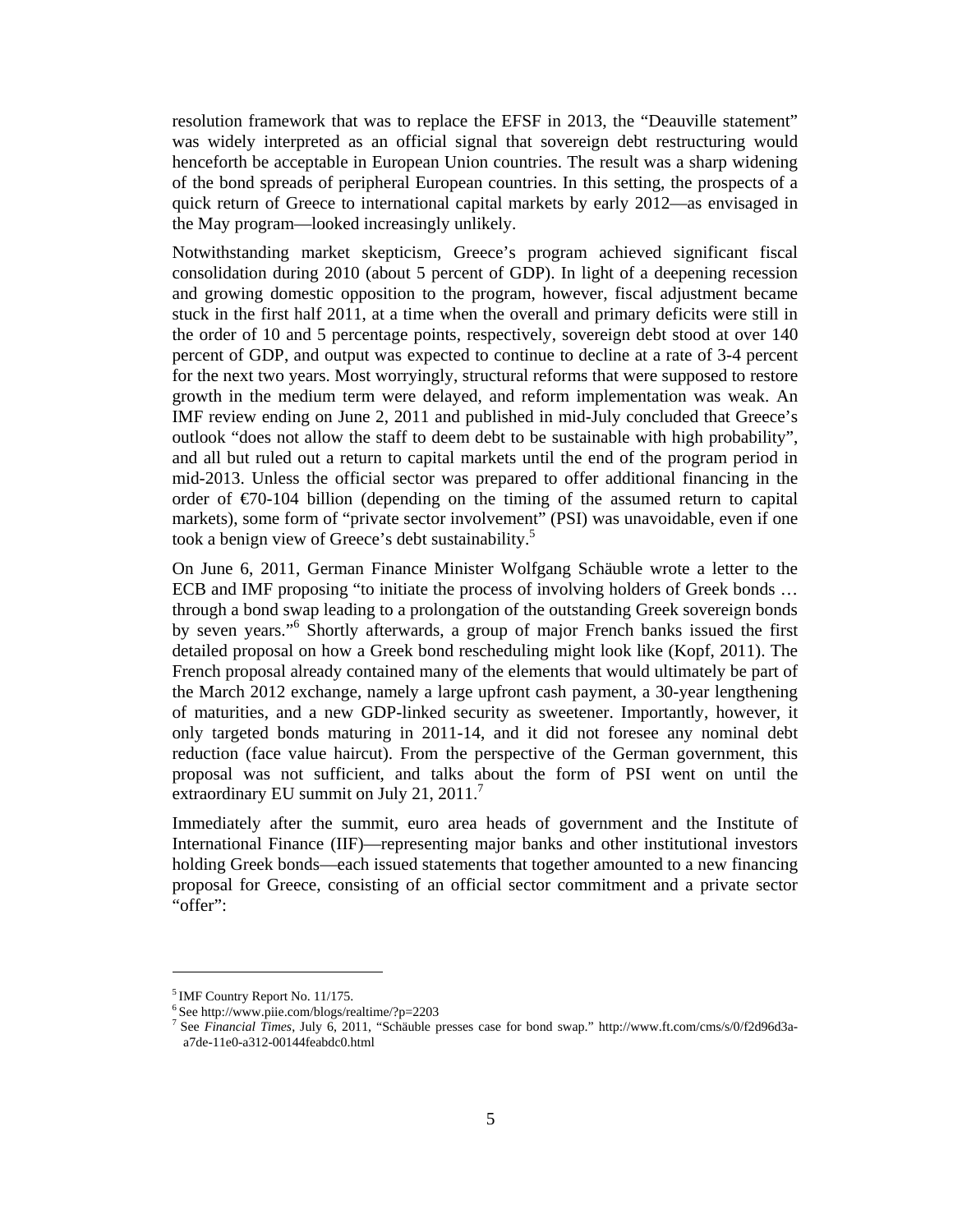resolution framework that was to replace the EFSF in 2013, the "Deauville statement" was widely interpreted as an official signal that sovereign debt restructuring would henceforth be acceptable in European Union countries. The result was a sharp widening of the bond spreads of peripheral European countries. In this setting, the prospects of a quick return of Greece to international capital markets by early 2012—as envisaged in the May program—looked increasingly unlikely.

Notwithstanding market skepticism, Greece's program achieved significant fiscal consolidation during 2010 (about 5 percent of GDP). In light of a deepening recession and growing domestic opposition to the program, however, fiscal adjustment became stuck in the first half 2011, at a time when the overall and primary deficits were still in the order of 10 and 5 percentage points, respectively, sovereign debt stood at over 140 percent of GDP, and output was expected to continue to decline at a rate of 3-4 percent for the next two years. Most worryingly, structural reforms that were supposed to restore growth in the medium term were delayed, and reform implementation was weak. An IMF review ending on June 2, 2011 and published in mid-July concluded that Greece's outlook "does not allow the staff to deem debt to be sustainable with high probability", and all but ruled out a return to capital markets until the end of the program period in mid-2013. Unless the official sector was prepared to offer additional financing in the order of €70-104 billion (depending on the timing of the assumed return to capital markets), some form of "private sector involvement" (PSI) was unavoidable, even if one took a benign view of Greece's debt sustainability.[5]

On June 6, 2011, German Finance Minister Wolfgang Schäuble wrote a letter to the ECB and IMF proposing "to initiate the process of involving holders of Greek bonds … through a bond swap leading to a prolongation of the outstanding Greek sovereign bonds by seven years."[6] Shortly afterwards, a group of major French banks issued the first detailed proposal on how a Greek bond rescheduling might look like (Kopf, 2011). The French proposal already contained many of the elements that would ultimately be part of the March 2012 exchange, namely a large upfront cash payment, a 30-year lengthening of maturities, and a new GDP-linked security as sweetener. Importantly, however, it only targeted bonds maturing in 2011-14, and it did not foresee any nominal debt reduction (face value haircut). From the perspective of the German government, this proposal was not sufficient, and talks about the form of PSI went on until the extraordinary EU summit on July 21, 2011.[7]

Immediately after the summit, euro area heads of government and the Institute of International Finance (IIF)—representing major banks and other institutional investors holding Greek bonds—each issued statements that together amounted to a new financing proposal for Greece, consisting of an official sector commitment and a private sector "offer":

---

[5] IMF Country Report No. 11/175.

[6] See http://www.piie.com/blogs/realtime/?p=2203

[7] See *Financial Times*, July 6, 2011, "Schäuble presses case for bond swap." http://www.ft.com/cms/s/0/f2d96d3a-a7de-11e0-a312-00144feabdc0.html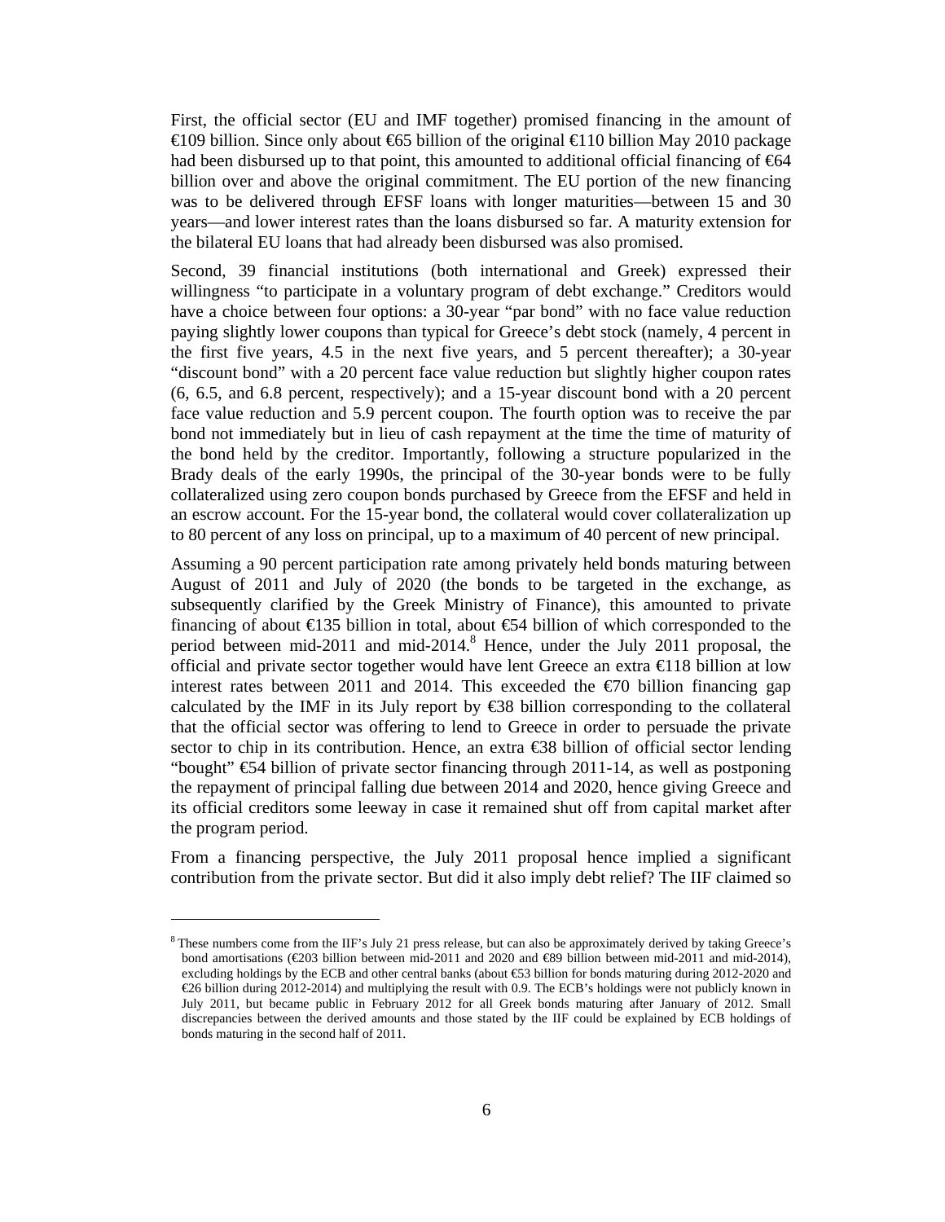First, the official sector (EU and IMF together) promised financing in the amount of €109 billion. Since only about €65 billion of the original €110 billion May 2010 package had been disbursed up to that point, this amounted to additional official financing of €64 billion over and above the original commitment. The EU portion of the new financing was to be delivered through EFSF loans with longer maturities—between 15 and 30 years—and lower interest rates than the loans disbursed so far. A maturity extension for the bilateral EU loans that had already been disbursed was also promised.

Second, 39 financial institutions (both international and Greek) expressed their willingness "to participate in a voluntary program of debt exchange." Creditors would have a choice between four options: a 30-year "par bond" with no face value reduction paying slightly lower coupons than typical for Greece's debt stock (namely, 4 percent in the first five years, 4.5 in the next five years, and 5 percent thereafter); a 30-year "discount bond" with a 20 percent face value reduction but slightly higher coupon rates (6, 6.5, and 6.8 percent, respectively); and a 15-year discount bond with a 20 percent face value reduction and 5.9 percent coupon. The fourth option was to receive the par bond not immediately but in lieu of cash repayment at the time the time of maturity of the bond held by the creditor. Importantly, following a structure popularized in the Brady deals of the early 1990s, the principal of the 30-year bonds were to be fully collateralized using zero coupon bonds purchased by Greece from the EFSF and held in an escrow account. For the 15-year bond, the collateral would cover collateralization up to 80 percent of any loss on principal, up to a maximum of 40 percent of new principal.

Assuming a 90 percent participation rate among privately held bonds maturing between August of 2011 and July of 2020 (the bonds to be targeted in the exchange, as subsequently clarified by the Greek Ministry of Finance), this amounted to private financing of about €135 billion in total, about €54 billion of which corresponded to the period between mid-2011 and mid-2014.[8] Hence, under the July 2011 proposal, the official and private sector together would have lent Greece an extra €118 billion at low interest rates between 2011 and 2014. This exceeded the €70 billion financing gap calculated by the IMF in its July report by €38 billion corresponding to the collateral that the official sector was offering to lend to Greece in order to persuade the private sector to chip in its contribution. Hence, an extra €38 billion of official sector lending "bought" €54 billion of private sector financing through 2011-14, as well as postponing the repayment of principal falling due between 2014 and 2020, hence giving Greece and its official creditors some leeway in case it remained shut off from capital market after the program period.

From a financing perspective, the July 2011 proposal hence implied a significant contribution from the private sector. But did it also imply debt relief? The IIF claimed so

---

[8] These numbers come from the IIF's July 21 press release, but can also be approximately derived by taking Greece's bond amortisations (€203 billion between mid-2011 and 2020 and €89 billion between mid-2011 and mid-2014), excluding holdings by the ECB and other central banks (about €53 billion for bonds maturing during 2012-2020 and €26 billion during 2012-2014) and multiplying the result with 0.9. The ECB's holdings were not publicly known in July 2011, but became public in February 2012 for all Greek bonds maturing after January of 2012. Small discrepancies between the derived amounts and those stated by the IIF could be explained by ECB holdings of bonds maturing in the second half of 2011.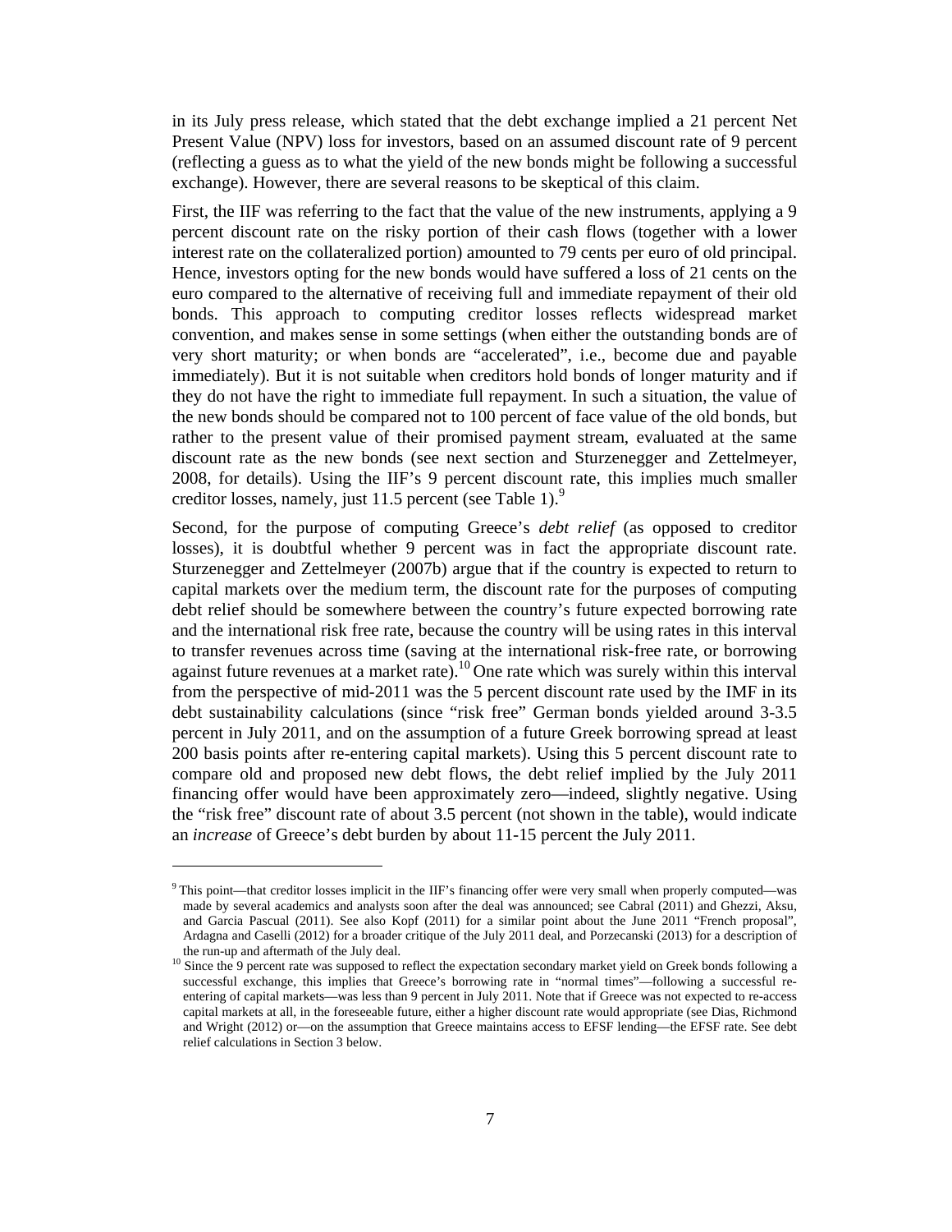in its July press release, which stated that the debt exchange implied a 21 percent Net Present Value (NPV) loss for investors, based on an assumed discount rate of 9 percent (reflecting a guess as to what the yield of the new bonds might be following a successful exchange). However, there are several reasons to be skeptical of this claim.

First, the IIF was referring to the fact that the value of the new instruments, applying a 9 percent discount rate on the risky portion of their cash flows (together with a lower interest rate on the collateralized portion) amounted to 79 cents per euro of old principal. Hence, investors opting for the new bonds would have suffered a loss of 21 cents on the euro compared to the alternative of receiving full and immediate repayment of their old bonds. This approach to computing creditor losses reflects widespread market convention, and makes sense in some settings (when either the outstanding bonds are of very short maturity; or when bonds are "accelerated", i.e., become due and payable immediately). But it is not suitable when creditors hold bonds of longer maturity and if they do not have the right to immediate full repayment. In such a situation, the value of the new bonds should be compared not to 100 percent of face value of the old bonds, but rather to the present value of their promised payment stream, evaluated at the same discount rate as the new bonds (see next section and Sturzenegger and Zettelmeyer, 2008, for details). Using the IIF's 9 percent discount rate, this implies much smaller creditor losses, namely, just 11.5 percent (see Table 1).[9]

Second, for the purpose of computing Greece's *debt relief* (as opposed to creditor losses), it is doubtful whether 9 percent was in fact the appropriate discount rate. Sturzenegger and Zettelmeyer (2007b) argue that if the country is expected to return to capital markets over the medium term, the discount rate for the purposes of computing debt relief should be somewhere between the country's future expected borrowing rate and the international risk free rate, because the country will be using rates in this interval to transfer revenues across time (saving at the international risk-free rate, or borrowing against future revenues at a market rate).[10] One rate which was surely within this interval from the perspective of mid-2011 was the 5 percent discount rate used by the IMF in its debt sustainability calculations (since "risk free" German bonds yielded around 3-3.5 percent in July 2011, and on the assumption of a future Greek borrowing spread at least 200 basis points after re-entering capital markets). Using this 5 percent discount rate to compare old and proposed new debt flows, the debt relief implied by the July 2011 financing offer would have been approximately zero—indeed, slightly negative. Using the "risk free" discount rate of about 3.5 percent (not shown in the table), would indicate an *increase* of Greece's debt burden by about 11-15 percent the July 2011.

---

[9] This point—that creditor losses implicit in the IIF's financing offer were very small when properly computed—was made by several academics and analysts soon after the deal was announced; see Cabral (2011) and Ghezzi, Aksu, and Garcia Pascual (2011). See also Kopf (2011) for a similar point about the June 2011 "French proposal", Ardagna and Caselli (2012) for a broader critique of the July 2011 deal, and Porzecanski (2013) for a description of the run-up and aftermath of the July deal.

[10] Since the 9 percent rate was supposed to reflect the expectation secondary market yield on Greek bonds following a successful exchange, this implies that Greece's borrowing rate in "normal times"—following a successful re-entering of capital markets—was less than 9 percent in July 2011. Note that if Greece was not expected to re-access capital markets at all, in the foreseeable future, either a higher discount rate would appropriate (see Dias, Richmond and Wright (2012) or—on the assumption that Greece maintains access to EFSF lending—the EFSF rate. See debt relief calculations in Section 3 below.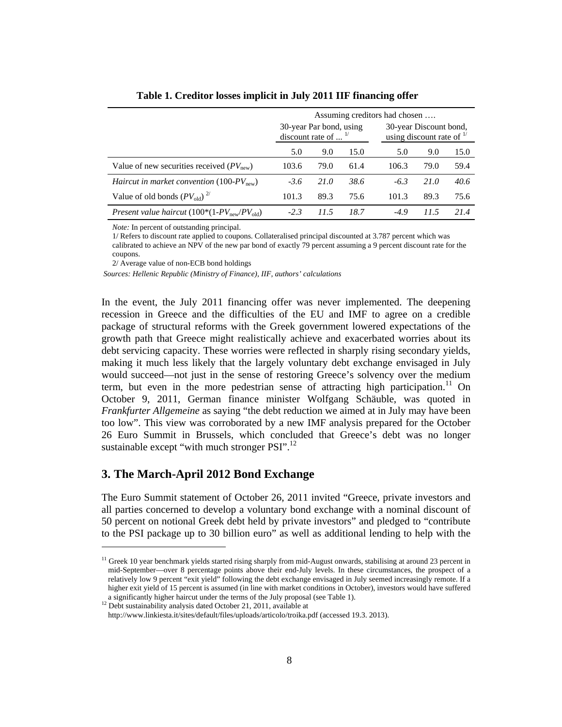**Table 1. Creditor losses implicit in July 2011 IIF financing offer**

| | Assuming creditors had chosen …. | | | | | |
|---|---|---|---|---|---|---|
| | 30-year Par bond, using discount rate of ... [1/] | | | 30-year Discount bond, using discount rate of [1/] | | |
| | 5.0 | 9.0 | 15.0 | 5.0 | 9.0 | 15.0 |
| Value of new securities received ($PV_{new}$) | 103.6 | 79.0 | 61.4 | 106.3 | 79.0 | 59.4 |
| *Haircut in market convention* (100-$PV_{new}$) | *-3.6* | *21.0* | *38.6* | *-6.3* | *21.0* | *40.6* |
| Value of old bonds ($PV_{old}$) [2/] | 101.3 | 89.3 | 75.6 | 101.3 | 89.3 | 75.6 |
| *Present value haircut* (100*(1-$PV_{new}$/$PV_{old}$) | *-2.3* | *11.5* | *18.7* | *-4.9* | *11.5* | *21.4* |

*Note:* In percent of outstanding principal.

1/ Refers to discount rate applied to coupons. Collateralised principal discounted at 3.787 percent which was calibrated to achieve an NPV of the new par bond of exactly 79 percent assuming a 9 percent discount rate for the coupons.

2/ Average value of non-ECB bond holdings

*Sources: Hellenic Republic (Ministry of Finance), IIF, authors' calculations*

In the event, the July 2011 financing offer was never implemented. The deepening recession in Greece and the difficulties of the EU and IMF to agree on a credible package of structural reforms with the Greek government lowered expectations of the growth path that Greece might realistically achieve and exacerbated worries about its debt servicing capacity. These worries were reflected in sharply rising secondary yields, making it much less likely that the largely voluntary debt exchange envisaged in July would succeed—not just in the sense of restoring Greece's solvency over the medium term, but even in the more pedestrian sense of attracting high participation.[11] On October 9, 2011, German finance minister Wolfgang Schäuble, was quoted in *Frankfurter Allgemeine* as saying "the debt reduction we aimed at in July may have been too low". This view was corroborated by a new IMF analysis prepared for the October 26 Euro Summit in Brussels, which concluded that Greece's debt was no longer sustainable except "with much stronger PSI".[12]

## 3. The March-April 2012 Bond Exchange

The Euro Summit statement of October 26, 2011 invited "Greece, private investors and all parties concerned to develop a voluntary bond exchange with a nominal discount of 50 percent on notional Greek debt held by private investors" and pledged to "contribute to the PSI package up to 30 billion euro" as well as additional lending to help with the

[11] Greek 10 year benchmark yields started rising sharply from mid-August onwards, stabilising at around 23 percent in mid-September—over 8 percentage points above their end-July levels. In these circumstances, the prospect of a relatively low 9 percent "exit yield" following the debt exchange envisaged in July seemed increasingly remote. If a higher exit yield of 15 percent is assumed (in line with market conditions in October), investors would have suffered a significantly higher haircut under the terms of the July proposal (see Table 1).

[12] Debt sustainability analysis dated October 21, 2011, available at http://www.linkiesta.it/sites/default/files/uploads/articolo/troika.pdf (accessed 19.3. 2013).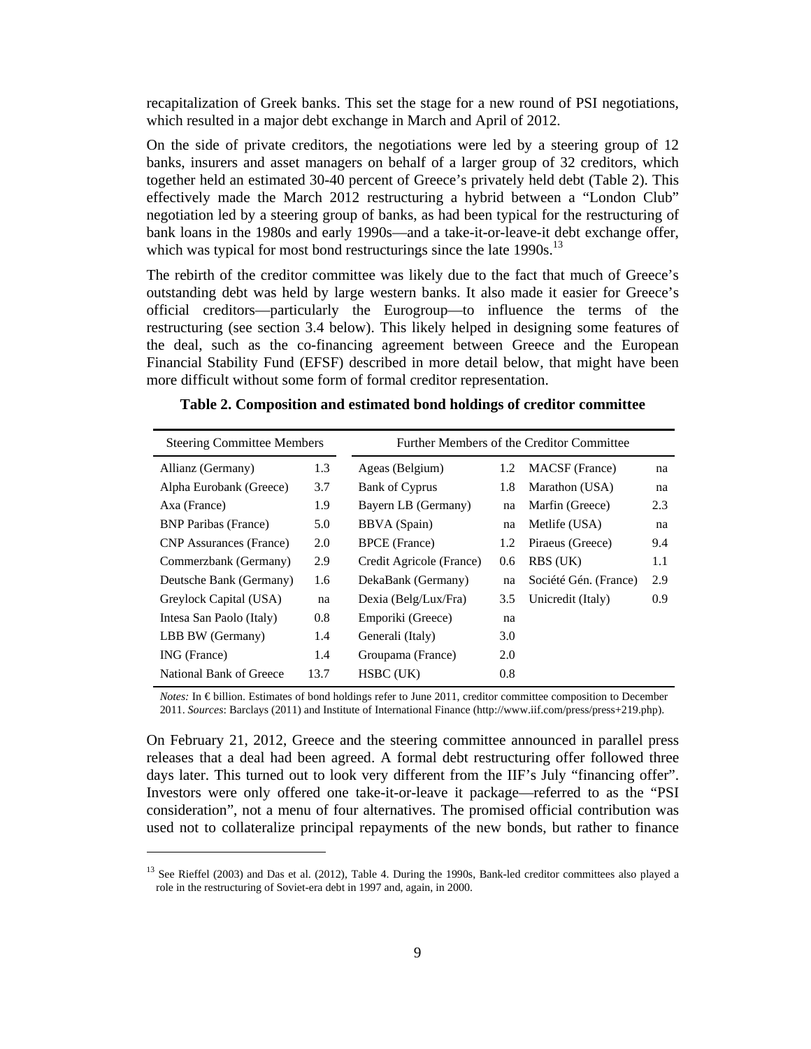recapitalization of Greek banks. This set the stage for a new round of PSI negotiations, which resulted in a major debt exchange in March and April of 2012.

On the side of private creditors, the negotiations were led by a steering group of 12 banks, insurers and asset managers on behalf of a larger group of 32 creditors, which together held an estimated 30-40 percent of Greece's privately held debt (Table 2). This effectively made the March 2012 restructuring a hybrid between a "London Club" negotiation led by a steering group of banks, as had been typical for the restructuring of bank loans in the 1980s and early 1990s—and a take-it-or-leave-it debt exchange offer, which was typical for most bond restructurings since the late 1990s.[13]

The rebirth of the creditor committee was likely due to the fact that much of Greece's outstanding debt was held by large western banks. It also made it easier for Greece's official creditors—particularly the Eurogroup—to influence the terms of the restructuring (see section 3.4 below). This likely helped in designing some features of the deal, such as the co-financing agreement between Greece and the European Financial Stability Fund (EFSF) described in more detail below, that might have been more difficult without some form of formal creditor representation.

**Table 2. Composition and estimated bond holdings of creditor committee**

| Steering Committee Members | | Further Members of the Creditor Committee | | | |
|---|---|---|---|---|---|
| Allianz (Germany) | 1.3 | Ageas (Belgium) | 1.2 | MACSF (France) | na |
| Alpha Eurobank (Greece) | 3.7 | Bank of Cyprus | 1.8 | Marathon (USA) | na |
| Axa (France) | 1.9 | Bayern LB (Germany) | na | Marfin (Greece) | 2.3 |
| BNP Paribas (France) | 5.0 | BBVA (Spain) | na | Metlife (USA) | na |
| CNP Assurances (France) | 2.0 | BPCE (France) | 1.2 | Piraeus (Greece) | 9.4 |
| Commerzbank (Germany) | 2.9 | Credit Agricole (France) | 0.6 | RBS (UK) | 1.1 |
| Deutsche Bank (Germany) | 1.6 | DekaBank (Germany) | na | Société Gén. (France) | 2.9 |
| Greylock Capital (USA) | na | Dexia (Belg/Lux/Fra) | 3.5 | Unicredit (Italy) | 0.9 |
| Intesa San Paolo (Italy) | 0.8 | Emporiki (Greece) | na | | |
| LBB BW (Germany) | 1.4 | Generali (Italy) | 3.0 | | |
| ING (France) | 1.4 | Groupama (France) | 2.0 | | |
| National Bank of Greece | 13.7 | HSBC (UK) | 0.8 | | |

*Notes:* In € billion. Estimates of bond holdings refer to June 2011, creditor committee composition to December 2011. *Sources*: Barclays (2011) and Institute of International Finance (http://www.iif.com/press/press+219.php).

On February 21, 2012, Greece and the steering committee announced in parallel press releases that a deal had been agreed. A formal debt restructuring offer followed three days later. This turned out to look very different from the IIF's July "financing offer". Investors were only offered one take-it-or-leave it package—referred to as the "PSI consideration", not a menu of four alternatives. The promised official contribution was used not to collateralize principal repayments of the new bonds, but rather to finance

[13] See Rieffel (2003) and Das et al. (2012), Table 4. During the 1990s, Bank-led creditor committees also played a role in the restructuring of Soviet-era debt in 1997 and, again, in 2000.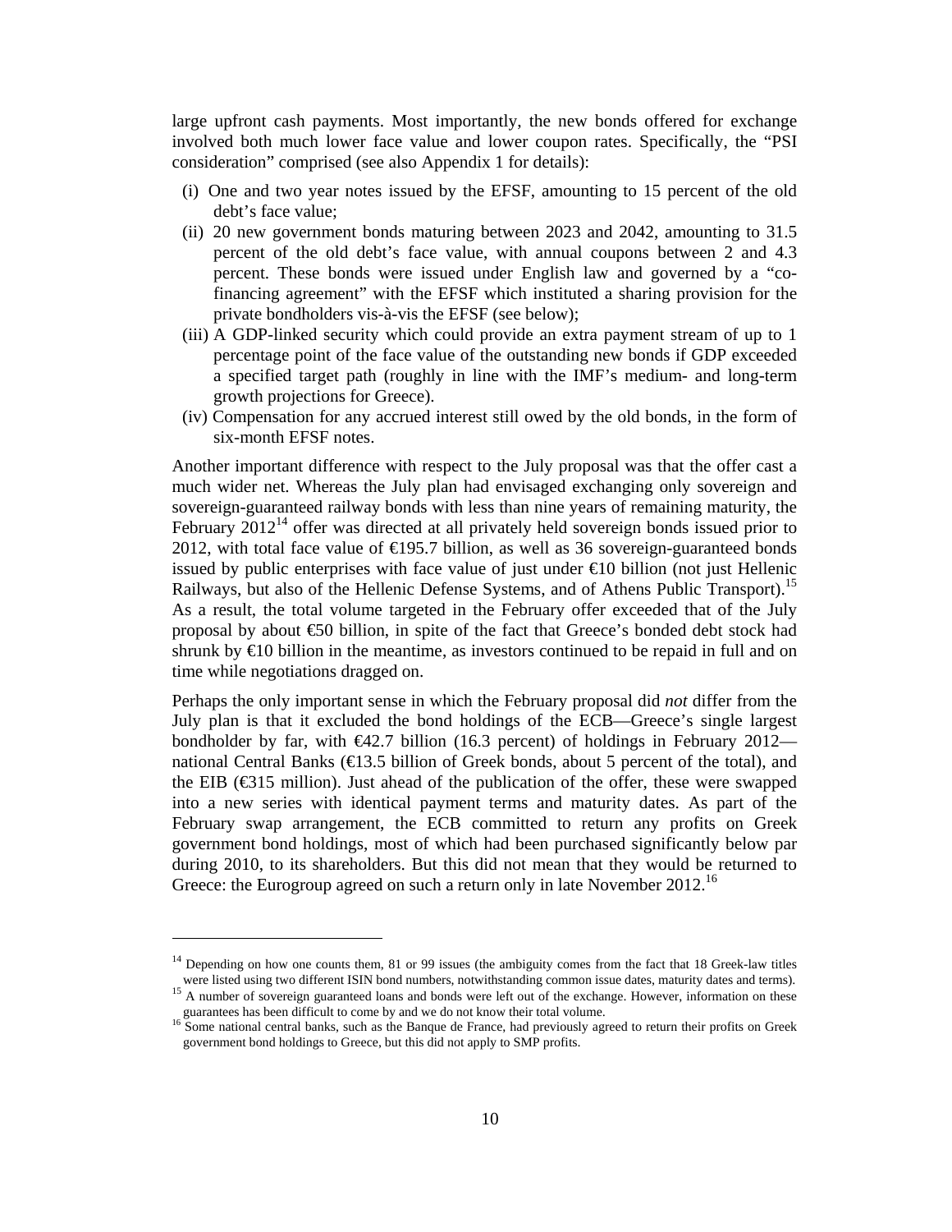large upfront cash payments. Most importantly, the new bonds offered for exchange involved both much lower face value and lower coupon rates. Specifically, the "PSI consideration" comprised (see also Appendix 1 for details):

(i) One and two year notes issued by the EFSF, amounting to 15 percent of the old debt's face value;
(ii) 20 new government bonds maturing between 2023 and 2042, amounting to 31.5 percent of the old debt's face value, with annual coupons between 2 and 4.3 percent. These bonds were issued under English law and governed by a "co-financing agreement" with the EFSF which instituted a sharing provision for the private bondholders vis-à-vis the EFSF (see below);
(iii) A GDP-linked security which could provide an extra payment stream of up to 1 percentage point of the face value of the outstanding new bonds if GDP exceeded a specified target path (roughly in line with the IMF's medium- and long-term growth projections for Greece).
(iv) Compensation for any accrued interest still owed by the old bonds, in the form of six-month EFSF notes.

Another important difference with respect to the July proposal was that the offer cast a much wider net. Whereas the July plan had envisaged exchanging only sovereign and sovereign-guaranteed railway bonds with less than nine years of remaining maturity, the February 2012[14] offer was directed at all privately held sovereign bonds issued prior to 2012, with total face value of €195.7 billion, as well as 36 sovereign-guaranteed bonds issued by public enterprises with face value of just under €10 billion (not just Hellenic Railways, but also of the Hellenic Defense Systems, and of Athens Public Transport).[15] As a result, the total volume targeted in the February offer exceeded that of the July proposal by about €50 billion, in spite of the fact that Greece's bonded debt stock had shrunk by €10 billion in the meantime, as investors continued to be repaid in full and on time while negotiations dragged on.

Perhaps the only important sense in which the February proposal did *not* differ from the July plan is that it excluded the bond holdings of the ECB—Greece's single largest bondholder by far, with €42.7 billion (16.3 percent) of holdings in February 2012—national Central Banks (€13.5 billion of Greek bonds, about 5 percent of the total), and the EIB (€315 million). Just ahead of the publication of the offer, these were swapped into a new series with identical payment terms and maturity dates. As part of the February swap arrangement, the ECB committed to return any profits on Greek government bond holdings, most of which had been purchased significantly below par during 2010, to its shareholders. But this did not mean that they would be returned to Greece: the Eurogroup agreed on such a return only in late November 2012.[16]

---

[14] Depending on how one counts them, 81 or 99 issues (the ambiguity comes from the fact that 18 Greek-law titles were listed using two different ISIN bond numbers, notwithstanding common issue dates, maturity dates and terms).

[15] A number of sovereign guaranteed loans and bonds were left out of the exchange. However, information on these guarantees has been difficult to come by and we do not know their total volume.

[16] Some national central banks, such as the Banque de France, had previously agreed to return their profits on Greek government bond holdings to Greece, but this did not apply to SMP profits.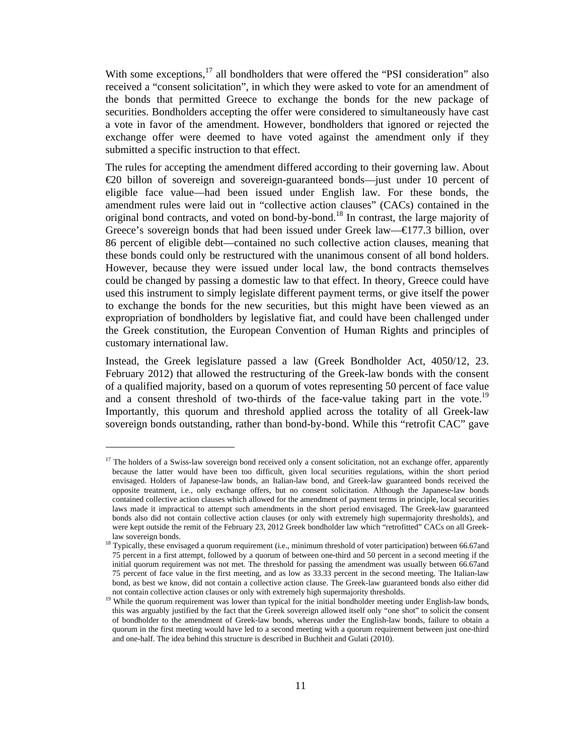With some exceptions,[17] all bondholders that were offered the "PSI consideration" also received a "consent solicitation", in which they were asked to vote for an amendment of the bonds that permitted Greece to exchange the bonds for the new package of securities. Bondholders accepting the offer were considered to simultaneously have cast a vote in favor of the amendment. However, bondholders that ignored or rejected the exchange offer were deemed to have voted against the amendment only if they submitted a specific instruction to that effect.

The rules for accepting the amendment differed according to their governing law. About €20 billon of sovereign and sovereign-guaranteed bonds—just under 10 percent of eligible face value—had been issued under English law. For these bonds, the amendment rules were laid out in "collective action clauses" (CACs) contained in the original bond contracts, and voted on bond-by-bond.[18] In contrast, the large majority of Greece's sovereign bonds that had been issued under Greek law—€177.3 billion, over 86 percent of eligible debt—contained no such collective action clauses, meaning that these bonds could only be restructured with the unanimous consent of all bond holders. However, because they were issued under local law, the bond contracts themselves could be changed by passing a domestic law to that effect. In theory, Greece could have used this instrument to simply legislate different payment terms, or give itself the power to exchange the bonds for the new securities, but this might have been viewed as an expropriation of bondholders by legislative fiat, and could have been challenged under the Greek constitution, the European Convention of Human Rights and principles of customary international law.

Instead, the Greek legislature passed a law (Greek Bondholder Act, 4050/12, 23. February 2012) that allowed the restructuring of the Greek-law bonds with the consent of a qualified majority, based on a quorum of votes representing 50 percent of face value and a consent threshold of two-thirds of the face-value taking part in the vote.[19] Importantly, this quorum and threshold applied across the totality of all Greek-law sovereign bonds outstanding, rather than bond-by-bond. While this "retrofit CAC" gave

---

[17] The holders of a Swiss-law sovereign bond received only a consent solicitation, not an exchange offer, apparently because the latter would have been too difficult, given local securities regulations, within the short period envisaged. Holders of Japanese-law bonds, an Italian-law bond, and Greek-law guaranteed bonds received the opposite treatment, i.e., only exchange offers, but no consent solicitation. Although the Japanese-law bonds contained collective action clauses which allowed for the amendment of payment terms in principle, local securities laws made it impractical to attempt such amendments in the short period envisaged. The Greek-law guaranteed bonds also did not contain collective action clauses (or only with extremely high supermajority thresholds), and were kept outside the remit of the February 23, 2012 Greek bondholder law which "retrofitted" CACs on all Greek-law sovereign bonds.

[18] Typically, these envisaged a quorum requirement (i.e., minimum threshold of voter participation) between 66.67and 75 percent in a first attempt, followed by a quorum of between one-third and 50 percent in a second meeting if the initial quorum requirement was not met. The threshold for passing the amendment was usually between 66.67and 75 percent of face value in the first meeting, and as low as 33.33 percent in the second meeting. The Italian-law bond, as best we know, did not contain a collective action clause. The Greek-law guaranteed bonds also either did not contain collective action clauses or only with extremely high supermajority thresholds.

[19] While the quorum requirement was lower than typical for the initial bondholder meeting under English-law bonds, this was arguably justified by the fact that the Greek sovereign allowed itself only "one shot" to solicit the consent of bondholder to the amendment of Greek-law bonds, whereas under the English-law bonds, failure to obtain a quorum in the first meeting would have led to a second meeting with a quorum requirement between just one-third and one-half. The idea behind this structure is described in Buchheit and Gulati (2010).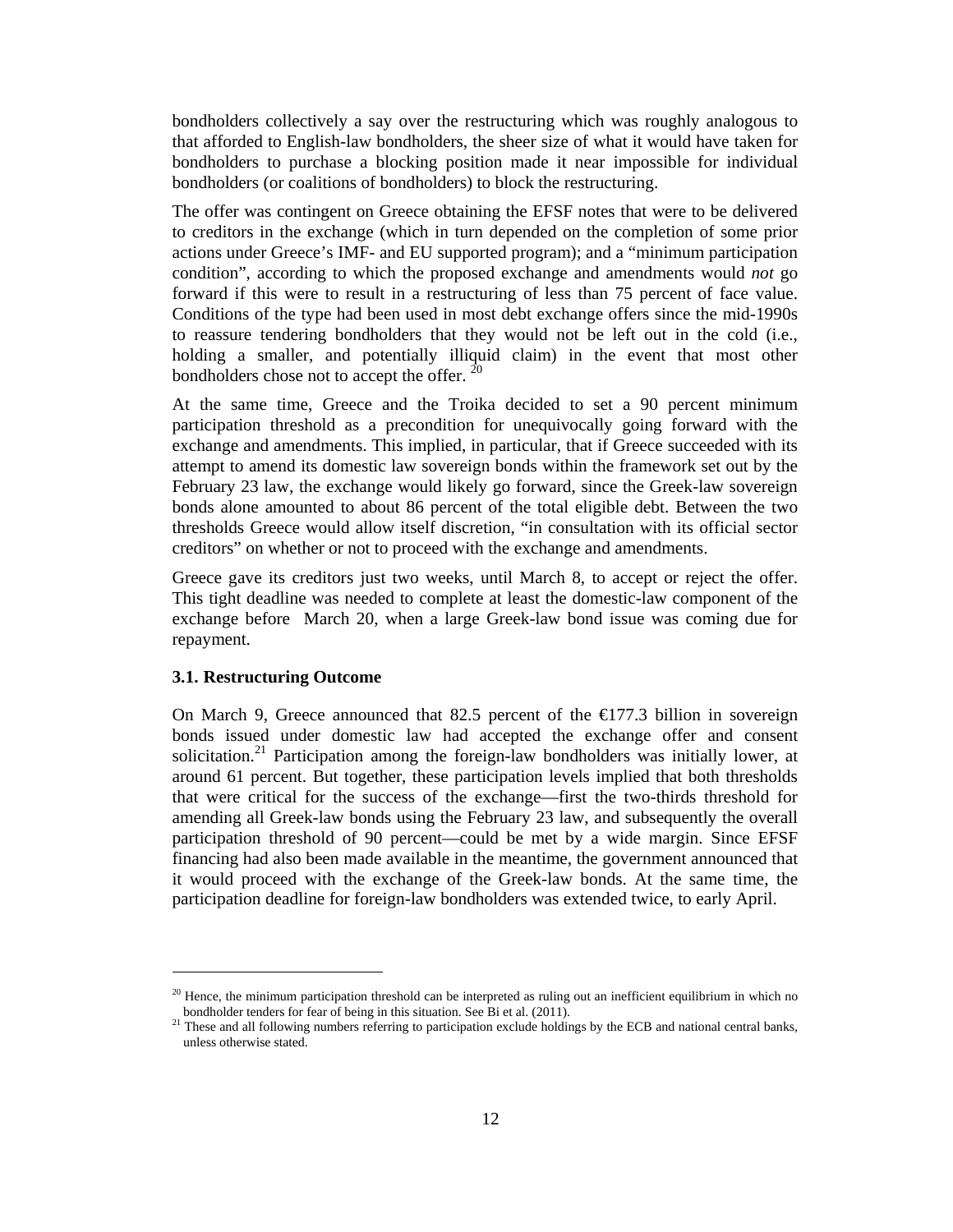bondholders collectively a say over the restructuring which was roughly analogous to that afforded to English-law bondholders, the sheer size of what it would have taken for bondholders to purchase a blocking position made it near impossible for individual bondholders (or coalitions of bondholders) to block the restructuring.

The offer was contingent on Greece obtaining the EFSF notes that were to be delivered to creditors in the exchange (which in turn depended on the completion of some prior actions under Greece's IMF- and EU supported program); and a "minimum participation condition", according to which the proposed exchange and amendments would *not* go forward if this were to result in a restructuring of less than 75 percent of face value. Conditions of the type had been used in most debt exchange offers since the mid-1990s to reassure tendering bondholders that they would not be left out in the cold (i.e., holding a smaller, and potentially illiquid claim) in the event that most other bondholders chose not to accept the offer. [20]

At the same time, Greece and the Troika decided to set a 90 percent minimum participation threshold as a precondition for unequivocally going forward with the exchange and amendments. This implied, in particular, that if Greece succeeded with its attempt to amend its domestic law sovereign bonds within the framework set out by the February 23 law, the exchange would likely go forward, since the Greek-law sovereign bonds alone amounted to about 86 percent of the total eligible debt. Between the two thresholds Greece would allow itself discretion, "in consultation with its official sector creditors" on whether or not to proceed with the exchange and amendments.

Greece gave its creditors just two weeks, until March 8, to accept or reject the offer. This tight deadline was needed to complete at least the domestic-law component of the exchange before March 20, when a large Greek-law bond issue was coming due for repayment.

### 3.1. Restructuring Outcome

On March 9, Greece announced that 82.5 percent of the €177.3 billion in sovereign bonds issued under domestic law had accepted the exchange offer and consent solicitation.[21] Participation among the foreign-law bondholders was initially lower, at around 61 percent. But together, these participation levels implied that both thresholds that were critical for the success of the exchange—first the two-thirds threshold for amending all Greek-law bonds using the February 23 law, and subsequently the overall participation threshold of 90 percent—could be met by a wide margin. Since EFSF financing had also been made available in the meantime, the government announced that it would proceed with the exchange of the Greek-law bonds. At the same time, the participation deadline for foreign-law bondholders was extended twice, to early April.

---

[20] Hence, the minimum participation threshold can be interpreted as ruling out an inefficient equilibrium in which no bondholder tenders for fear of being in this situation. See Bi et al. (2011).

[21] These and all following numbers referring to participation exclude holdings by the ECB and national central banks, unless otherwise stated.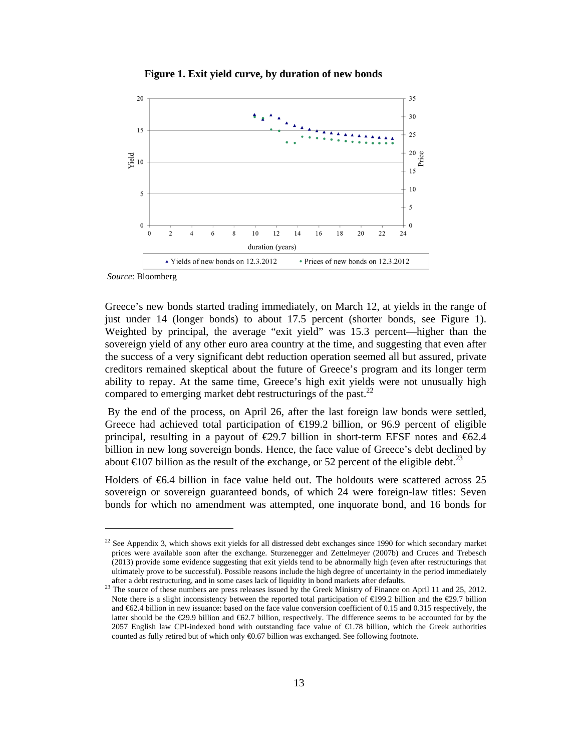**Figure 1. Exit yield curve, by duration of new bonds**

*Source*: Bloomberg

Greece's new bonds started trading immediately, on March 12, at yields in the range of just under 14 (longer bonds) to about 17.5 percent (shorter bonds, see Figure 1). Weighted by principal, the average "exit yield" was 15.3 percent—higher than the sovereign yield of any other euro area country at the time, and suggesting that even after the success of a very significant debt reduction operation seemed all but assured, private creditors remained skeptical about the future of Greece's program and its longer term ability to repay. At the same time, Greece's high exit yields were not unusually high compared to emerging market debt restructurings of the past.[22]

By the end of the process, on April 26, after the last foreign law bonds were settled, Greece had achieved total participation of €199.2 billion, or 96.9 percent of eligible principal, resulting in a payout of €29.7 billion in short-term EFSF notes and €62.4 billion in new long sovereign bonds. Hence, the face value of Greece's debt declined by about €107 billion as the result of the exchange, or 52 percent of the eligible debt.[23]

Holders of €6.4 billion in face value held out. The holdouts were scattered across 25 sovereign or sovereign guaranteed bonds, of which 24 were foreign-law titles: Seven bonds for which no amendment was attempted, one inquorate bond, and 16 bonds for

---

[22] See Appendix 3, which shows exit yields for all distressed debt exchanges since 1990 for which secondary market prices were available soon after the exchange. Sturzenegger and Zettelmeyer (2007b) and Cruces and Trebesch (2013) provide some evidence suggesting that exit yields tend to be abnormally high (even after restructurings that ultimately prove to be successful). Possible reasons include the high degree of uncertainty in the period immediately after a debt restructuring, and in some cases lack of liquidity in bond markets after defaults.

[23] The source of these numbers are press releases issued by the Greek Ministry of Finance on April 11 and 25, 2012. Note there is a slight inconsistency between the reported total participation of €199.2 billion and the €29.7 billion and €62.4 billion in new issuance: based on the face value conversion coefficient of 0.15 and 0.315 respectively, the latter should be the €29.9 billion and €62.7 billion, respectively. The difference seems to be accounted for by the 2057 English law CPI-indexed bond with outstanding face value of €1.78 billion, which the Greek authorities counted as fully retired but of which only €0.67 billion was exchanged. See following footnote.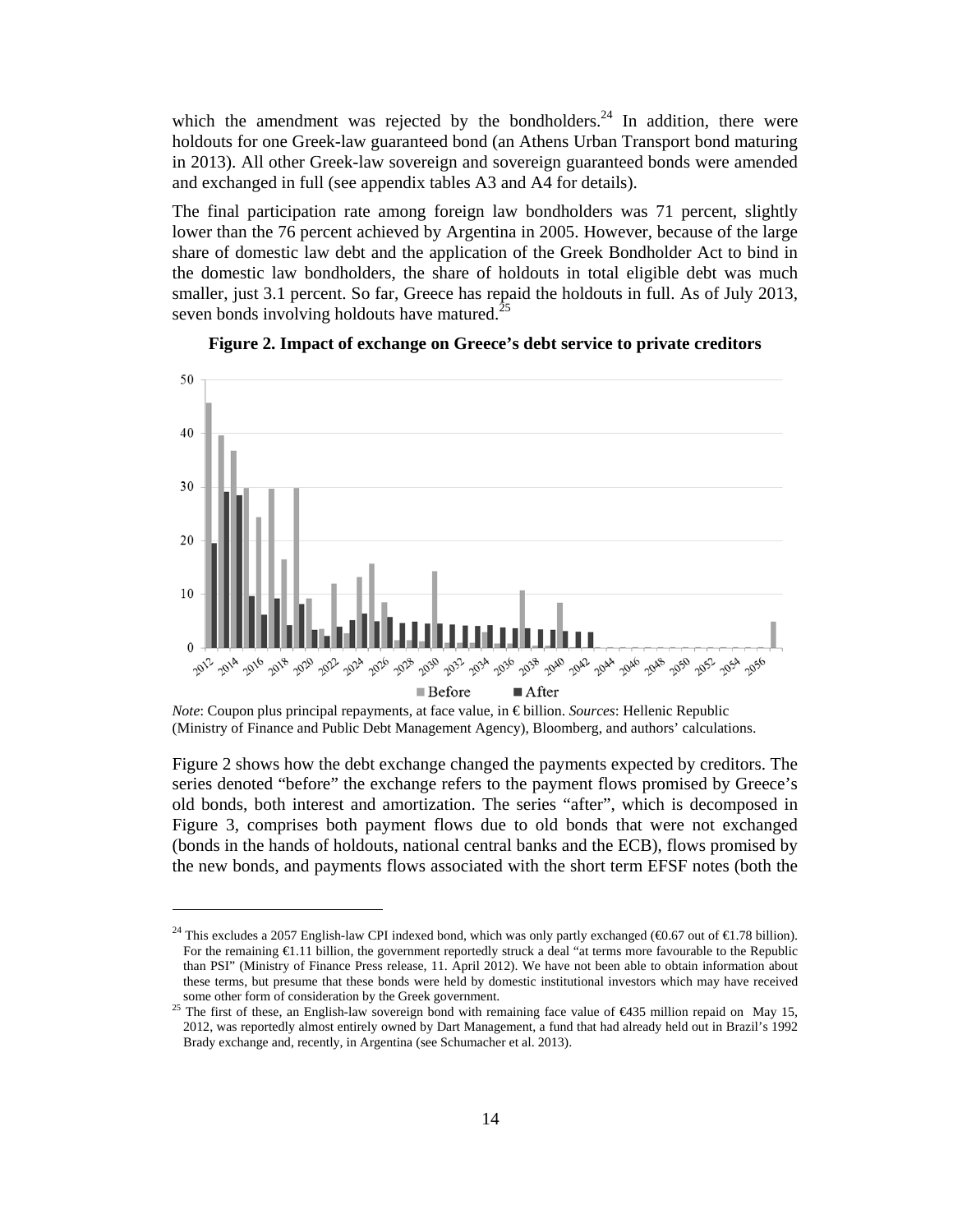which the amendment was rejected by the bondholders.[24] In addition, there were holdouts for one Greek-law guaranteed bond (an Athens Urban Transport bond maturing in 2013). All other Greek-law sovereign and sovereign guaranteed bonds were amended and exchanged in full (see appendix tables A3 and A4 for details).

The final participation rate among foreign law bondholders was 71 percent, slightly lower than the 76 percent achieved by Argentina in 2005. However, because of the large share of domestic law debt and the application of the Greek Bondholder Act to bind in the domestic law bondholders, the share of holdouts in total eligible debt was much smaller, just 3.1 percent. So far, Greece has repaid the holdouts in full. As of July 2013, seven bonds involving holdouts have matured.[25]

**Figure 2. Impact of exchange on Greece's debt service to private creditors**

*Note*: Coupon plus principal repayments, at face value, in € billion. *Sources*: Hellenic Republic (Ministry of Finance and Public Debt Management Agency), Bloomberg, and authors' calculations.

Figure 2 shows how the debt exchange changed the payments expected by creditors. The series denoted "before" the exchange refers to the payment flows promised by Greece's old bonds, both interest and amortization. The series "after", which is decomposed in Figure 3, comprises both payment flows due to old bonds that were not exchanged (bonds in the hands of holdouts, national central banks and the ECB), flows promised by the new bonds, and payments flows associated with the short term EFSF notes (both the

---

[24] This excludes a 2057 English-law CPI indexed bond, which was only partly exchanged (€0.67 out of €1.78 billion). For the remaining €1.11 billion, the government reportedly struck a deal "at terms more favourable to the Republic than PSI" (Ministry of Finance Press release, 11. April 2012). We have not been able to obtain information about these terms, but presume that these bonds were held by domestic institutional investors which may have received some other form of consideration by the Greek government.

[25] The first of these, an English-law sovereign bond with remaining face value of €435 million repaid on May 15, 2012, was reportedly almost entirely owned by Dart Management, a fund that had already held out in Brazil's 1992 Brady exchange and, recently, in Argentina (see Schumacher et al. 2013).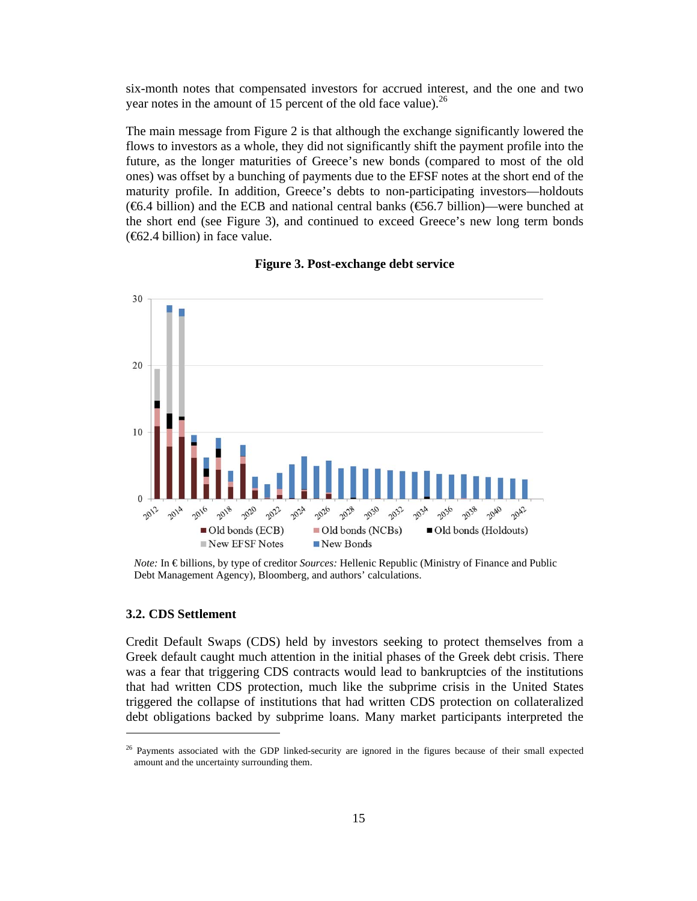six-month notes that compensated investors for accrued interest, and the one and two year notes in the amount of 15 percent of the old face value).[26]

The main message from Figure 2 is that although the exchange significantly lowered the flows to investors as a whole, they did not significantly shift the payment profile into the future, as the longer maturities of Greece's new bonds (compared to most of the old ones) was offset by a bunching of payments due to the EFSF notes at the short end of the maturity profile. In addition, Greece's debts to non-participating investors—holdouts (€6.4 billion) and the ECB and national central banks (€56.7 billion)—were bunched at the short end (see Figure 3), and continued to exceed Greece's new long term bonds (€62.4 billion) in face value.

**Figure 3. Post-exchange debt service**

*Note:* In € billions, by type of creditor *Sources:* Hellenic Republic (Ministry of Finance and Public Debt Management Agency), Bloomberg, and authors' calculations.

### 3.2. CDS Settlement

Credit Default Swaps (CDS) held by investors seeking to protect themselves from a Greek default caught much attention in the initial phases of the Greek debt crisis. There was a fear that triggering CDS contracts would lead to bankruptcies of the institutions that had written CDS protection, much like the subprime crisis in the United States triggered the collapse of institutions that had written CDS protection on collateralized debt obligations backed by subprime loans. Many market participants interpreted the

[26] Payments associated with the GDP linked-security are ignored in the figures because of their small expected amount and the uncertainty surrounding them.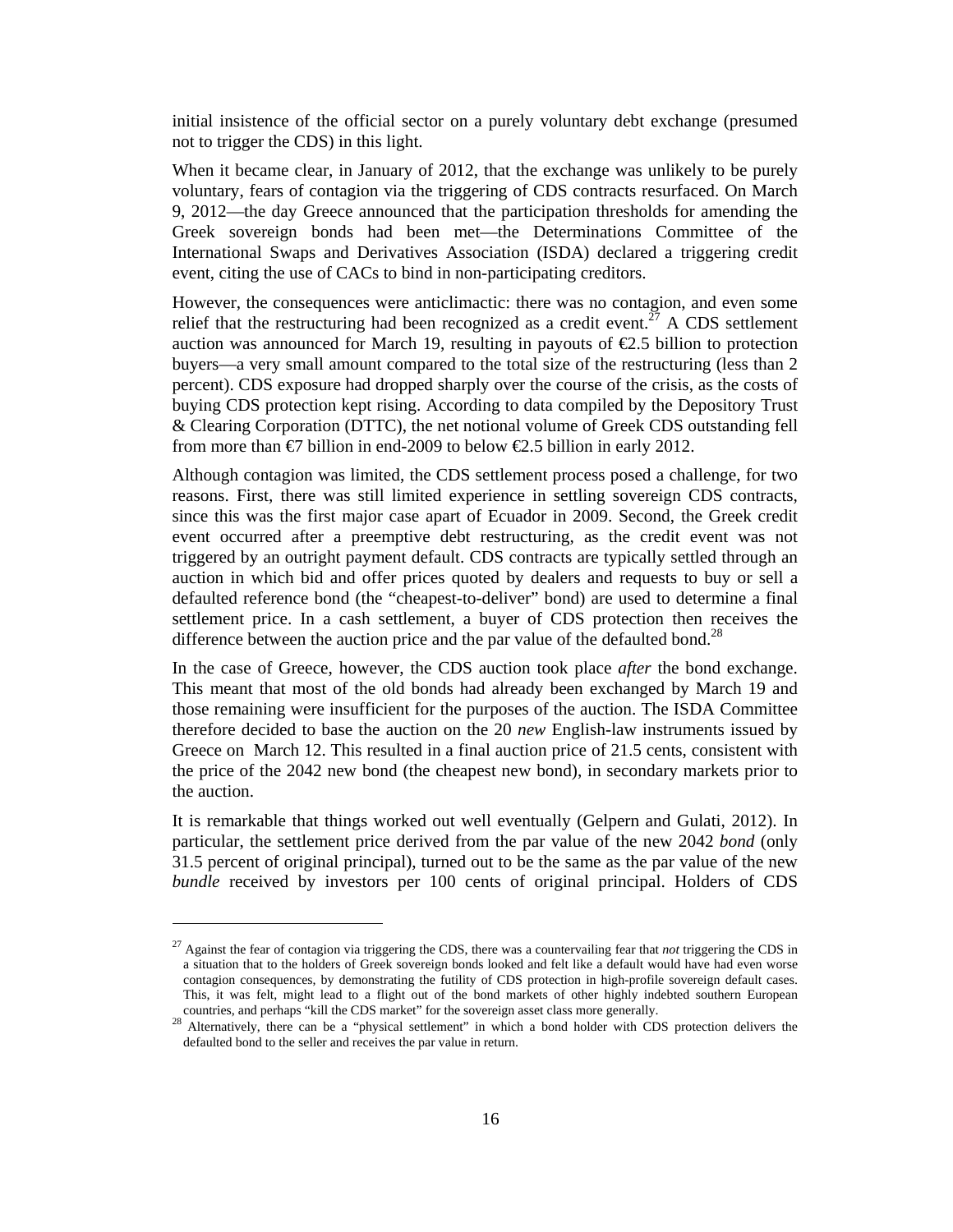initial insistence of the official sector on a purely voluntary debt exchange (presumed not to trigger the CDS) in this light.

When it became clear, in January of 2012, that the exchange was unlikely to be purely voluntary, fears of contagion via the triggering of CDS contracts resurfaced. On March 9, 2012—the day Greece announced that the participation thresholds for amending the Greek sovereign bonds had been met—the Determinations Committee of the International Swaps and Derivatives Association (ISDA) declared a triggering credit event, citing the use of CACs to bind in non-participating creditors.

However, the consequences were anticlimactic: there was no contagion, and even some relief that the restructuring had been recognized as a credit event.[27] A CDS settlement auction was announced for March 19, resulting in payouts of €2.5 billion to protection buyers—a very small amount compared to the total size of the restructuring (less than 2 percent). CDS exposure had dropped sharply over the course of the crisis, as the costs of buying CDS protection kept rising. According to data compiled by the Depository Trust & Clearing Corporation (DTTC), the net notional volume of Greek CDS outstanding fell from more than €7 billion in end-2009 to below €2.5 billion in early 2012.

Although contagion was limited, the CDS settlement process posed a challenge, for two reasons. First, there was still limited experience in settling sovereign CDS contracts, since this was the first major case apart of Ecuador in 2009. Second, the Greek credit event occurred after a preemptive debt restructuring, as the credit event was not triggered by an outright payment default. CDS contracts are typically settled through an auction in which bid and offer prices quoted by dealers and requests to buy or sell a defaulted reference bond (the "cheapest-to-deliver" bond) are used to determine a final settlement price. In a cash settlement, a buyer of CDS protection then receives the difference between the auction price and the par value of the defaulted bond.[28]

In the case of Greece, however, the CDS auction took place *after* the bond exchange. This meant that most of the old bonds had already been exchanged by March 19 and those remaining were insufficient for the purposes of the auction. The ISDA Committee therefore decided to base the auction on the 20 *new* English-law instruments issued by Greece on March 12. This resulted in a final auction price of 21.5 cents, consistent with the price of the 2042 new bond (the cheapest new bond), in secondary markets prior to the auction.

It is remarkable that things worked out well eventually (Gelpern and Gulati, 2012). In particular, the settlement price derived from the par value of the new 2042 *bond* (only 31.5 percent of original principal), turned out to be the same as the par value of the new *bundle* received by investors per 100 cents of original principal. Holders of CDS

---

[27] Against the fear of contagion via triggering the CDS, there was a countervailing fear that *not* triggering the CDS in a situation that to the holders of Greek sovereign bonds looked and felt like a default would have had even worse contagion consequences, by demonstrating the futility of CDS protection in high-profile sovereign default cases. This, it was felt, might lead to a flight out of the bond markets of other highly indebted southern European countries, and perhaps "kill the CDS market" for the sovereign asset class more generally.

[28] Alternatively, there can be a "physical settlement" in which a bond holder with CDS protection delivers the defaulted bond to the seller and receives the par value in return.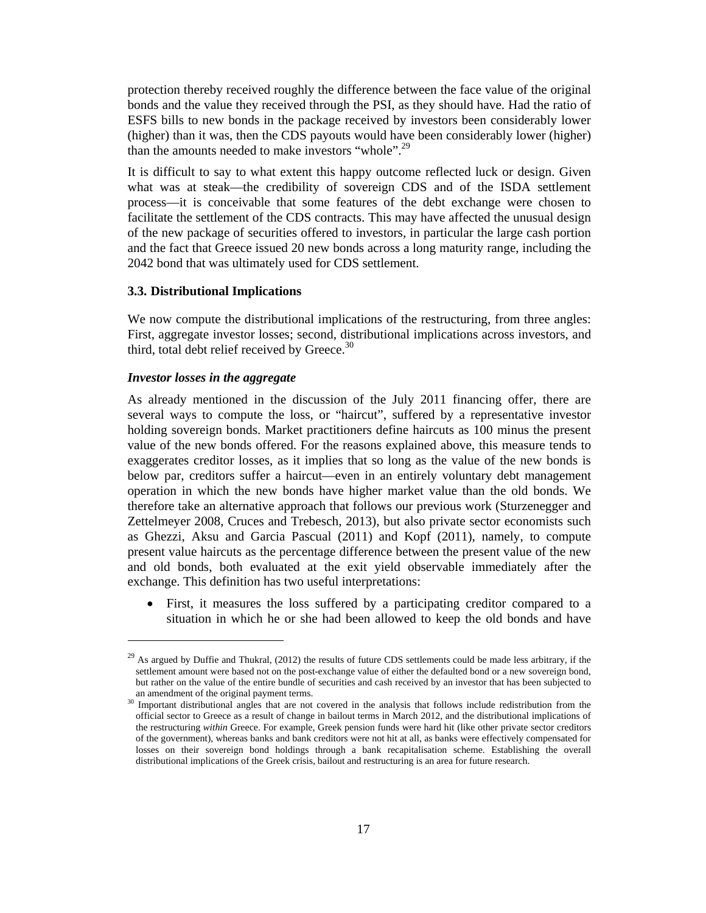protection thereby received roughly the difference between the face value of the original bonds and the value they received through the PSI, as they should have. Had the ratio of ESFS bills to new bonds in the package received by investors been considerably lower (higher) than it was, then the CDS payouts would have been considerably lower (higher) than the amounts needed to make investors "whole".[29]

It is difficult to say to what extent this happy outcome reflected luck or design. Given what was at steak—the credibility of sovereign CDS and of the ISDA settlement process—it is conceivable that some features of the debt exchange were chosen to facilitate the settlement of the CDS contracts. This may have affected the unusual design of the new package of securities offered to investors, in particular the large cash portion and the fact that Greece issued 20 new bonds across a long maturity range, including the 2042 bond that was ultimately used for CDS settlement.

### 3.3. Distributional Implications

We now compute the distributional implications of the restructuring, from three angles: First, aggregate investor losses; second, distributional implications across investors, and third, total debt relief received by Greece.[30]

#### *Investor losses in the aggregate*

As already mentioned in the discussion of the July 2011 financing offer, there are several ways to compute the loss, or "haircut", suffered by a representative investor holding sovereign bonds. Market practitioners define haircuts as 100 minus the present value of the new bonds offered. For the reasons explained above, this measure tends to exaggerates creditor losses, as it implies that so long as the value of the new bonds is below par, creditors suffer a haircut—even in an entirely voluntary debt management operation in which the new bonds have higher market value than the old bonds. We therefore take an alternative approach that follows our previous work (Sturzenegger and Zettelmeyer 2008, Cruces and Trebesch, 2013), but also private sector economists such as Ghezzi, Aksu and Garcia Pascual (2011) and Kopf (2011), namely, to compute present value haircuts as the percentage difference between the present value of the new and old bonds, both evaluated at the exit yield observable immediately after the exchange. This definition has two useful interpretations:

- First, it measures the loss suffered by a participating creditor compared to a situation in which he or she had been allowed to keep the old bonds and have

[29] As argued by Duffie and Thukral, (2012) the results of future CDS settlements could be made less arbitrary, if the settlement amount were based not on the post-exchange value of either the defaulted bond or a new sovereign bond, but rather on the value of the entire bundle of securities and cash received by an investor that has been subjected to an amendment of the original payment terms.

[30] Important distributional angles that are not covered in the analysis that follows include redistribution from the official sector to Greece as a result of change in bailout terms in March 2012, and the distributional implications of the restructuring *within* Greece. For example, Greek pension funds were hard hit (like other private sector creditors of the government), whereas banks and bank creditors were not hit at all, as banks were effectively compensated for losses on their sovereign bond holdings through a bank recapitalisation scheme. Establishing the overall distributional implications of the Greek crisis, bailout and restructuring is an area for future research.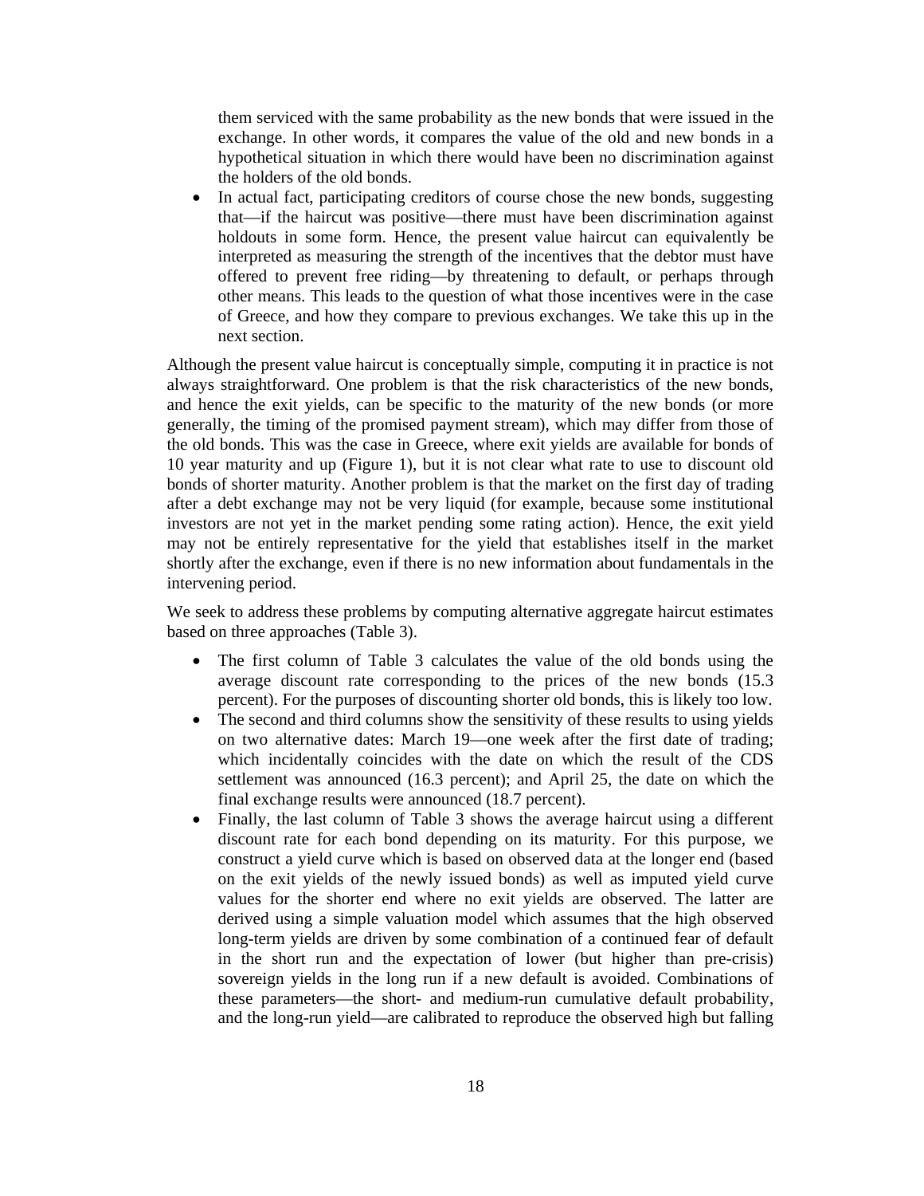them serviced with the same probability as the new bonds that were issued in the exchange. In other words, it compares the value of the old and new bonds in a hypothetical situation in which there would have been no discrimination against the holders of the old bonds.

- In actual fact, participating creditors of course chose the new bonds, suggesting that—if the haircut was positive—there must have been discrimination against holdouts in some form. Hence, the present value haircut can equivalently be interpreted as measuring the strength of the incentives that the debtor must have offered to prevent free riding—by threatening to default, or perhaps through other means. This leads to the question of what those incentives were in the case of Greece, and how they compare to previous exchanges. We take this up in the next section.

Although the present value haircut is conceptually simple, computing it in practice is not always straightforward. One problem is that the risk characteristics of the new bonds, and hence the exit yields, can be specific to the maturity of the new bonds (or more generally, the timing of the promised payment stream), which may differ from those of the old bonds. This was the case in Greece, where exit yields are available for bonds of 10 year maturity and up (Figure 1), but it is not clear what rate to use to discount old bonds of shorter maturity. Another problem is that the market on the first day of trading after a debt exchange may not be very liquid (for example, because some institutional investors are not yet in the market pending some rating action). Hence, the exit yield may not be entirely representative for the yield that establishes itself in the market shortly after the exchange, even if there is no new information about fundamentals in the intervening period.

We seek to address these problems by computing alternative aggregate haircut estimates based on three approaches (Table 3).

- The first column of Table 3 calculates the value of the old bonds using the average discount rate corresponding to the prices of the new bonds (15.3 percent). For the purposes of discounting shorter old bonds, this is likely too low.
- The second and third columns show the sensitivity of these results to using yields on two alternative dates: March 19—one week after the first date of trading; which incidentally coincides with the date on which the result of the CDS settlement was announced (16.3 percent); and April 25, the date on which the final exchange results were announced (18.7 percent).
- Finally, the last column of Table 3 shows the average haircut using a different discount rate for each bond depending on its maturity. For this purpose, we construct a yield curve which is based on observed data at the longer end (based on the exit yields of the newly issued bonds) as well as imputed yield curve values for the shorter end where no exit yields are observed. The latter are derived using a simple valuation model which assumes that the high observed long-term yields are driven by some combination of a continued fear of default in the short run and the expectation of lower (but higher than pre-crisis) sovereign yields in the long run if a new default is avoided. Combinations of these parameters—the short- and medium-run cumulative default probability, and the long-run yield—are calibrated to reproduce the observed high but falling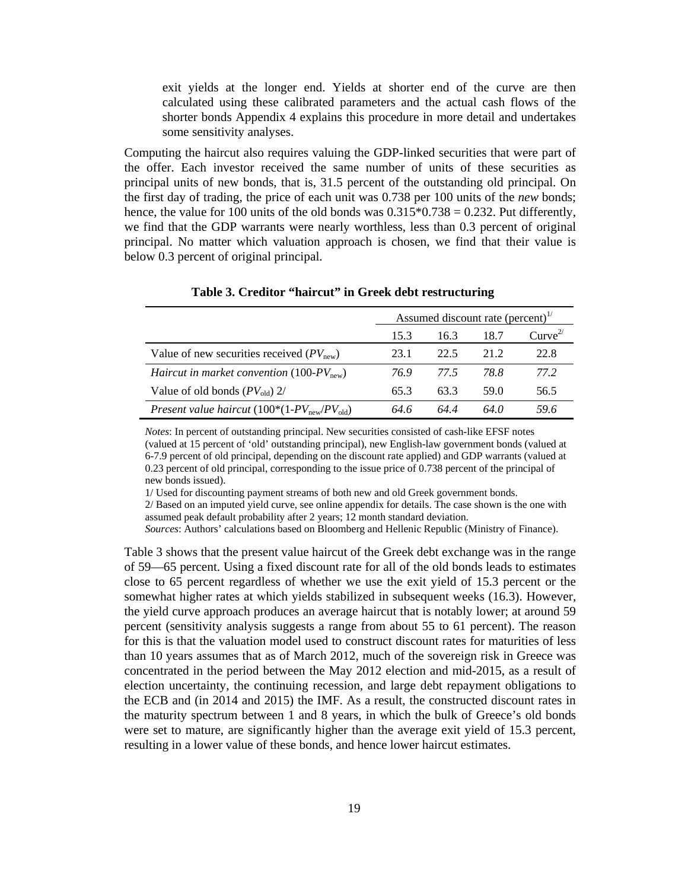exit yields at the longer end. Yields at shorter end of the curve are then calculated using these calibrated parameters and the actual cash flows of the shorter bonds Appendix 4 explains this procedure in more detail and undertakes some sensitivity analyses.

Computing the haircut also requires valuing the GDP-linked securities that were part of the offer. Each investor received the same number of units of these securities as principal units of new bonds, that is, 31.5 percent of the outstanding old principal. On the first day of trading, the price of each unit was 0.738 per 100 units of the *new* bonds; hence, the value for 100 units of the old bonds was 0.315*0.738 = 0.232. Put differently, we find that the GDP warrants were nearly worthless, less than 0.3 percent of original principal. No matter which valuation approach is chosen, we find that their value is below 0.3 percent of original principal.

**Table 3. Creditor "haircut" in Greek debt restructuring**

| | Assumed discount rate (percent)[1/] | | | |
|---|---|---|---|---|
| | 15.3 | 16.3 | 18.7 | Curve[2/] |
| Value of new securities received ($PV_{new}$) | 23.1 | 22.5 | 21.2 | 22.8 |
| *Haircut in market convention* (100-$PV_{new}$) | *76.9* | *77.5* | *78.8* | *77.2* |
| Value of old bonds ($PV_{old}$) 2/ | 65.3 | 63.3 | 59.0 | 56.5 |
| *Present value haircut* (100*(1-$PV_{new}/PV_{old}$) | *64.6* | *64.4* | *64.0* | *59.6* |

*Notes*: In percent of outstanding principal. New securities consisted of cash-like EFSF notes (valued at 15 percent of 'old' outstanding principal), new English-law government bonds (valued at 6-7.9 percent of old principal, depending on the discount rate applied) and GDP warrants (valued at 0.23 percent of old principal, corresponding to the issue price of 0.738 percent of the principal of new bonds issued).

1/ Used for discounting payment streams of both new and old Greek government bonds.

2/ Based on an imputed yield curve, see online appendix for details. The case shown is the one with assumed peak default probability after 2 years; 12 month standard deviation.

*Sources*: Authors' calculations based on Bloomberg and Hellenic Republic (Ministry of Finance).

Table 3 shows that the present value haircut of the Greek debt exchange was in the range of 59—65 percent. Using a fixed discount rate for all of the old bonds leads to estimates close to 65 percent regardless of whether we use the exit yield of 15.3 percent or the somewhat higher rates at which yields stabilized in subsequent weeks (16.3). However, the yield curve approach produces an average haircut that is notably lower; at around 59 percent (sensitivity analysis suggests a range from about 55 to 61 percent). The reason for this is that the valuation model used to construct discount rates for maturities of less than 10 years assumes that as of March 2012, much of the sovereign risk in Greece was concentrated in the period between the May 2012 election and mid-2015, as a result of election uncertainty, the continuing recession, and large debt repayment obligations to the ECB and (in 2014 and 2015) the IMF. As a result, the constructed discount rates in the maturity spectrum between 1 and 8 years, in which the bulk of Greece's old bonds were set to mature, are significantly higher than the average exit yield of 15.3 percent, resulting in a lower value of these bonds, and hence lower haircut estimates.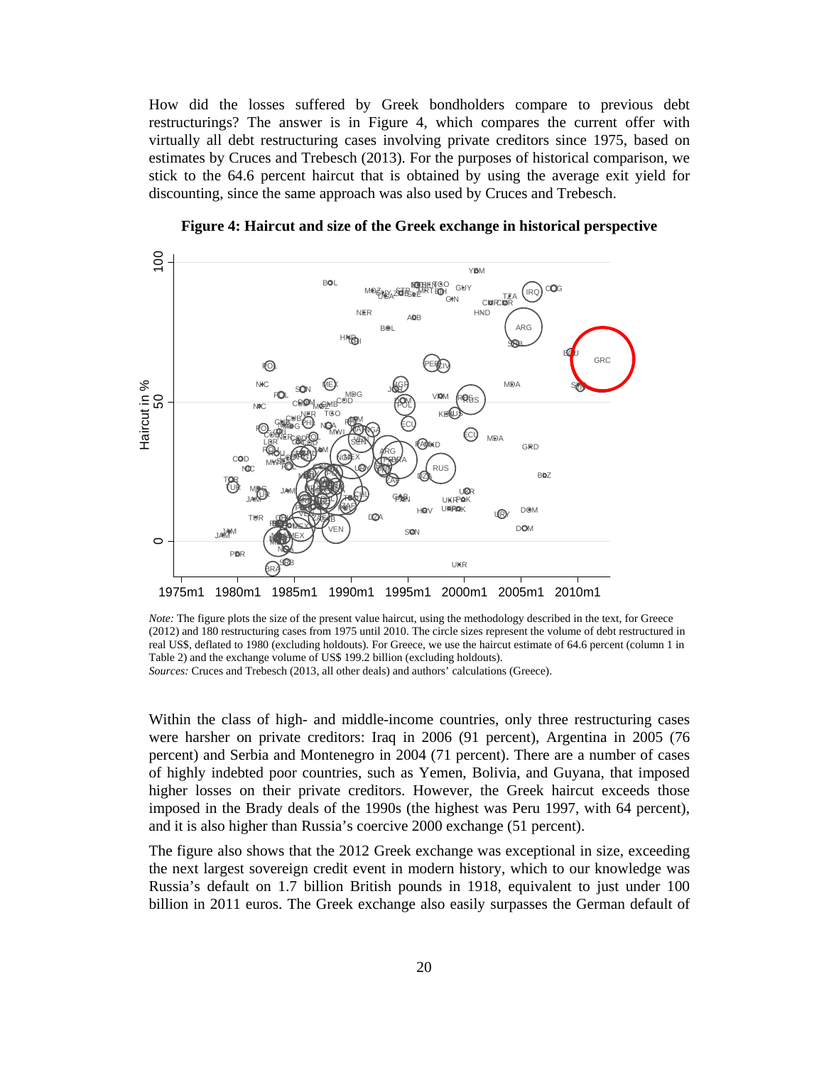How did the losses suffered by Greek bondholders compare to previous debt restructurings? The answer is in Figure 4, which compares the current offer with virtually all debt restructuring cases involving private creditors since 1975, based on estimates by Cruces and Trebesch (2013). For the purposes of historical comparison, we stick to the 64.6 percent haircut that is obtained by using the average exit yield for discounting, since the same approach was also used by Cruces and Trebesch.

**Figure 4: Haircut and size of the Greek exchange in historical perspective**

*Note:* The figure plots the size of the present value haircut, using the methodology described in the text, for Greece (2012) and 180 restructuring cases from 1975 until 2010. The circle sizes represent the volume of debt restructured in real US$, deflated to 1980 (excluding holdouts). For Greece, we use the haircut estimate of 64.6 percent (column 1 in Table 2) and the exchange volume of US$ 199.2 billion (excluding holdouts).
*Sources:* Cruces and Trebesch (2013, all other deals) and authors' calculations (Greece).

Within the class of high- and middle-income countries, only three restructuring cases were harsher on private creditors: Iraq in 2006 (91 percent), Argentina in 2005 (76 percent) and Serbia and Montenegro in 2004 (71 percent). There are a number of cases of highly indebted poor countries, such as Yemen, Bolivia, and Guyana, that imposed higher losses on their private creditors. However, the Greek haircut exceeds those imposed in the Brady deals of the 1990s (the highest was Peru 1997, with 64 percent), and it is also higher than Russia's coercive 2000 exchange (51 percent).

The figure also shows that the 2012 Greek exchange was exceptional in size, exceeding the next largest sovereign credit event in modern history, which to our knowledge was Russia's default on 1.7 billion British pounds in 1918, equivalent to just under 100 billion in 2011 euros. The Greek exchange also easily surpasses the German default of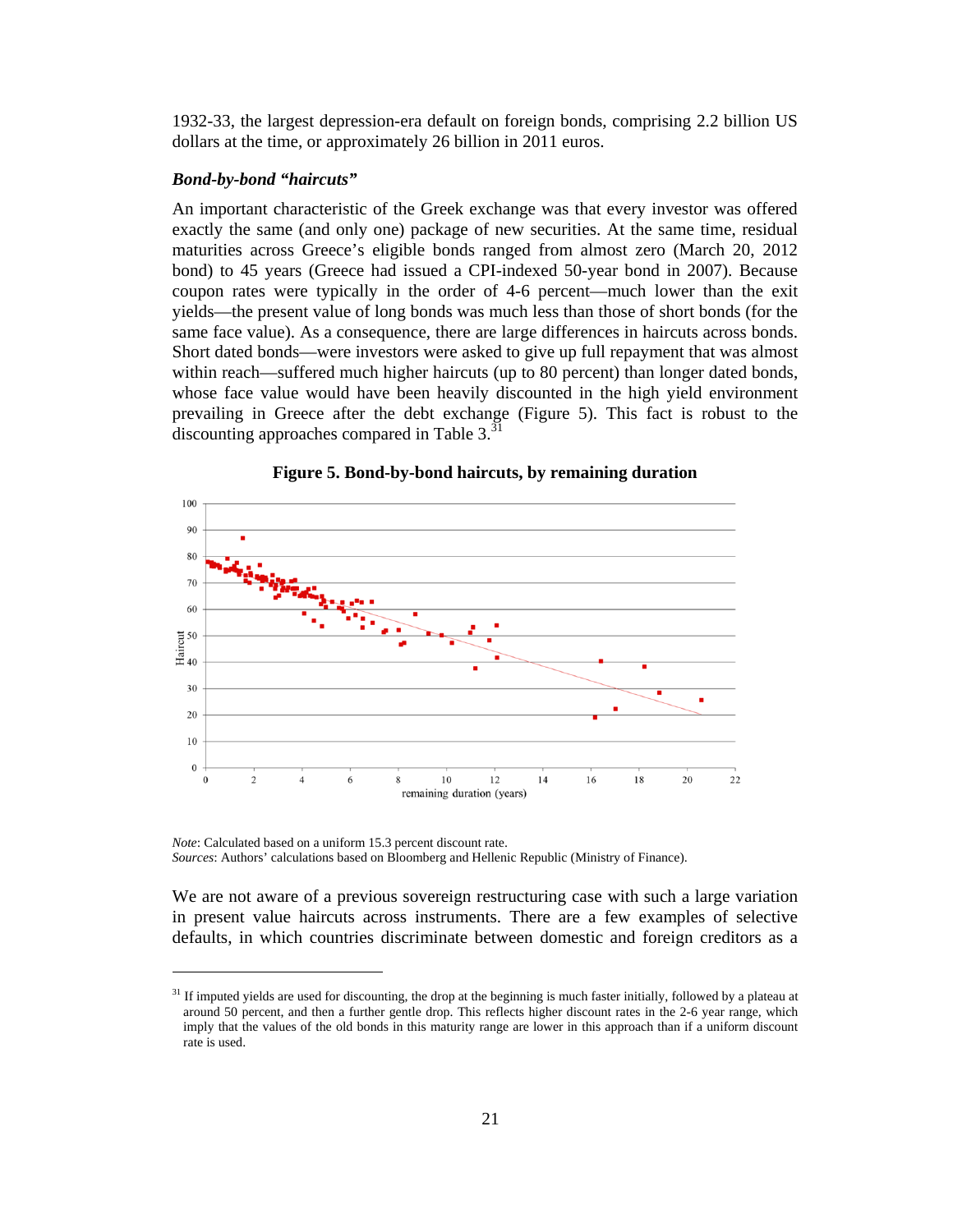1932-33, the largest depression-era default on foreign bonds, comprising 2.2 billion US dollars at the time, or approximately 26 billion in 2011 euros.

### *Bond-by-bond "haircuts"*

An important characteristic of the Greek exchange was that every investor was offered exactly the same (and only one) package of new securities. At the same time, residual maturities across Greece's eligible bonds ranged from almost zero (March 20, 2012 bond) to 45 years (Greece had issued a CPI-indexed 50-year bond in 2007). Because coupon rates were typically in the order of 4-6 percent—much lower than the exit yields—the present value of long bonds was much less than those of short bonds (for the same face value). As a consequence, there are large differences in haircuts across bonds. Short dated bonds—were investors were asked to give up full repayment that was almost within reach—suffered much higher haircuts (up to 80 percent) than longer dated bonds, whose face value would have been heavily discounted in the high yield environment prevailing in Greece after the debt exchange (Figure 5). This fact is robust to the discounting approaches compared in Table 3.[31]

**Figure 5. Bond-by-bond haircuts, by remaining duration**

*Note*: Calculated based on a uniform 15.3 percent discount rate.
*Sources*: Authors' calculations based on Bloomberg and Hellenic Republic (Ministry of Finance).

We are not aware of a previous sovereign restructuring case with such a large variation in present value haircuts across instruments. There are a few examples of selective defaults, in which countries discriminate between domestic and foreign creditors as a

[31] If imputed yields are used for discounting, the drop at the beginning is much faster initially, followed by a plateau at around 50 percent, and then a further gentle drop. This reflects higher discount rates in the 2-6 year range, which imply that the values of the old bonds in this maturity range are lower in this approach than if a uniform discount rate is used.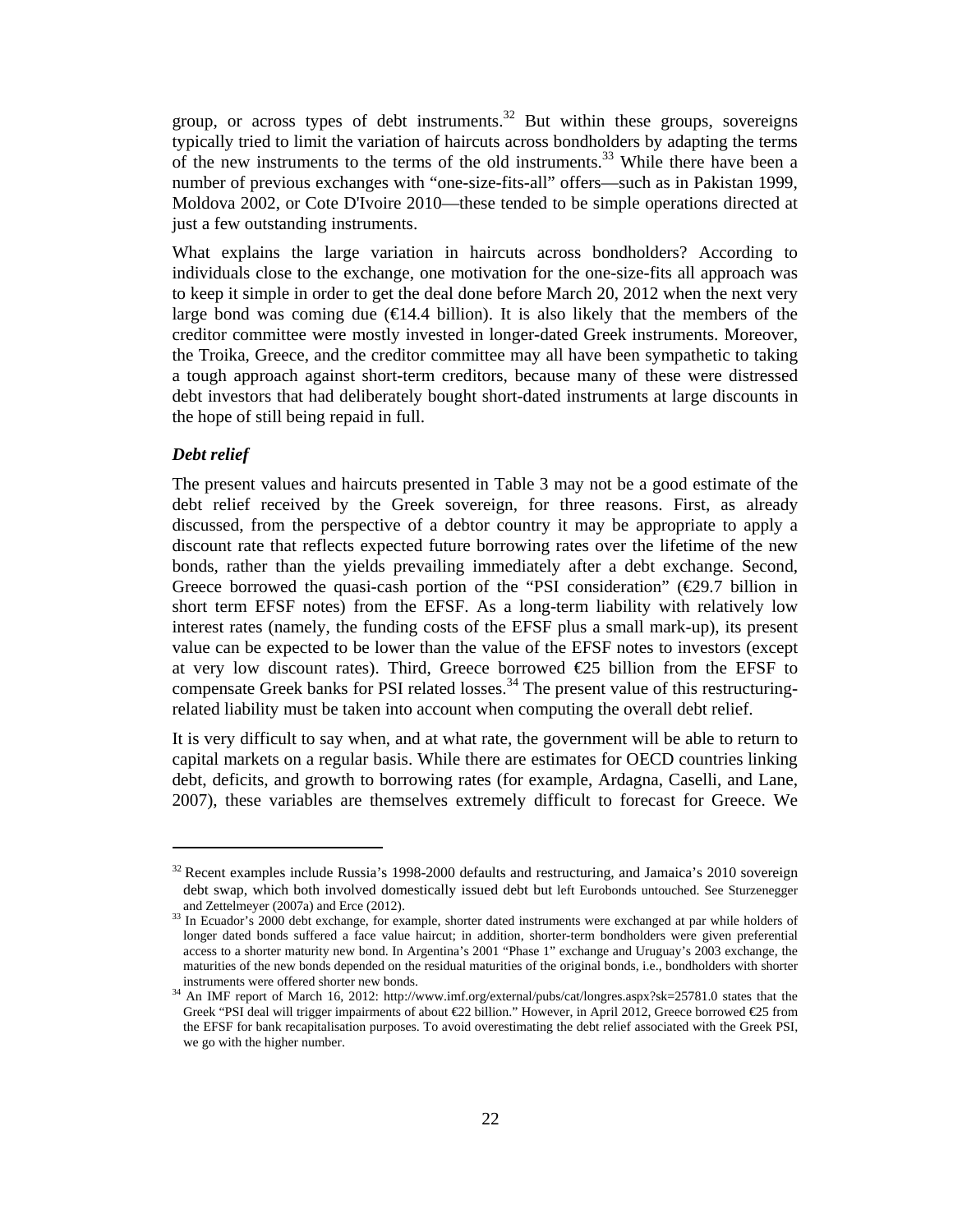group, or across types of debt instruments.[32] But within these groups, sovereigns typically tried to limit the variation of haircuts across bondholders by adapting the terms of the new instruments to the terms of the old instruments.[33] While there have been a number of previous exchanges with "one-size-fits-all" offers—such as in Pakistan 1999, Moldova 2002, or Cote D'Ivoire 2010—these tended to be simple operations directed at just a few outstanding instruments.

What explains the large variation in haircuts across bondholders? According to individuals close to the exchange, one motivation for the one-size-fits all approach was to keep it simple in order to get the deal done before March 20, 2012 when the next very large bond was coming due (€14.4 billion). It is also likely that the members of the creditor committee were mostly invested in longer-dated Greek instruments. Moreover, the Troika, Greece, and the creditor committee may all have been sympathetic to taking a tough approach against short-term creditors, because many of these were distressed debt investors that had deliberately bought short-dated instruments at large discounts in the hope of still being repaid in full.

***Debt relief***

The present values and haircuts presented in Table 3 may not be a good estimate of the debt relief received by the Greek sovereign, for three reasons. First, as already discussed, from the perspective of a debtor country it may be appropriate to apply a discount rate that reflects expected future borrowing rates over the lifetime of the new bonds, rather than the yields prevailing immediately after a debt exchange. Second, Greece borrowed the quasi-cash portion of the "PSI consideration" (€29.7 billion in short term EFSF notes) from the EFSF. As a long-term liability with relatively low interest rates (namely, the funding costs of the EFSF plus a small mark-up), its present value can be expected to be lower than the value of the EFSF notes to investors (except at very low discount rates). Third, Greece borrowed €25 billion from the EFSF to compensate Greek banks for PSI related losses.[34] The present value of this restructuring-related liability must be taken into account when computing the overall debt relief.

It is very difficult to say when, and at what rate, the government will be able to return to capital markets on a regular basis. While there are estimates for OECD countries linking debt, deficits, and growth to borrowing rates (for example, Ardagna, Caselli, and Lane, 2007), these variables are themselves extremely difficult to forecast for Greece. We

---

[32] Recent examples include Russia's 1998-2000 defaults and restructuring, and Jamaica's 2010 sovereign debt swap, which both involved domestically issued debt but left Eurobonds untouched. See Sturzenegger and Zettelmeyer (2007a) and Erce (2012).

[33] In Ecuador's 2000 debt exchange, for example, shorter dated instruments were exchanged at par while holders of longer dated bonds suffered a face value haircut; in addition, shorter-term bondholders were given preferential access to a shorter maturity new bond. In Argentina's 2001 "Phase 1" exchange and Uruguay's 2003 exchange, the maturities of the new bonds depended on the residual maturities of the original bonds, i.e., bondholders with shorter instruments were offered shorter new bonds.

[34] An IMF report of March 16, 2012: http://www.imf.org/external/pubs/cat/longres.aspx?sk=25781.0 states that the Greek "PSI deal will trigger impairments of about €22 billion." However, in April 2012, Greece borrowed €25 from the EFSF for bank recapitalisation purposes. To avoid overestimating the debt relief associated with the Greek PSI, we go with the higher number.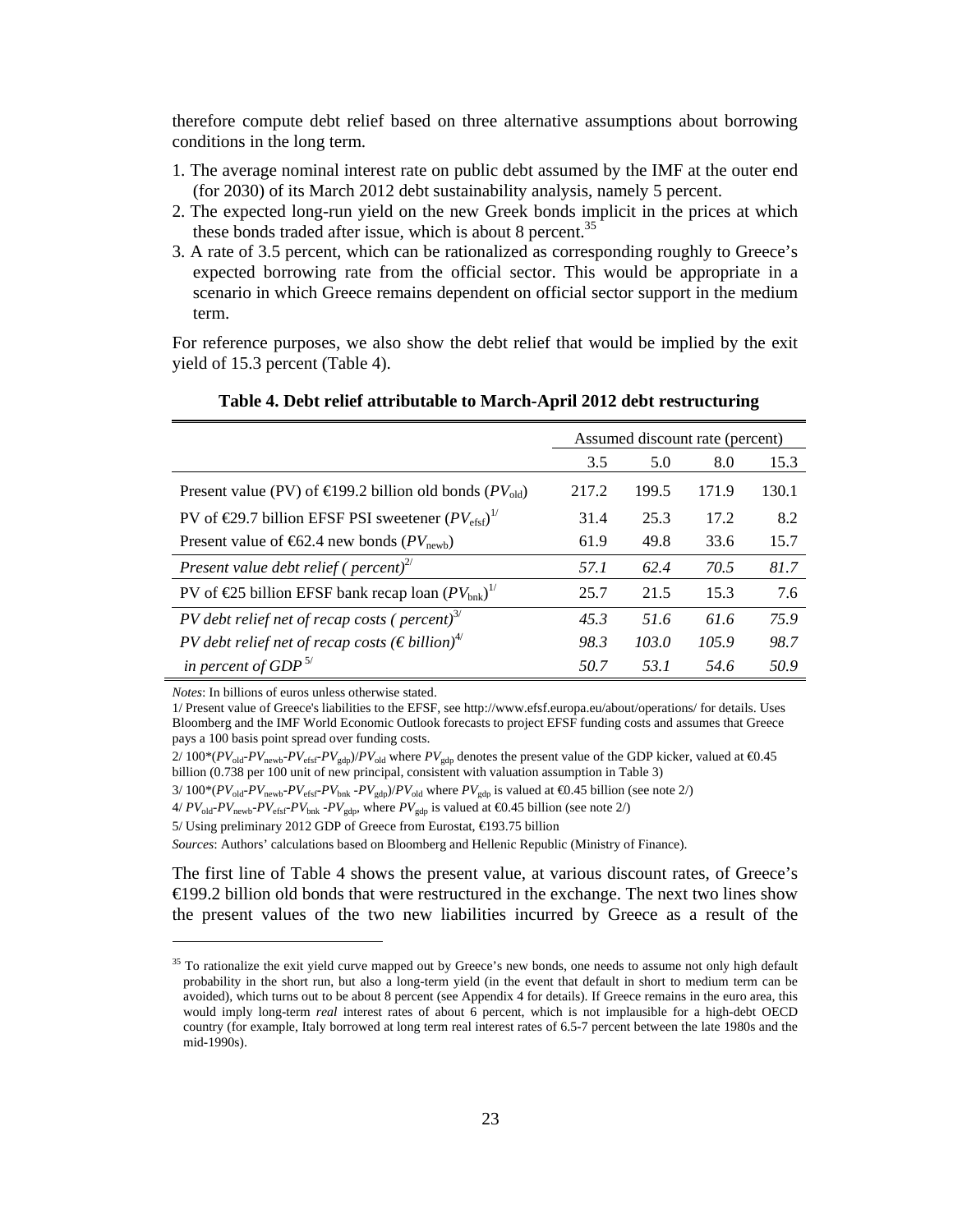therefore compute debt relief based on three alternative assumptions about borrowing conditions in the long term.

1. The average nominal interest rate on public debt assumed by the IMF at the outer end (for 2030) of its March 2012 debt sustainability analysis, namely 5 percent.
2. The expected long-run yield on the new Greek bonds implicit in the prices at which these bonds traded after issue, which is about 8 percent.[35]
3. A rate of 3.5 percent, which can be rationalized as corresponding roughly to Greece's expected borrowing rate from the official sector. This would be appropriate in a scenario in which Greece remains dependent on official sector support in the medium term.

For reference purposes, we also show the debt relief that would be implied by the exit yield of 15.3 percent (Table 4).

**Table 4. Debt relief attributable to March-April 2012 debt restructuring**

| | Assumed discount rate (percent) | | | |
|---|---|---|---|---|
| | 3.5 | 5.0 | 8.0 | 15.3 |
| Present value (PV) of €199.2 billion old bonds ($PV_{old}$) | 217.2 | 199.5 | 171.9 | 130.1 |
| PV of €29.7 billion EFSF PSI sweetener ($PV_{efsf}$)[1/] | 31.4 | 25.3 | 17.2 | 8.2 |
| Present value of €62.4 new bonds ($PV_{newb}$) | 61.9 | 49.8 | 33.6 | 15.7 |
| *Present value debt relief ( percent)*[2/] | *57.1* | *62.4* | *70.5* | *81.7* |
| PV of €25 billion EFSF bank recap loan ($PV_{bnk}$)[1/] | 25.7 | 21.5 | 15.3 | 7.6 |
| *PV debt relief net of recap costs ( percent)*[3/] | *45.3* | *51.6* | *61.6* | *75.9* |
| *PV debt relief net of recap costs (€ billion)*[4/] | *98.3* | *103.0* | *105.9* | *98.7* |
| *in percent of GDP*[5/] | *50.7* | *53.1* | *54.6* | *50.9* |

*Notes*: In billions of euros unless otherwise stated.

1/ Present value of Greece's liabilities to the EFSF, see http://www.efsf.europa.eu/about/operations/ for details. Uses Bloomberg and the IMF World Economic Outlook forecasts to project EFSF funding costs and assumes that Greece pays a 100 basis point spread over funding costs.

2/ $100*(PV_{old}-PV_{newb}-PV_{efsf}-PV_{gdp})/PV_{old}$ where $PV_{gdp}$ denotes the present value of the GDP kicker, valued at €0.45 billion (0.738 per 100 unit of new principal, consistent with valuation assumption in Table 3)

3/ $100*(PV_{old}-PV_{newb}-PV_{efsf}-PV_{bnk}-PV_{gdp})/PV_{old}$ where $PV_{gdp}$ is valued at €0.45 billion (see note 2/)

4/ $PV_{old}-PV_{newb}-PV_{efsf}-PV_{bnk}-PV_{gdp}$, where $PV_{gdp}$ is valued at €0.45 billion (see note 2/)

5/ Using preliminary 2012 GDP of Greece from Eurostat, €193.75 billion

*Sources*: Authors' calculations based on Bloomberg and Hellenic Republic (Ministry of Finance).

The first line of Table 4 shows the present value, at various discount rates, of Greece's €199.2 billion old bonds that were restructured in the exchange. The next two lines show the present values of the two new liabilities incurred by Greece as a result of the

[35] To rationalize the exit yield curve mapped out by Greece's new bonds, one needs to assume not only high default probability in the short run, but also a long-term yield (in the event that default in short to medium term can be avoided), which turns out to be about 8 percent (see Appendix 4 for details). If Greece remains in the euro area, this would imply long-term *real* interest rates of about 6 percent, which is not implausible for a high-debt OECD country (for example, Italy borrowed at long term real interest rates of 6.5-7 percent between the late 1980s and the mid-1990s).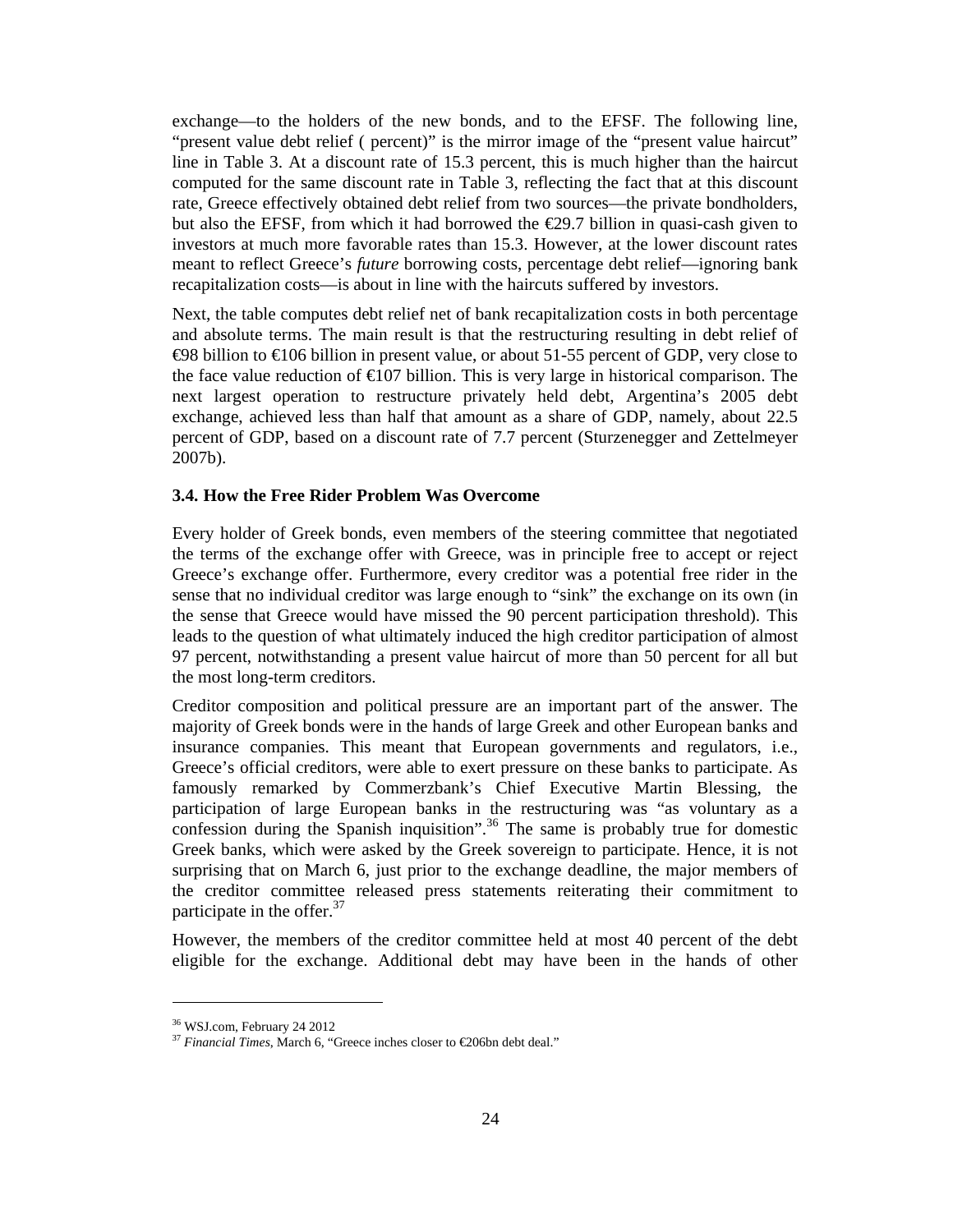exchange—to the holders of the new bonds, and to the EFSF. The following line, "present value debt relief ( percent)" is the mirror image of the "present value haircut" line in Table 3. At a discount rate of 15.3 percent, this is much higher than the haircut computed for the same discount rate in Table 3, reflecting the fact that at this discount rate, Greece effectively obtained debt relief from two sources—the private bondholders, but also the EFSF, from which it had borrowed the €29.7 billion in quasi-cash given to investors at much more favorable rates than 15.3. However, at the lower discount rates meant to reflect Greece's *future* borrowing costs, percentage debt relief—ignoring bank recapitalization costs—is about in line with the haircuts suffered by investors.

Next, the table computes debt relief net of bank recapitalization costs in both percentage and absolute terms. The main result is that the restructuring resulting in debt relief of €98 billion to €106 billion in present value, or about 51-55 percent of GDP, very close to the face value reduction of €107 billion. This is very large in historical comparison. The next largest operation to restructure privately held debt, Argentina's 2005 debt exchange, achieved less than half that amount as a share of GDP, namely, about 22.5 percent of GDP, based on a discount rate of 7.7 percent (Sturzenegger and Zettelmeyer 2007b).

### 3.4. How the Free Rider Problem Was Overcome

Every holder of Greek bonds, even members of the steering committee that negotiated the terms of the exchange offer with Greece, was in principle free to accept or reject Greece's exchange offer. Furthermore, every creditor was a potential free rider in the sense that no individual creditor was large enough to "sink" the exchange on its own (in the sense that Greece would have missed the 90 percent participation threshold). This leads to the question of what ultimately induced the high creditor participation of almost 97 percent, notwithstanding a present value haircut of more than 50 percent for all but the most long-term creditors.

Creditor composition and political pressure are an important part of the answer. The majority of Greek bonds were in the hands of large Greek and other European banks and insurance companies. This meant that European governments and regulators, i.e., Greece's official creditors, were able to exert pressure on these banks to participate. As famously remarked by Commerzbank's Chief Executive Martin Blessing, the participation of large European banks in the restructuring was "as voluntary as a confession during the Spanish inquisition".[36] The same is probably true for domestic Greek banks, which were asked by the Greek sovereign to participate. Hence, it is not surprising that on March 6, just prior to the exchange deadline, the major members of the creditor committee released press statements reiterating their commitment to participate in the offer.[37]

However, the members of the creditor committee held at most 40 percent of the debt eligible for the exchange. Additional debt may have been in the hands of other

[36] WSJ.com, February 24 2012

[37] *Financial Times*, March 6, "Greece inches closer to €206bn debt deal."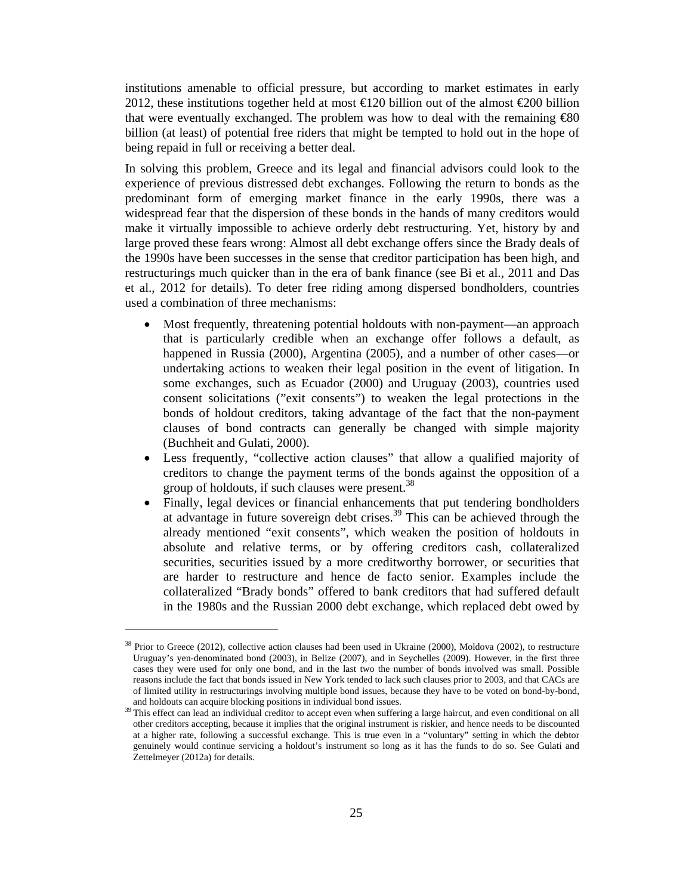institutions amenable to official pressure, but according to market estimates in early 2012, these institutions together held at most €120 billion out of the almost €200 billion that were eventually exchanged. The problem was how to deal with the remaining €80 billion (at least) of potential free riders that might be tempted to hold out in the hope of being repaid in full or receiving a better deal.

In solving this problem, Greece and its legal and financial advisors could look to the experience of previous distressed debt exchanges. Following the return to bonds as the predominant form of emerging market finance in the early 1990s, there was a widespread fear that the dispersion of these bonds in the hands of many creditors would make it virtually impossible to achieve orderly debt restructuring. Yet, history by and large proved these fears wrong: Almost all debt exchange offers since the Brady deals of the 1990s have been successes in the sense that creditor participation has been high, and restructurings much quicker than in the era of bank finance (see Bi et al., 2011 and Das et al., 2012 for details). To deter free riding among dispersed bondholders, countries used a combination of three mechanisms:

- Most frequently, threatening potential holdouts with non-payment—an approach that is particularly credible when an exchange offer follows a default, as happened in Russia (2000), Argentina (2005), and a number of other cases—or undertaking actions to weaken their legal position in the event of litigation. In some exchanges, such as Ecuador (2000) and Uruguay (2003), countries used consent solicitations ("exit consents") to weaken the legal protections in the bonds of holdout creditors, taking advantage of the fact that the non-payment clauses of bond contracts can generally be changed with simple majority (Buchheit and Gulati, 2000).
- Less frequently, "collective action clauses" that allow a qualified majority of creditors to change the payment terms of the bonds against the opposition of a group of holdouts, if such clauses were present.[38]
- Finally, legal devices or financial enhancements that put tendering bondholders at advantage in future sovereign debt crises.[39] This can be achieved through the already mentioned "exit consents", which weaken the position of holdouts in absolute and relative terms, or by offering creditors cash, collateralized securities, securities issued by a more creditworthy borrower, or securities that are harder to restructure and hence de facto senior. Examples include the collateralized "Brady bonds" offered to bank creditors that had suffered default in the 1980s and the Russian 2000 debt exchange, which replaced debt owed by

[38] Prior to Greece (2012), collective action clauses had been used in Ukraine (2000), Moldova (2002), to restructure Uruguay's yen-denominated bond (2003), in Belize (2007), and in Seychelles (2009). However, in the first three cases they were used for only one bond, and in the last two the number of bonds involved was small. Possible reasons include the fact that bonds issued in New York tended to lack such clauses prior to 2003, and that CACs are of limited utility in restructurings involving multiple bond issues, because they have to be voted on bond-by-bond, and holdouts can acquire blocking positions in individual bond issues.

[39] This effect can lead an individual creditor to accept even when suffering a large haircut, and even conditional on all other creditors accepting, because it implies that the original instrument is riskier, and hence needs to be discounted at a higher rate, following a successful exchange. This is true even in a "voluntary" setting in which the debtor genuinely would continue servicing a holdout's instrument so long as it has the funds to do so. See Gulati and Zettelmeyer (2012a) for details.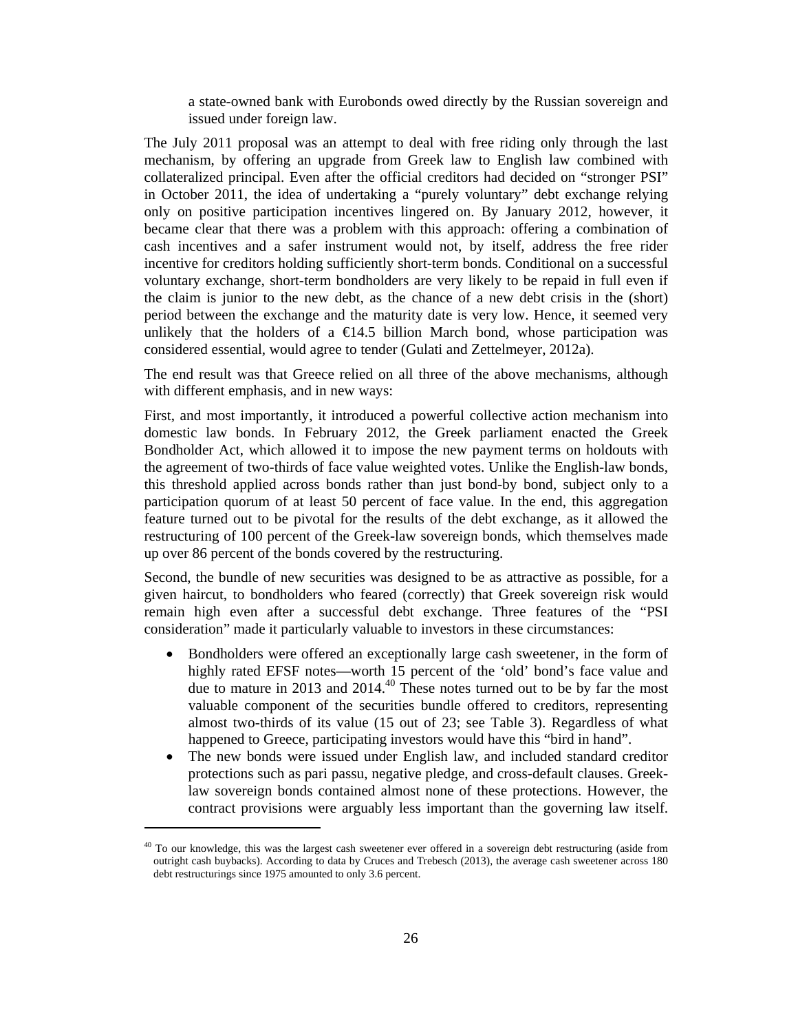a state-owned bank with Eurobonds owed directly by the Russian sovereign and issued under foreign law.

The July 2011 proposal was an attempt to deal with free riding only through the last mechanism, by offering an upgrade from Greek law to English law combined with collateralized principal. Even after the official creditors had decided on "stronger PSI" in October 2011, the idea of undertaking a "purely voluntary" debt exchange relying only on positive participation incentives lingered on. By January 2012, however, it became clear that there was a problem with this approach: offering a combination of cash incentives and a safer instrument would not, by itself, address the free rider incentive for creditors holding sufficiently short-term bonds. Conditional on a successful voluntary exchange, short-term bondholders are very likely to be repaid in full even if the claim is junior to the new debt, as the chance of a new debt crisis in the (short) period between the exchange and the maturity date is very low. Hence, it seemed very unlikely that the holders of a €14.5 billion March bond, whose participation was considered essential, would agree to tender (Gulati and Zettelmeyer, 2012a).

The end result was that Greece relied on all three of the above mechanisms, although with different emphasis, and in new ways:

First, and most importantly, it introduced a powerful collective action mechanism into domestic law bonds. In February 2012, the Greek parliament enacted the Greek Bondholder Act, which allowed it to impose the new payment terms on holdouts with the agreement of two-thirds of face value weighted votes. Unlike the English-law bonds, this threshold applied across bonds rather than just bond-by bond, subject only to a participation quorum of at least 50 percent of face value. In the end, this aggregation feature turned out to be pivotal for the results of the debt exchange, as it allowed the restructuring of 100 percent of the Greek-law sovereign bonds, which themselves made up over 86 percent of the bonds covered by the restructuring.

Second, the bundle of new securities was designed to be as attractive as possible, for a given haircut, to bondholders who feared (correctly) that Greek sovereign risk would remain high even after a successful debt exchange. Three features of the "PSI consideration" made it particularly valuable to investors in these circumstances:

- Bondholders were offered an exceptionally large cash sweetener, in the form of highly rated EFSF notes—worth 15 percent of the 'old' bond's face value and due to mature in 2013 and 2014.[40] These notes turned out to be by far the most valuable component of the securities bundle offered to creditors, representing almost two-thirds of its value (15 out of 23; see Table 3). Regardless of what happened to Greece, participating investors would have this "bird in hand".
- The new bonds were issued under English law, and included standard creditor protections such as pari passu, negative pledge, and cross-default clauses. Greek-law sovereign bonds contained almost none of these protections. However, the contract provisions were arguably less important than the governing law itself.

[40] To our knowledge, this was the largest cash sweetener ever offered in a sovereign debt restructuring (aside from outright cash buybacks). According to data by Cruces and Trebesch (2013), the average cash sweetener across 180 debt restructurings since 1975 amounted to only 3.6 percent.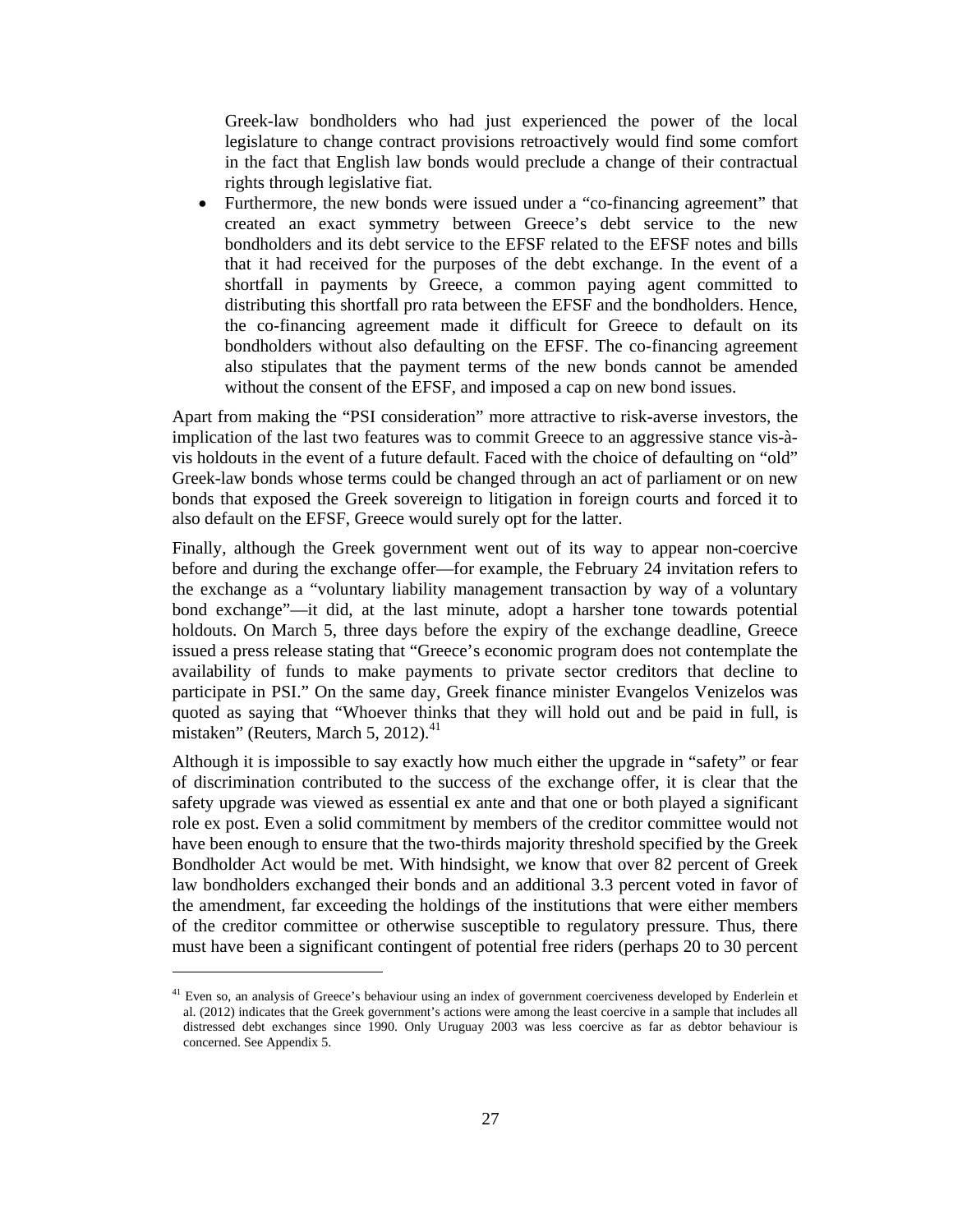Greek-law bondholders who had just experienced the power of the local legislature to change contract provisions retroactively would find some comfort in the fact that English law bonds would preclude a change of their contractual rights through legislative fiat.

- Furthermore, the new bonds were issued under a "co-financing agreement" that created an exact symmetry between Greece's debt service to the new bondholders and its debt service to the EFSF related to the EFSF notes and bills that it had received for the purposes of the debt exchange. In the event of a shortfall in payments by Greece, a common paying agent committed to distributing this shortfall pro rata between the EFSF and the bondholders. Hence, the co-financing agreement made it difficult for Greece to default on its bondholders without also defaulting on the EFSF. The co-financing agreement also stipulates that the payment terms of the new bonds cannot be amended without the consent of the EFSF, and imposed a cap on new bond issues.

Apart from making the "PSI consideration" more attractive to risk-averse investors, the implication of the last two features was to commit Greece to an aggressive stance vis-à-vis holdouts in the event of a future default. Faced with the choice of defaulting on "old" Greek-law bonds whose terms could be changed through an act of parliament or on new bonds that exposed the Greek sovereign to litigation in foreign courts and forced it to also default on the EFSF, Greece would surely opt for the latter.

Finally, although the Greek government went out of its way to appear non-coercive before and during the exchange offer—for example, the February 24 invitation refers to the exchange as a "voluntary liability management transaction by way of a voluntary bond exchange"—it did, at the last minute, adopt a harsher tone towards potential holdouts. On March 5, three days before the expiry of the exchange deadline, Greece issued a press release stating that "Greece's economic program does not contemplate the availability of funds to make payments to private sector creditors that decline to participate in PSI." On the same day, Greek finance minister Evangelos Venizelos was quoted as saying that "Whoever thinks that they will hold out and be paid in full, is mistaken" (Reuters, March 5, 2012).[41]

Although it is impossible to say exactly how much either the upgrade in "safety" or fear of discrimination contributed to the success of the exchange offer, it is clear that the safety upgrade was viewed as essential ex ante and that one or both played a significant role ex post. Even a solid commitment by members of the creditor committee would not have been enough to ensure that the two-thirds majority threshold specified by the Greek Bondholder Act would be met. With hindsight, we know that over 82 percent of Greek law bondholders exchanged their bonds and an additional 3.3 percent voted in favor of the amendment, far exceeding the holdings of the institutions that were either members of the creditor committee or otherwise susceptible to regulatory pressure. Thus, there must have been a significant contingent of potential free riders (perhaps 20 to 30 percent

[41] Even so, an analysis of Greece's behaviour using an index of government coerciveness developed by Enderlein et al. (2012) indicates that the Greek government's actions were among the least coercive in a sample that includes all distressed debt exchanges since 1990. Only Uruguay 2003 was less coercive as far as debtor behaviour is concerned. See Appendix 5.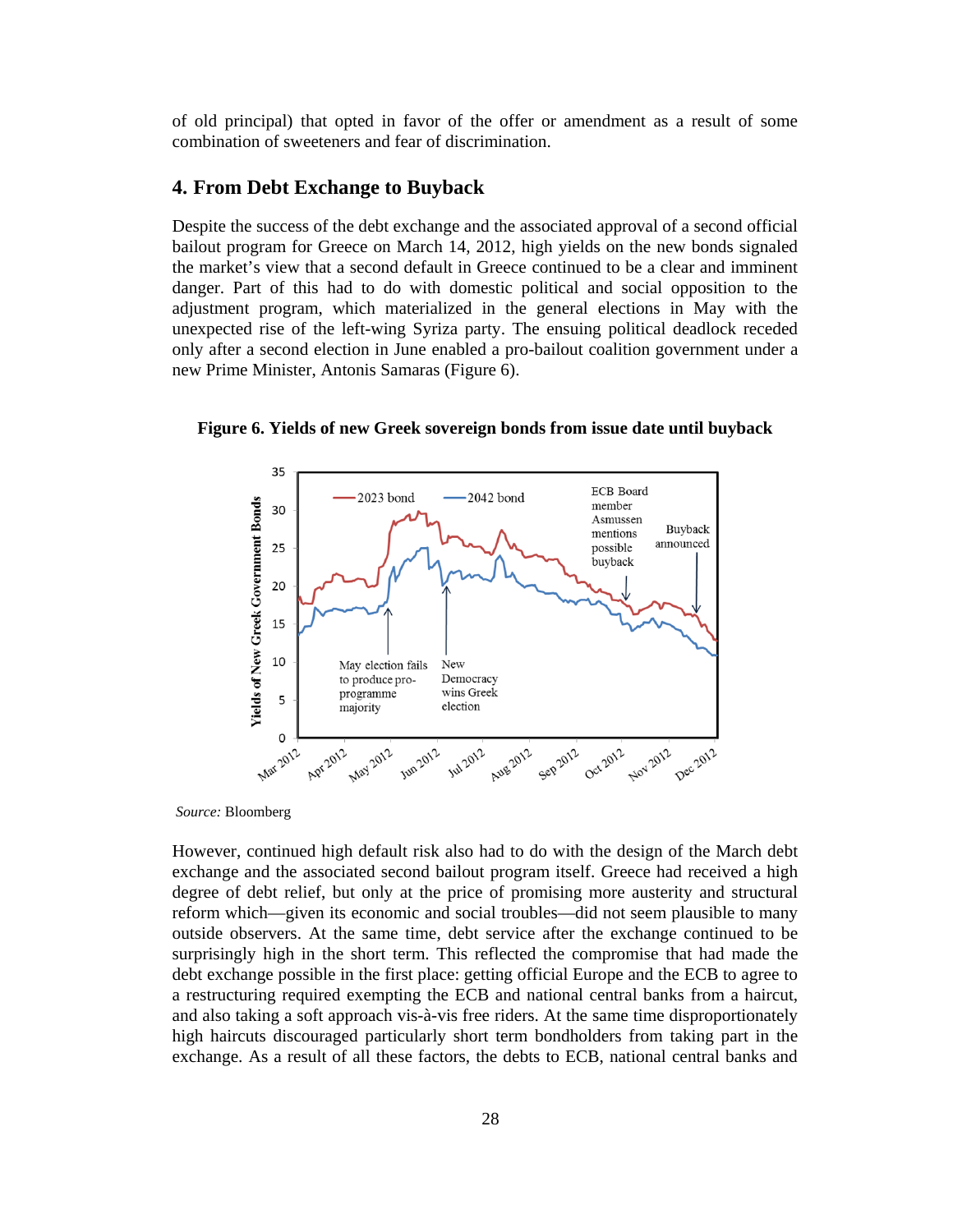of old principal) that opted in favor of the offer or amendment as a result of some combination of sweeteners and fear of discrimination.

## 4. From Debt Exchange to Buyback

Despite the success of the debt exchange and the associated approval of a second official bailout program for Greece on March 14, 2012, high yields on the new bonds signaled the market's view that a second default in Greece continued to be a clear and imminent danger. Part of this had to do with domestic political and social opposition to the adjustment program, which materialized in the general elections in May with the unexpected rise of the left-wing Syriza party. The ensuing political deadlock receded only after a second election in June enabled a pro-bailout coalition government under a new Prime Minister, Antonis Samaras (Figure 6).

**Figure 6. Yields of new Greek sovereign bonds from issue date until buyback**

*Source:* Bloomberg

However, continued high default risk also had to do with the design of the March debt exchange and the associated second bailout program itself. Greece had received a high degree of debt relief, but only at the price of promising more austerity and structural reform which—given its economic and social troubles—did not seem plausible to many outside observers. At the same time, debt service after the exchange continued to be surprisingly high in the short term. This reflected the compromise that had made the debt exchange possible in the first place: getting official Europe and the ECB to agree to a restructuring required exempting the ECB and national central banks from a haircut, and also taking a soft approach vis-à-vis free riders. At the same time disproportionately high haircuts discouraged particularly short term bondholders from taking part in the exchange. As a result of all these factors, the debts to ECB, national central banks and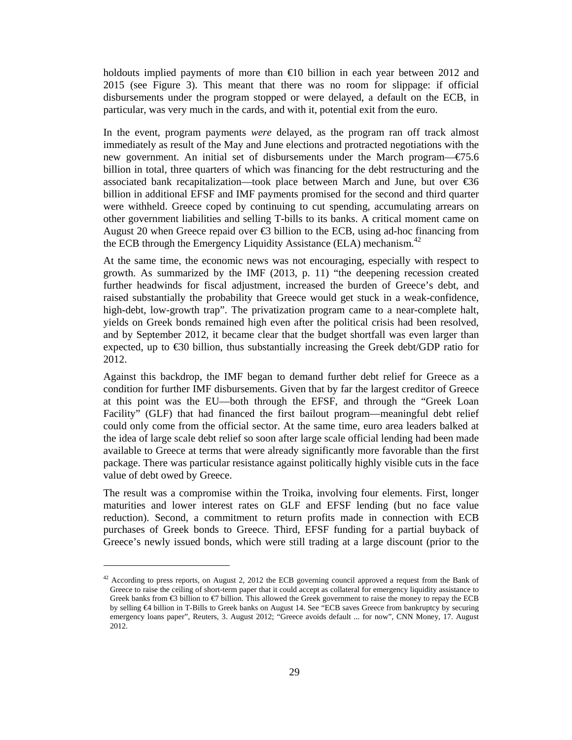holdouts implied payments of more than €10 billion in each year between 2012 and 2015 (see Figure 3). This meant that there was no room for slippage: if official disbursements under the program stopped or were delayed, a default on the ECB, in particular, was very much in the cards, and with it, potential exit from the euro.

In the event, program payments *were* delayed, as the program ran off track almost immediately as result of the May and June elections and protracted negotiations with the new government. An initial set of disbursements under the March program—€75.6 billion in total, three quarters of which was financing for the debt restructuring and the associated bank recapitalization—took place between March and June, but over €36 billion in additional EFSF and IMF payments promised for the second and third quarter were withheld. Greece coped by continuing to cut spending, accumulating arrears on other government liabilities and selling T-bills to its banks. A critical moment came on August 20 when Greece repaid over €3 billion to the ECB, using ad-hoc financing from the ECB through the Emergency Liquidity Assistance (ELA) mechanism.[42]

At the same time, the economic news was not encouraging, especially with respect to growth. As summarized by the IMF (2013, p. 11) "the deepening recession created further headwinds for fiscal adjustment, increased the burden of Greece's debt, and raised substantially the probability that Greece would get stuck in a weak-confidence, high-debt, low-growth trap". The privatization program came to a near-complete halt, yields on Greek bonds remained high even after the political crisis had been resolved, and by September 2012, it became clear that the budget shortfall was even larger than expected, up to €30 billion, thus substantially increasing the Greek debt/GDP ratio for 2012.

Against this backdrop, the IMF began to demand further debt relief for Greece as a condition for further IMF disbursements. Given that by far the largest creditor of Greece at this point was the EU—both through the EFSF, and through the "Greek Loan Facility" (GLF) that had financed the first bailout program—meaningful debt relief could only come from the official sector. At the same time, euro area leaders balked at the idea of large scale debt relief so soon after large scale official lending had been made available to Greece at terms that were already significantly more favorable than the first package. There was particular resistance against politically highly visible cuts in the face value of debt owed by Greece.

The result was a compromise within the Troika, involving four elements. First, longer maturities and lower interest rates on GLF and EFSF lending (but no face value reduction). Second, a commitment to return profits made in connection with ECB purchases of Greek bonds to Greece. Third, EFSF funding for a partial buyback of Greece's newly issued bonds, which were still trading at a large discount (prior to the

[42] According to press reports, on August 2, 2012 the ECB governing council approved a request from the Bank of Greece to raise the ceiling of short-term paper that it could accept as collateral for emergency liquidity assistance to Greek banks from €3 billion to €7 billion. This allowed the Greek government to raise the money to repay the ECB by selling €4 billion in T-Bills to Greek banks on August 14. See "ECB saves Greece from bankruptcy by securing emergency loans paper", Reuters, 3. August 2012; "Greece avoids default ... for now", CNN Money, 17. August 2012.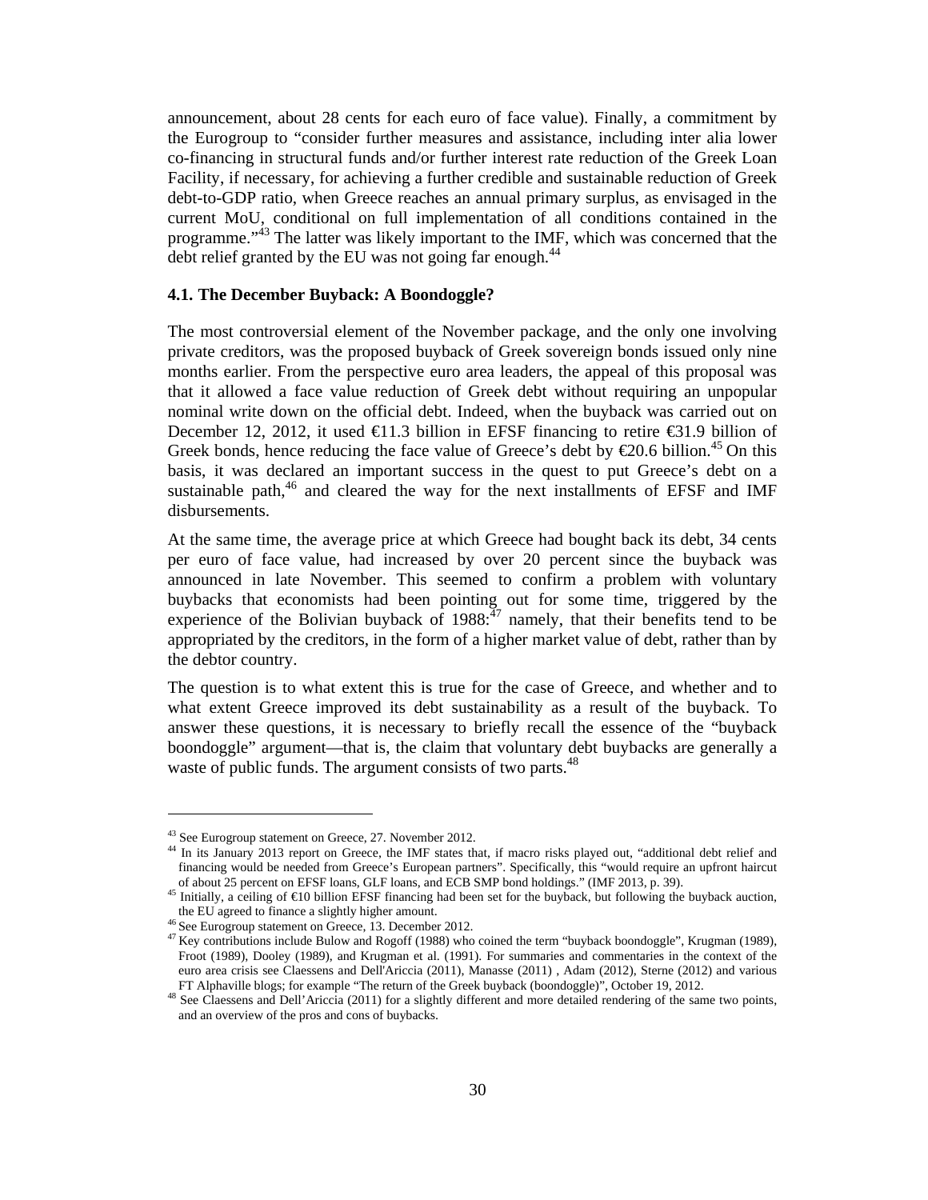announcement, about 28 cents for each euro of face value). Finally, a commitment by the Eurogroup to "consider further measures and assistance, including inter alia lower co-financing in structural funds and/or further interest rate reduction of the Greek Loan Facility, if necessary, for achieving a further credible and sustainable reduction of Greek debt-to-GDP ratio, when Greece reaches an annual primary surplus, as envisaged in the current MoU, conditional on full implementation of all conditions contained in the programme."[43] The latter was likely important to the IMF, which was concerned that the debt relief granted by the EU was not going far enough.[44]

### 4.1. The December Buyback: A Boondoggle?

The most controversial element of the November package, and the only one involving private creditors, was the proposed buyback of Greek sovereign bonds issued only nine months earlier. From the perspective euro area leaders, the appeal of this proposal was that it allowed a face value reduction of Greek debt without requiring an unpopular nominal write down on the official debt. Indeed, when the buyback was carried out on December 12, 2012, it used €11.3 billion in EFSF financing to retire €31.9 billion of Greek bonds, hence reducing the face value of Greece's debt by €20.6 billion.[45] On this basis, it was declared an important success in the quest to put Greece's debt on a sustainable path,[46] and cleared the way for the next installments of EFSF and IMF disbursements.

At the same time, the average price at which Greece had bought back its debt, 34 cents per euro of face value, had increased by over 20 percent since the buyback was announced in late November. This seemed to confirm a problem with voluntary buybacks that economists had been pointing out for some time, triggered by the experience of the Bolivian buyback of 1988:[47] namely, that their benefits tend to be appropriated by the creditors, in the form of a higher market value of debt, rather than by the debtor country.

The question is to what extent this is true for the case of Greece, and whether and to what extent Greece improved its debt sustainability as a result of the buyback. To answer these questions, it is necessary to briefly recall the essence of the "buyback boondoggle" argument—that is, the claim that voluntary debt buybacks are generally a waste of public funds. The argument consists of two parts.[48]

---

[43] See Eurogroup statement on Greece, 27. November 2012.

[44] In its January 2013 report on Greece, the IMF states that, if macro risks played out, "additional debt relief and financing would be needed from Greece's European partners". Specifically, this "would require an upfront haircut of about 25 percent on EFSF loans, GLF loans, and ECB SMP bond holdings." (IMF 2013, p. 39).

[45] Initially, a ceiling of €10 billion EFSF financing had been set for the buyback, but following the buyback auction, the EU agreed to finance a slightly higher amount.

[46] See Eurogroup statement on Greece, 13. December 2012.

[47] Key contributions include Bulow and Rogoff (1988) who coined the term "buyback boondoggle", Krugman (1989), Froot (1989), Dooley (1989), and Krugman et al. (1991). For summaries and commentaries in the context of the euro area crisis see Claessens and Dell'Ariccia (2011), Manasse (2011) , Adam (2012), Sterne (2012) and various FT Alphaville blogs; for example "The return of the Greek buyback (boondoggle)", October 19, 2012.

[48] See Claessens and Dell'Ariccia (2011) for a slightly different and more detailed rendering of the same two points, and an overview of the pros and cons of buybacks.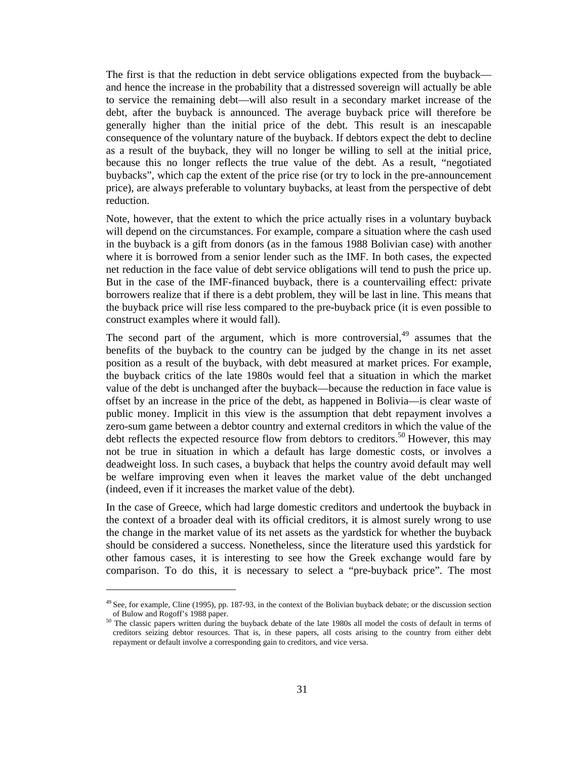The first is that the reduction in debt service obligations expected from the buyback—and hence the increase in the probability that a distressed sovereign will actually be able to service the remaining debt—will also result in a secondary market increase of the debt, after the buyback is announced. The average buyback price will therefore be generally higher than the initial price of the debt. This result is an inescapable consequence of the voluntary nature of the buyback. If debtors expect the debt to decline as a result of the buyback, they will no longer be willing to sell at the initial price, because this no longer reflects the true value of the debt. As a result, "negotiated buybacks", which cap the extent of the price rise (or try to lock in the pre-announcement price), are always preferable to voluntary buybacks, at least from the perspective of debt reduction.

Note, however, that the extent to which the price actually rises in a voluntary buyback will depend on the circumstances. For example, compare a situation where the cash used in the buyback is a gift from donors (as in the famous 1988 Bolivian case) with another where it is borrowed from a senior lender such as the IMF. In both cases, the expected net reduction in the face value of debt service obligations will tend to push the price up. But in the case of the IMF-financed buyback, there is a countervailing effect: private borrowers realize that if there is a debt problem, they will be last in line. This means that the buyback price will rise less compared to the pre-buyback price (it is even possible to construct examples where it would fall).

The second part of the argument, which is more controversial,[49] assumes that the benefits of the buyback to the country can be judged by the change in its net asset position as a result of the buyback, with debt measured at market prices. For example, the buyback critics of the late 1980s would feel that a situation in which the market value of the debt is unchanged after the buyback—because the reduction in face value is offset by an increase in the price of the debt, as happened in Bolivia—is clear waste of public money. Implicit in this view is the assumption that debt repayment involves a zero-sum game between a debtor country and external creditors in which the value of the debt reflects the expected resource flow from debtors to creditors.[50] However, this may not be true in situation in which a default has large domestic costs, or involves a deadweight loss. In such cases, a buyback that helps the country avoid default may well be welfare improving even when it leaves the market value of the debt unchanged (indeed, even if it increases the market value of the debt).

In the case of Greece, which had large domestic creditors and undertook the buyback in the context of a broader deal with its official creditors, it is almost surely wrong to use the change in the market value of its net assets as the yardstick for whether the buyback should be considered a success. Nonetheless, since the literature used this yardstick for other famous cases, it is interesting to see how the Greek exchange would fare by comparison. To do this, it is necessary to select a "pre-buyback price". The most

---

[49] See, for example, Cline (1995), pp. 187-93, in the context of the Bolivian buyback debate; or the discussion section of Bulow and Rogoff's 1988 paper.

[50] The classic papers written during the buyback debate of the late 1980s all model the costs of default in terms of creditors seizing debtor resources. That is, in these papers, all costs arising to the country from either debt repayment or default involve a corresponding gain to creditors, and vice versa.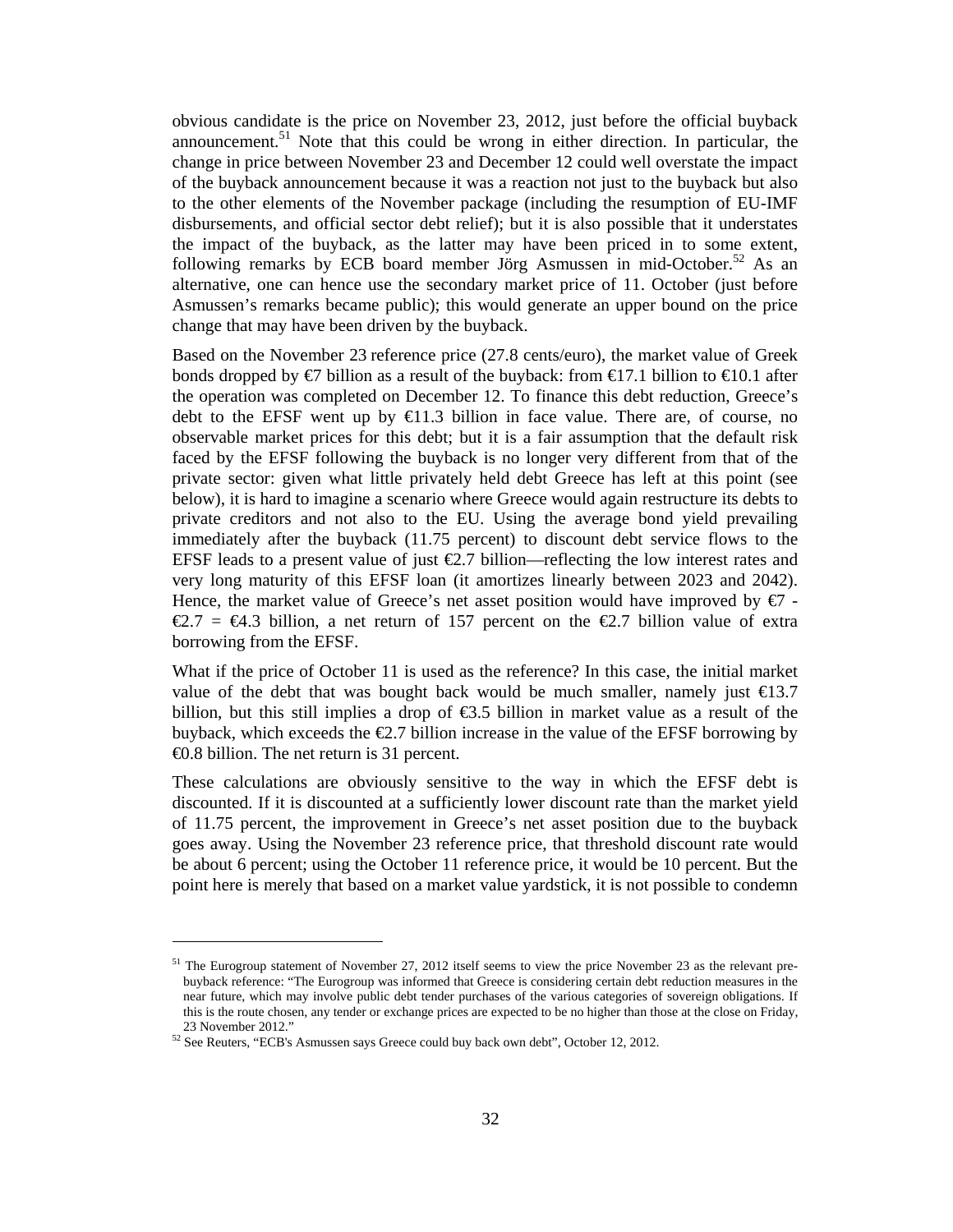obvious candidate is the price on November 23, 2012, just before the official buyback announcement.[51] Note that this could be wrong in either direction. In particular, the change in price between November 23 and December 12 could well overstate the impact of the buyback announcement because it was a reaction not just to the buyback but also to the other elements of the November package (including the resumption of EU-IMF disbursements, and official sector debt relief); but it is also possible that it understates the impact of the buyback, as the latter may have been priced in to some extent, following remarks by ECB board member Jörg Asmussen in mid-October.[52] As an alternative, one can hence use the secondary market price of 11. October (just before Asmussen's remarks became public); this would generate an upper bound on the price change that may have been driven by the buyback.

Based on the November 23 reference price (27.8 cents/euro), the market value of Greek bonds dropped by €7 billion as a result of the buyback: from €17.1 billion to €10.1 after the operation was completed on December 12. To finance this debt reduction, Greece's debt to the EFSF went up by €11.3 billion in face value. There are, of course, no observable market prices for this debt; but it is a fair assumption that the default risk faced by the EFSF following the buyback is no longer very different from that of the private sector: given what little privately held debt Greece has left at this point (see below), it is hard to imagine a scenario where Greece would again restructure its debts to private creditors and not also to the EU. Using the average bond yield prevailing immediately after the buyback (11.75 percent) to discount debt service flows to the EFSF leads to a present value of just €2.7 billion—reflecting the low interest rates and very long maturity of this EFSF loan (it amortizes linearly between 2023 and 2042). Hence, the market value of Greece's net asset position would have improved by €7 - €2.7 = €4.3 billion, a net return of 157 percent on the €2.7 billion value of extra borrowing from the EFSF.

What if the price of October 11 is used as the reference? In this case, the initial market value of the debt that was bought back would be much smaller, namely just €13.7 billion, but this still implies a drop of €3.5 billion in market value as a result of the buyback, which exceeds the €2.7 billion increase in the value of the EFSF borrowing by €0.8 billion. The net return is 31 percent.

These calculations are obviously sensitive to the way in which the EFSF debt is discounted. If it is discounted at a sufficiently lower discount rate than the market yield of 11.75 percent, the improvement in Greece's net asset position due to the buyback goes away. Using the November 23 reference price, that threshold discount rate would be about 6 percent; using the October 11 reference price, it would be 10 percent. But the point here is merely that based on a market value yardstick, it is not possible to condemn

---

[51] The Eurogroup statement of November 27, 2012 itself seems to view the price November 23 as the relevant pre-buyback reference: "The Eurogroup was informed that Greece is considering certain debt reduction measures in the near future, which may involve public debt tender purchases of the various categories of sovereign obligations. If this is the route chosen, any tender or exchange prices are expected to be no higher than those at the close on Friday, 23 November 2012."

[52] See Reuters, "ECB's Asmussen says Greece could buy back own debt", October 12, 2012.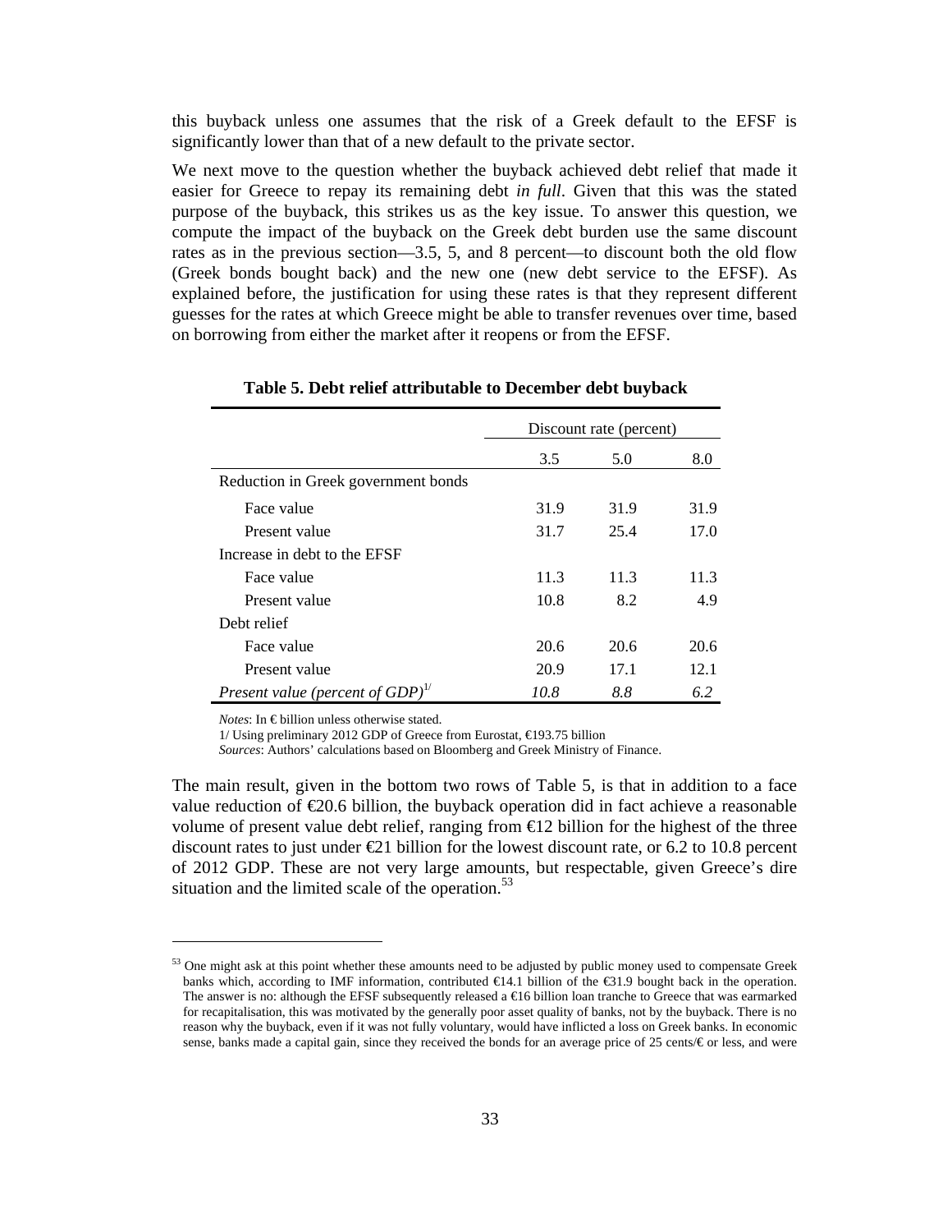this buyback unless one assumes that the risk of a Greek default to the EFSF is significantly lower than that of a new default to the private sector.

We next move to the question whether the buyback achieved debt relief that made it easier for Greece to repay its remaining debt *in full*. Given that this was the stated purpose of the buyback, this strikes us as the key issue. To answer this question, we compute the impact of the buyback on the Greek debt burden use the same discount rates as in the previous section—3.5, 5, and 8 percent—to discount both the old flow (Greek bonds bought back) and the new one (new debt service to the EFSF). As explained before, the justification for using these rates is that they represent different guesses for the rates at which Greece might be able to transfer revenues over time, based on borrowing from either the market after it reopens or from the EFSF.

**Table 5. Debt relief attributable to December debt buyback**

| | Discount rate (percent) | | |
|---|---|---|---|
| | 3.5 | 5.0 | 8.0 |
| Reduction in Greek government bonds | | | |
| Face value | 31.9 | 31.9 | 31.9 |
| Present value | 31.7 | 25.4 | 17.0 |
| Increase in debt to the EFSF | | | |
| Face value | 11.3 | 11.3 | 11.3 |
| Present value | 10.8 | 8.2 | 4.9 |
| Debt relief | | | |
| Face value | 20.6 | 20.6 | 20.6 |
| Present value | 20.9 | 17.1 | 12.1 |
| *Present value (percent of GDP)*[1/] | *10.8* | *8.8* | *6.2* |

*Notes*: In € billion unless otherwise stated.
1/ Using preliminary 2012 GDP of Greece from Eurostat, €193.75 billion
*Sources*: Authors' calculations based on Bloomberg and Greek Ministry of Finance.

The main result, given in the bottom two rows of Table 5, is that in addition to a face value reduction of €20.6 billion, the buyback operation did in fact achieve a reasonable volume of present value debt relief, ranging from €12 billion for the highest of the three discount rates to just under €21 billion for the lowest discount rate, or 6.2 to 10.8 percent of 2012 GDP. These are not very large amounts, but respectable, given Greece's dire situation and the limited scale of the operation.[53]

[53] One might ask at this point whether these amounts need to be adjusted by public money used to compensate Greek banks which, according to IMF information, contributed €14.1 billion of the €31.9 bought back in the operation. The answer is no: although the EFSF subsequently released a €16 billion loan tranche to Greece that was earmarked for recapitalisation, this was motivated by the generally poor asset quality of banks, not by the buyback. There is no reason why the buyback, even if it was not fully voluntary, would have inflicted a loss on Greek banks. In economic sense, banks made a capital gain, since they received the bonds for an average price of 25 cents/€ or less, and were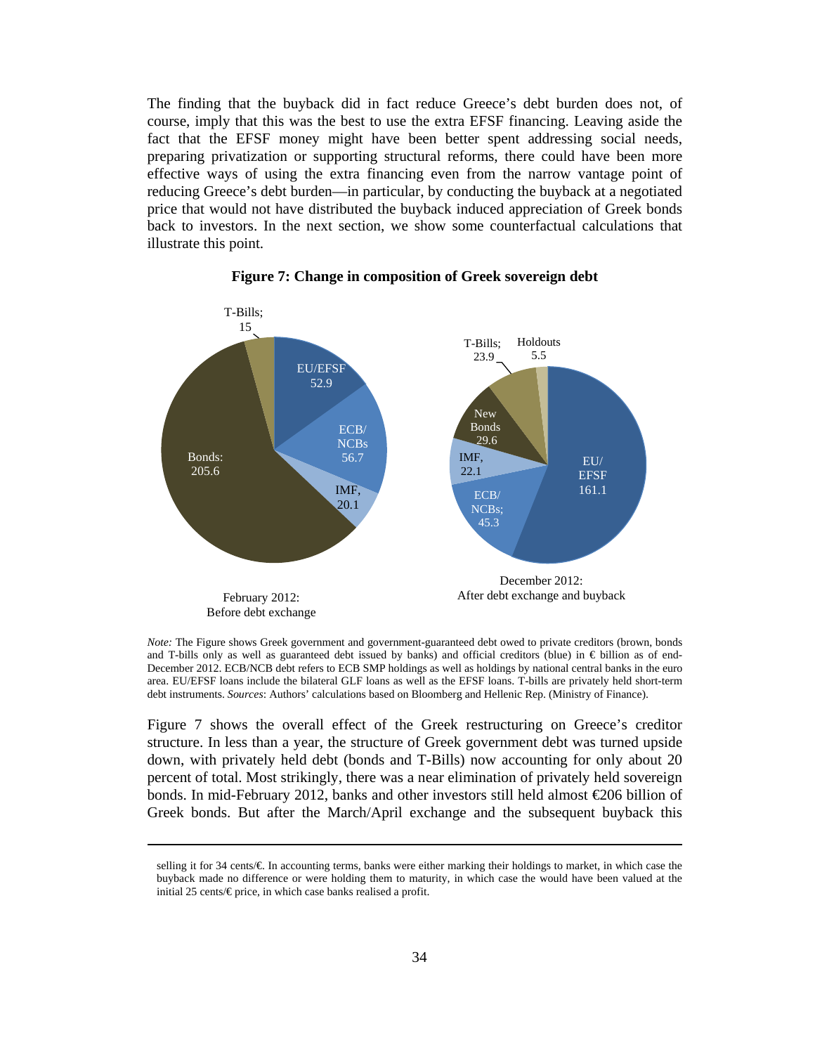The finding that the buyback did in fact reduce Greece's debt burden does not, of course, imply that this was the best to use the extra EFSF financing. Leaving aside the fact that the EFSF money might have been better spent addressing social needs, preparing privatization or supporting structural reforms, there could have been more effective ways of using the extra financing even from the narrow vantage point of reducing Greece's debt burden—in particular, by conducting the buyback at a negotiated price that would not have distributed the buyback induced appreciation of Greek bonds back to investors. In the next section, we show some counterfactual calculations that illustrate this point.

**Figure 7: Change in composition of Greek sovereign debt**

February 2012: Before debt exchange

- T-Bills; 15
- EU/EFSF 52.9
- ECB/NCBs 56.7
- IMF, 20.1
- Bonds: 205.6

December 2012: After debt exchange and buyback

- T-Bills; 23.9
- Holdouts 5.5
- EU/EFSF 161.1
- ECB/NCBs; 45.3
- IMF, 22.1
- New Bonds 29.6

*Note:* The Figure shows Greek government and government-guaranteed debt owed to private creditors (brown, bonds and T-bills only as well as guaranteed debt issued by banks) and official creditors (blue) in € billion as of end-December 2012. ECB/NCB debt refers to ECB SMP holdings as well as holdings by national central banks in the euro area. EU/EFSF loans include the bilateral GLF loans as well as the EFSF loans. T-bills are privately held short-term debt instruments. *Sources*: Authors' calculations based on Bloomberg and Hellenic Rep. (Ministry of Finance).

Figure 7 shows the overall effect of the Greek restructuring on Greece's creditor structure. In less than a year, the structure of Greek government debt was turned upside down, with privately held debt (bonds and T-Bills) now accounting for only about 20 percent of total. Most strikingly, there was a near elimination of privately held sovereign bonds. In mid-February 2012, banks and other investors still held almost €206 billion of Greek bonds. But after the March/April exchange and the subsequent buyback this

---

selling it for 34 cents/€. In accounting terms, banks were either marking their holdings to market, in which case the buyback made no difference or were holding them to maturity, in which case the would have been valued at the initial 25 cents/€ price, in which case banks realised a profit.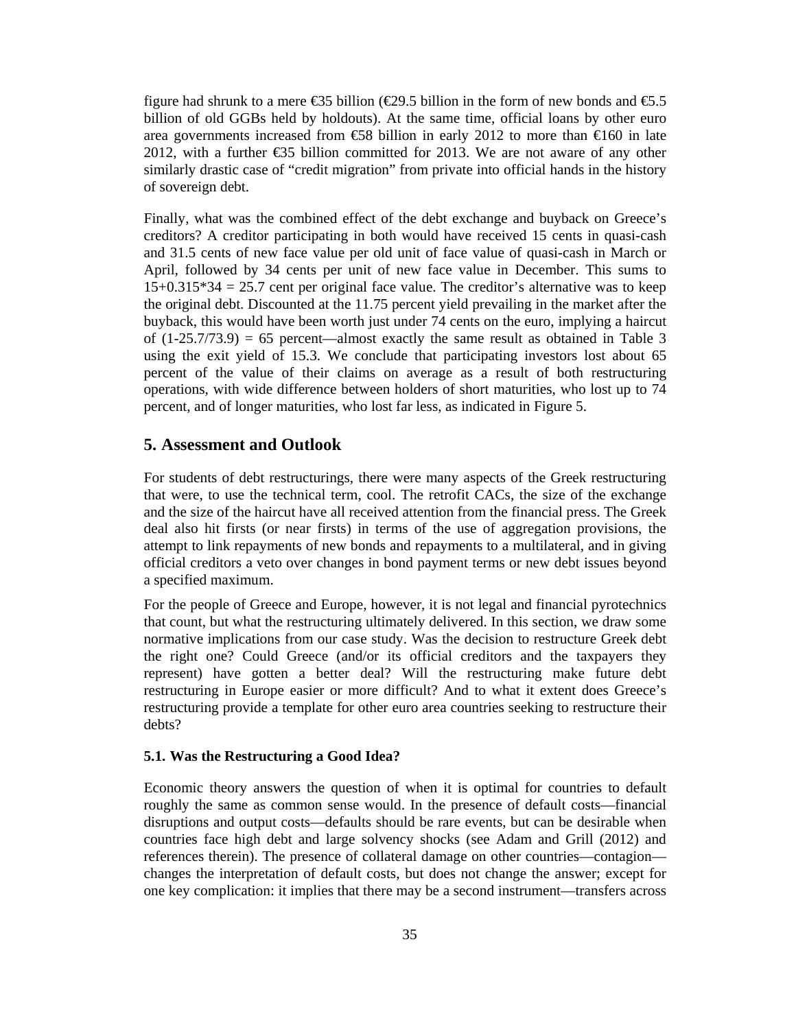figure had shrunk to a mere €35 billion (€29.5 billion in the form of new bonds and €5.5 billion of old GGBs held by holdouts). At the same time, official loans by other euro area governments increased from €58 billion in early 2012 to more than €160 in late 2012, with a further €35 billion committed for 2013. We are not aware of any other similarly drastic case of "credit migration" from private into official hands in the history of sovereign debt.

Finally, what was the combined effect of the debt exchange and buyback on Greece's creditors? A creditor participating in both would have received 15 cents in quasi-cash and 31.5 cents of new face value per old unit of face value of quasi-cash in March or April, followed by 34 cents per unit of new face value in December. This sums to $15+0.315*34 = 25.7$ cent per original face value. The creditor's alternative was to keep the original debt. Discounted at the 11.75 percent yield prevailing in the market after the buyback, this would have been worth just under 74 cents on the euro, implying a haircut of $(1-25.7/73.9) = 65$ percent—almost exactly the same result as obtained in Table 3 using the exit yield of 15.3. We conclude that participating investors lost about 65 percent of the value of their claims on average as a result of both restructuring operations, with wide difference between holders of short maturities, who lost up to 74 percent, and of longer maturities, who lost far less, as indicated in Figure 5.

## 5. Assessment and Outlook

For students of debt restructurings, there were many aspects of the Greek restructuring that were, to use the technical term, cool. The retrofit CACs, the size of the exchange and the size of the haircut have all received attention from the financial press. The Greek deal also hit firsts (or near firsts) in terms of the use of aggregation provisions, the attempt to link repayments of new bonds and repayments to a multilateral, and in giving official creditors a veto over changes in bond payment terms or new debt issues beyond a specified maximum.

For the people of Greece and Europe, however, it is not legal and financial pyrotechnics that count, but what the restructuring ultimately delivered. In this section, we draw some normative implications from our case study. Was the decision to restructure Greek debt the right one? Could Greece (and/or its official creditors and the taxpayers they represent) have gotten a better deal? Will the restructuring make future debt restructuring in Europe easier or more difficult? And to what it extent does Greece's restructuring provide a template for other euro area countries seeking to restructure their debts?

### 5.1. Was the Restructuring a Good Idea?

Economic theory answers the question of when it is optimal for countries to default roughly the same as common sense would. In the presence of default costs—financial disruptions and output costs—defaults should be rare events, but can be desirable when countries face high debt and large solvency shocks (see Adam and Grill (2012) and references therein). The presence of collateral damage on other countries—contagion—changes the interpretation of default costs, but does not change the answer; except for one key complication: it implies that there may be a second instrument—transfers across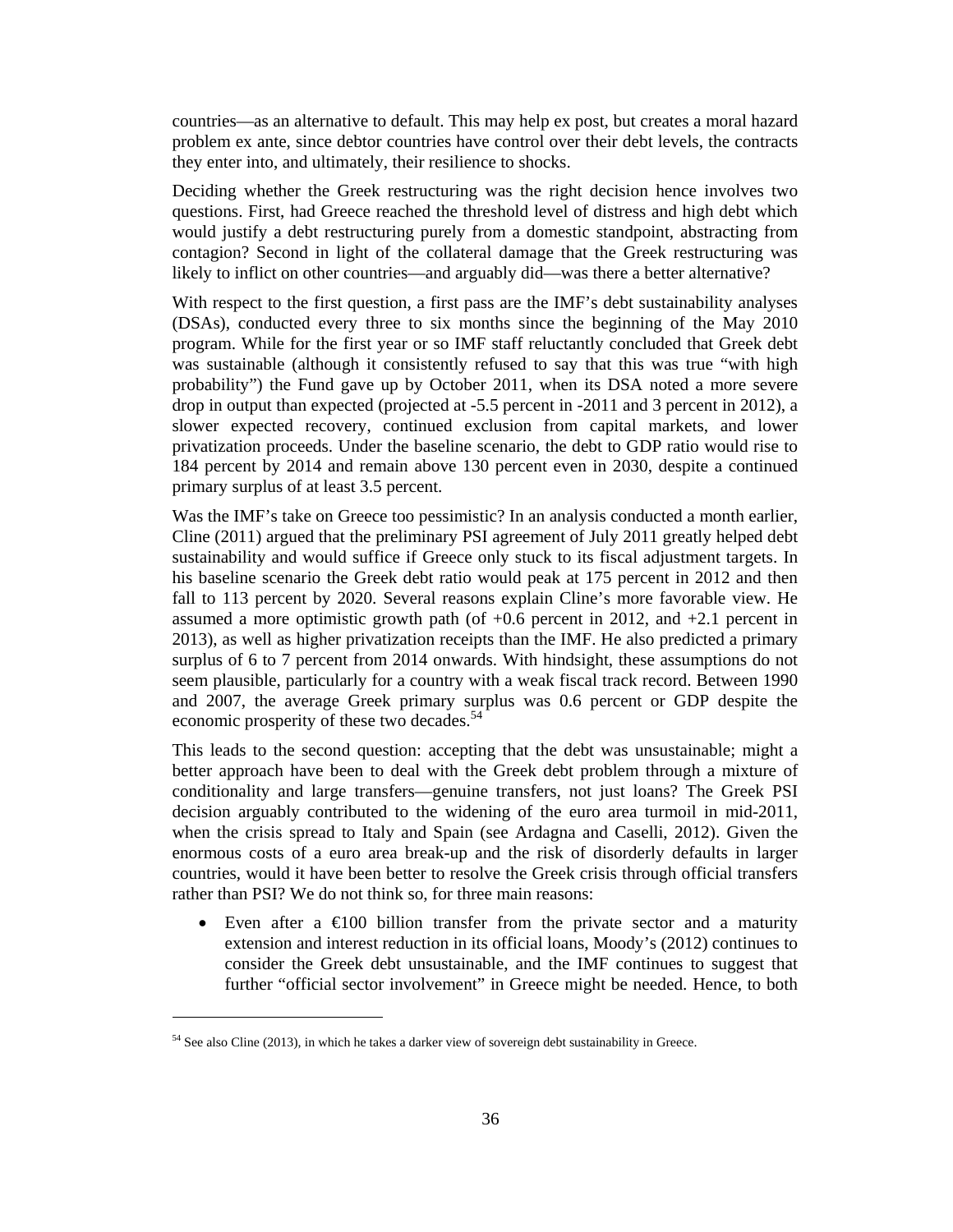countries—as an alternative to default. This may help ex post, but creates a moral hazard problem ex ante, since debtor countries have control over their debt levels, the contracts they enter into, and ultimately, their resilience to shocks.

Deciding whether the Greek restructuring was the right decision hence involves two questions. First, had Greece reached the threshold level of distress and high debt which would justify a debt restructuring purely from a domestic standpoint, abstracting from contagion? Second in light of the collateral damage that the Greek restructuring was likely to inflict on other countries—and arguably did—was there a better alternative?

With respect to the first question, a first pass are the IMF's debt sustainability analyses (DSAs), conducted every three to six months since the beginning of the May 2010 program. While for the first year or so IMF staff reluctantly concluded that Greek debt was sustainable (although it consistently refused to say that this was true "with high probability") the Fund gave up by October 2011, when its DSA noted a more severe drop in output than expected (projected at -5.5 percent in -2011 and 3 percent in 2012), a slower expected recovery, continued exclusion from capital markets, and lower privatization proceeds. Under the baseline scenario, the debt to GDP ratio would rise to 184 percent by 2014 and remain above 130 percent even in 2030, despite a continued primary surplus of at least 3.5 percent.

Was the IMF's take on Greece too pessimistic? In an analysis conducted a month earlier, Cline (2011) argued that the preliminary PSI agreement of July 2011 greatly helped debt sustainability and would suffice if Greece only stuck to its fiscal adjustment targets. In his baseline scenario the Greek debt ratio would peak at 175 percent in 2012 and then fall to 113 percent by 2020. Several reasons explain Cline's more favorable view. He assumed a more optimistic growth path (of +0.6 percent in 2012, and +2.1 percent in 2013), as well as higher privatization receipts than the IMF. He also predicted a primary surplus of 6 to 7 percent from 2014 onwards. With hindsight, these assumptions do not seem plausible, particularly for a country with a weak fiscal track record. Between 1990 and 2007, the average Greek primary surplus was 0.6 percent or GDP despite the economic prosperity of these two decades.[54]

This leads to the second question: accepting that the debt was unsustainable; might a better approach have been to deal with the Greek debt problem through a mixture of conditionality and large transfers—genuine transfers, not just loans? The Greek PSI decision arguably contributed to the widening of the euro area turmoil in mid-2011, when the crisis spread to Italy and Spain (see Ardagna and Caselli, 2012). Given the enormous costs of a euro area break-up and the risk of disorderly defaults in larger countries, would it have been better to resolve the Greek crisis through official transfers rather than PSI? We do not think so, for three main reasons:

- Even after a €100 billion transfer from the private sector and a maturity extension and interest reduction in its official loans, Moody's (2012) continues to consider the Greek debt unsustainable, and the IMF continues to suggest that further "official sector involvement" in Greece might be needed. Hence, to both

[54] See also Cline (2013), in which he takes a darker view of sovereign debt sustainability in Greece.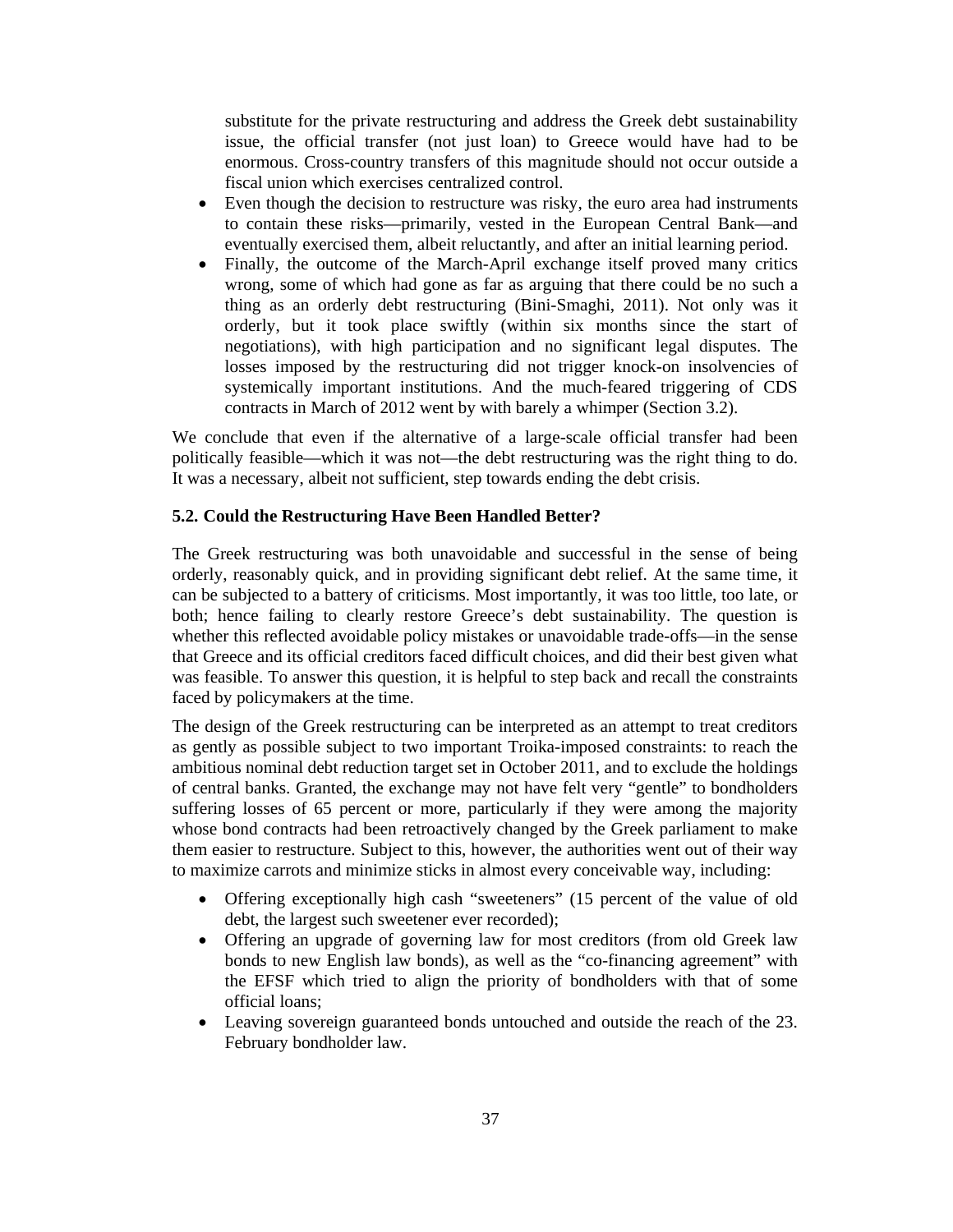substitute for the private restructuring and address the Greek debt sustainability issue, the official transfer (not just loan) to Greece would have had to be enormous. Cross-country transfers of this magnitude should not occur outside a fiscal union which exercises centralized control.

- Even though the decision to restructure was risky, the euro area had instruments to contain these risks—primarily, vested in the European Central Bank—and eventually exercised them, albeit reluctantly, and after an initial learning period.
- Finally, the outcome of the March-April exchange itself proved many critics wrong, some of which had gone as far as arguing that there could be no such a thing as an orderly debt restructuring (Bini-Smaghi, 2011). Not only was it orderly, but it took place swiftly (within six months since the start of negotiations), with high participation and no significant legal disputes. The losses imposed by the restructuring did not trigger knock-on insolvencies of systemically important institutions. And the much-feared triggering of CDS contracts in March of 2012 went by with barely a whimper (Section 3.2).

We conclude that even if the alternative of a large-scale official transfer had been politically feasible—which it was not—the debt restructuring was the right thing to do. It was a necessary, albeit not sufficient, step towards ending the debt crisis.

### 5.2. Could the Restructuring Have Been Handled Better?

The Greek restructuring was both unavoidable and successful in the sense of being orderly, reasonably quick, and in providing significant debt relief. At the same time, it can be subjected to a battery of criticisms. Most importantly, it was too little, too late, or both; hence failing to clearly restore Greece's debt sustainability. The question is whether this reflected avoidable policy mistakes or unavoidable trade-offs—in the sense that Greece and its official creditors faced difficult choices, and did their best given what was feasible. To answer this question, it is helpful to step back and recall the constraints faced by policymakers at the time.

The design of the Greek restructuring can be interpreted as an attempt to treat creditors as gently as possible subject to two important Troika-imposed constraints: to reach the ambitious nominal debt reduction target set in October 2011, and to exclude the holdings of central banks. Granted, the exchange may not have felt very "gentle" to bondholders suffering losses of 65 percent or more, particularly if they were among the majority whose bond contracts had been retroactively changed by the Greek parliament to make them easier to restructure. Subject to this, however, the authorities went out of their way to maximize carrots and minimize sticks in almost every conceivable way, including:

- Offering exceptionally high cash "sweeteners" (15 percent of the value of old debt, the largest such sweetener ever recorded);
- Offering an upgrade of governing law for most creditors (from old Greek law bonds to new English law bonds), as well as the "co-financing agreement" with the EFSF which tried to align the priority of bondholders with that of some official loans;
- Leaving sovereign guaranteed bonds untouched and outside the reach of the 23. February bondholder law.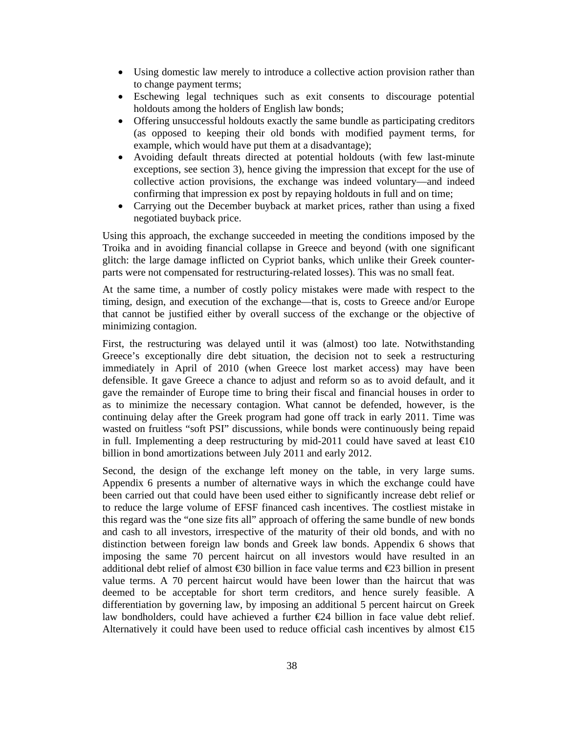- Using domestic law merely to introduce a collective action provision rather than to change payment terms;
- Eschewing legal techniques such as exit consents to discourage potential holdouts among the holders of English law bonds;
- Offering unsuccessful holdouts exactly the same bundle as participating creditors (as opposed to keeping their old bonds with modified payment terms, for example, which would have put them at a disadvantage);
- Avoiding default threats directed at potential holdouts (with few last-minute exceptions, see section 3), hence giving the impression that except for the use of collective action provisions, the exchange was indeed voluntary—and indeed confirming that impression ex post by repaying holdouts in full and on time;
- Carrying out the December buyback at market prices, rather than using a fixed negotiated buyback price.

Using this approach, the exchange succeeded in meeting the conditions imposed by the Troika and in avoiding financial collapse in Greece and beyond (with one significant glitch: the large damage inflicted on Cypriot banks, which unlike their Greek counter-parts were not compensated for restructuring-related losses). This was no small feat.

At the same time, a number of costly policy mistakes were made with respect to the timing, design, and execution of the exchange—that is, costs to Greece and/or Europe that cannot be justified either by overall success of the exchange or the objective of minimizing contagion.

First, the restructuring was delayed until it was (almost) too late. Notwithstanding Greece's exceptionally dire debt situation, the decision not to seek a restructuring immediately in April of 2010 (when Greece lost market access) may have been defensible. It gave Greece a chance to adjust and reform so as to avoid default, and it gave the remainder of Europe time to bring their fiscal and financial houses in order to as to minimize the necessary contagion. What cannot be defended, however, is the continuing delay after the Greek program had gone off track in early 2011. Time was wasted on fruitless "soft PSI" discussions, while bonds were continuously being repaid in full. Implementing a deep restructuring by mid-2011 could have saved at least €10 billion in bond amortizations between July 2011 and early 2012.

Second, the design of the exchange left money on the table, in very large sums. Appendix 6 presents a number of alternative ways in which the exchange could have been carried out that could have been used either to significantly increase debt relief or to reduce the large volume of EFSF financed cash incentives. The costliest mistake in this regard was the "one size fits all" approach of offering the same bundle of new bonds and cash to all investors, irrespective of the maturity of their old bonds, and with no distinction between foreign law bonds and Greek law bonds. Appendix 6 shows that imposing the same 70 percent haircut on all investors would have resulted in an additional debt relief of almost €30 billion in face value terms and €23 billion in present value terms. A 70 percent haircut would have been lower than the haircut that was deemed to be acceptable for short term creditors, and hence surely feasible. A differentiation by governing law, by imposing an additional 5 percent haircut on Greek law bondholders, could have achieved a further €24 billion in face value debt relief. Alternatively it could have been used to reduce official cash incentives by almost €15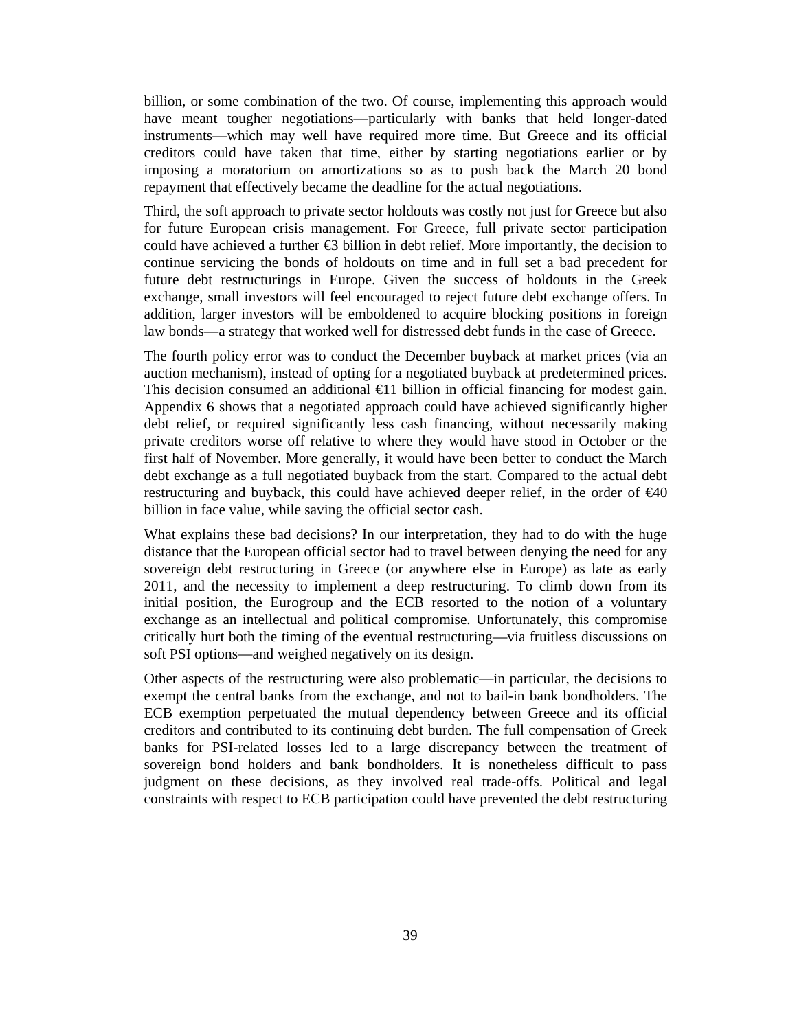billion, or some combination of the two. Of course, implementing this approach would have meant tougher negotiations—particularly with banks that held longer-dated instruments—which may well have required more time. But Greece and its official creditors could have taken that time, either by starting negotiations earlier or by imposing a moratorium on amortizations so as to push back the March 20 bond repayment that effectively became the deadline for the actual negotiations.

Third, the soft approach to private sector holdouts was costly not just for Greece but also for future European crisis management. For Greece, full private sector participation could have achieved a further €3 billion in debt relief. More importantly, the decision to continue servicing the bonds of holdouts on time and in full set a bad precedent for future debt restructurings in Europe. Given the success of holdouts in the Greek exchange, small investors will feel encouraged to reject future debt exchange offers. In addition, larger investors will be emboldened to acquire blocking positions in foreign law bonds—a strategy that worked well for distressed debt funds in the case of Greece.

The fourth policy error was to conduct the December buyback at market prices (via an auction mechanism), instead of opting for a negotiated buyback at predetermined prices. This decision consumed an additional €11 billion in official financing for modest gain. Appendix 6 shows that a negotiated approach could have achieved significantly higher debt relief, or required significantly less cash financing, without necessarily making private creditors worse off relative to where they would have stood in October or the first half of November. More generally, it would have been better to conduct the March debt exchange as a full negotiated buyback from the start. Compared to the actual debt restructuring and buyback, this could have achieved deeper relief, in the order of €40 billion in face value, while saving the official sector cash.

What explains these bad decisions? In our interpretation, they had to do with the huge distance that the European official sector had to travel between denying the need for any sovereign debt restructuring in Greece (or anywhere else in Europe) as late as early 2011, and the necessity to implement a deep restructuring. To climb down from its initial position, the Eurogroup and the ECB resorted to the notion of a voluntary exchange as an intellectual and political compromise. Unfortunately, this compromise critically hurt both the timing of the eventual restructuring—via fruitless discussions on soft PSI options—and weighed negatively on its design.

Other aspects of the restructuring were also problematic—in particular, the decisions to exempt the central banks from the exchange, and not to bail-in bank bondholders. The ECB exemption perpetuated the mutual dependency between Greece and its official creditors and contributed to its continuing debt burden. The full compensation of Greek banks for PSI-related losses led to a large discrepancy between the treatment of sovereign bond holders and bank bondholders. It is nonetheless difficult to pass judgment on these decisions, as they involved real trade-offs. Political and legal constraints with respect to ECB participation could have prevented the debt restructuring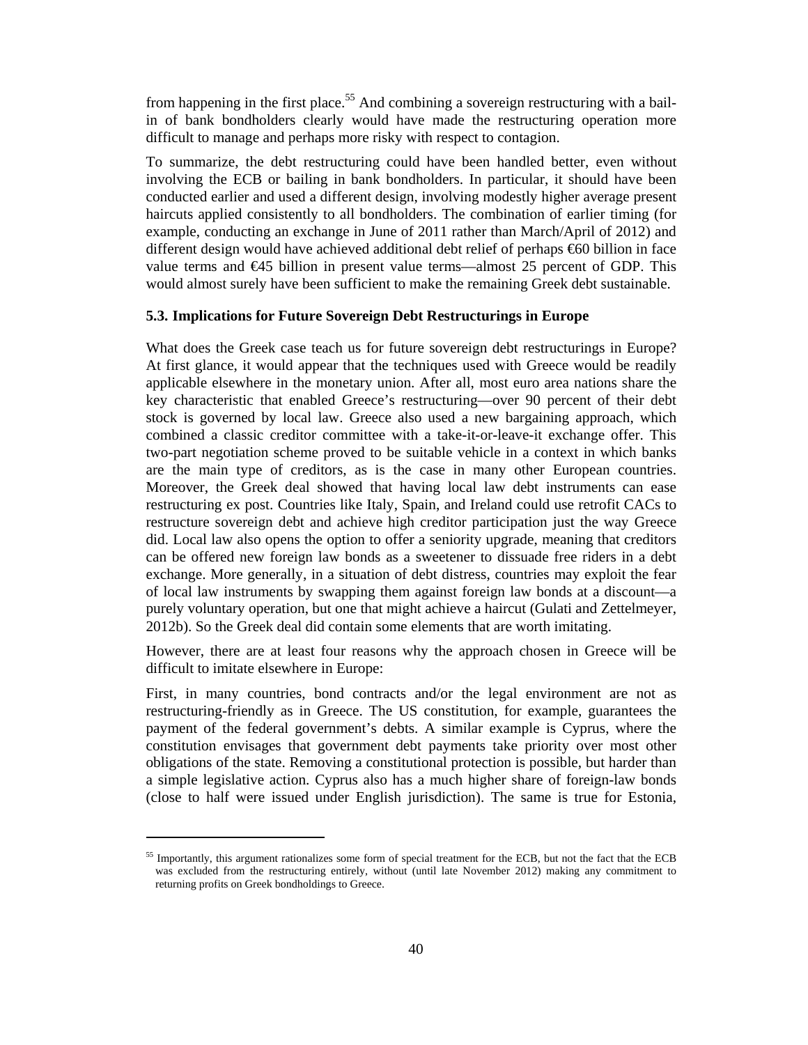from happening in the first place.[55] And combining a sovereign restructuring with a bail-in of bank bondholders clearly would have made the restructuring operation more difficult to manage and perhaps more risky with respect to contagion.

To summarize, the debt restructuring could have been handled better, even without involving the ECB or bailing in bank bondholders. In particular, it should have been conducted earlier and used a different design, involving modestly higher average present haircuts applied consistently to all bondholders. The combination of earlier timing (for example, conducting an exchange in June of 2011 rather than March/April of 2012) and different design would have achieved additional debt relief of perhaps €60 billion in face value terms and €45 billion in present value terms—almost 25 percent of GDP. This would almost surely have been sufficient to make the remaining Greek debt sustainable.

### 5.3. Implications for Future Sovereign Debt Restructurings in Europe

What does the Greek case teach us for future sovereign debt restructurings in Europe? At first glance, it would appear that the techniques used with Greece would be readily applicable elsewhere in the monetary union. After all, most euro area nations share the key characteristic that enabled Greece's restructuring—over 90 percent of their debt stock is governed by local law. Greece also used a new bargaining approach, which combined a classic creditor committee with a take-it-or-leave-it exchange offer. This two-part negotiation scheme proved to be suitable vehicle in a context in which banks are the main type of creditors, as is the case in many other European countries. Moreover, the Greek deal showed that having local law debt instruments can ease restructuring ex post. Countries like Italy, Spain, and Ireland could use retrofit CACs to restructure sovereign debt and achieve high creditor participation just the way Greece did. Local law also opens the option to offer a seniority upgrade, meaning that creditors can be offered new foreign law bonds as a sweetener to dissuade free riders in a debt exchange. More generally, in a situation of debt distress, countries may exploit the fear of local law instruments by swapping them against foreign law bonds at a discount—a purely voluntary operation, but one that might achieve a haircut (Gulati and Zettelmeyer, 2012b). So the Greek deal did contain some elements that are worth imitating.

However, there are at least four reasons why the approach chosen in Greece will be difficult to imitate elsewhere in Europe:

First, in many countries, bond contracts and/or the legal environment are not as restructuring-friendly as in Greece. The US constitution, for example, guarantees the payment of the federal government's debts. A similar example is Cyprus, where the constitution envisages that government debt payments take priority over most other obligations of the state. Removing a constitutional protection is possible, but harder than a simple legislative action. Cyprus also has a much higher share of foreign-law bonds (close to half were issued under English jurisdiction). The same is true for Estonia,

[55] Importantly, this argument rationalizes some form of special treatment for the ECB, but not the fact that the ECB was excluded from the restructuring entirely, without (until late November 2012) making any commitment to returning profits on Greek bondholdings to Greece.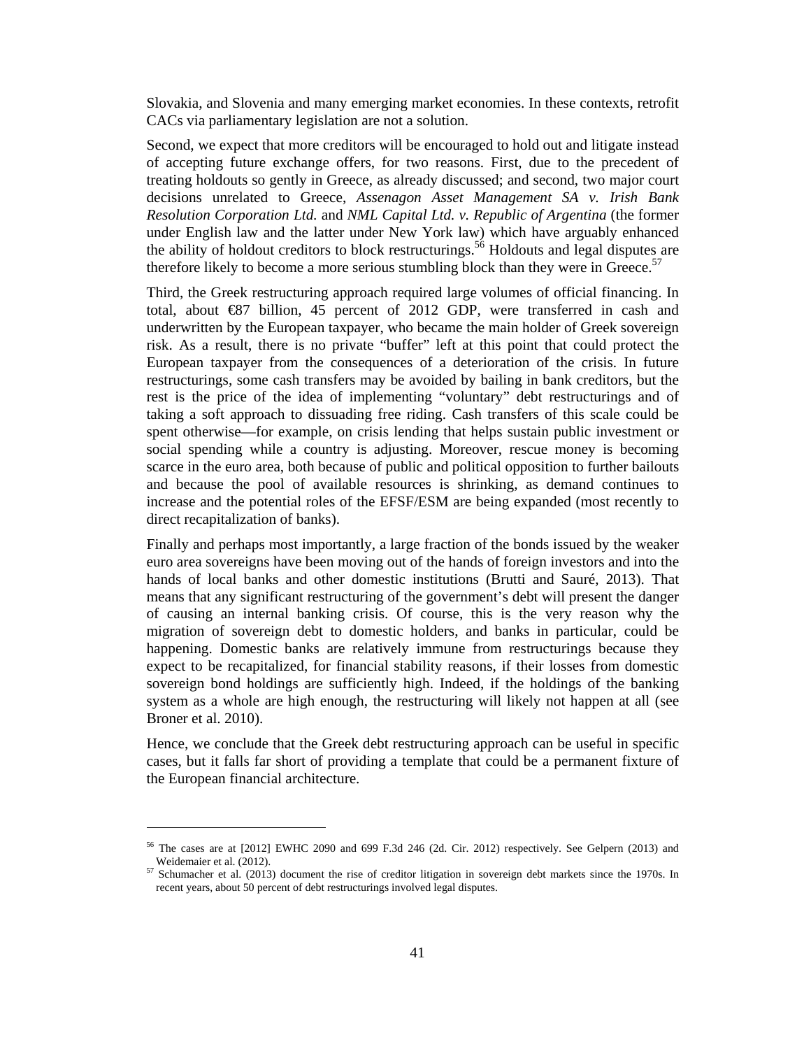Slovakia, and Slovenia and many emerging market economies. In these contexts, retrofit CACs via parliamentary legislation are not a solution.

Second, we expect that more creditors will be encouraged to hold out and litigate instead of accepting future exchange offers, for two reasons. First, due to the precedent of treating holdouts so gently in Greece, as already discussed; and second, two major court decisions unrelated to Greece, *Assenagon Asset Management SA v. Irish Bank Resolution Corporation Ltd.* and *NML Capital Ltd. v. Republic of Argentina* (the former under English law and the latter under New York law) which have arguably enhanced the ability of holdout creditors to block restructurings.[56] Holdouts and legal disputes are therefore likely to become a more serious stumbling block than they were in Greece.[57]

Third, the Greek restructuring approach required large volumes of official financing. In total, about €87 billion, 45 percent of 2012 GDP, were transferred in cash and underwritten by the European taxpayer, who became the main holder of Greek sovereign risk. As a result, there is no private "buffer" left at this point that could protect the European taxpayer from the consequences of a deterioration of the crisis. In future restructurings, some cash transfers may be avoided by bailing in bank creditors, but the rest is the price of the idea of implementing "voluntary" debt restructurings and of taking a soft approach to dissuading free riding. Cash transfers of this scale could be spent otherwise—for example, on crisis lending that helps sustain public investment or social spending while a country is adjusting. Moreover, rescue money is becoming scarce in the euro area, both because of public and political opposition to further bailouts and because the pool of available resources is shrinking, as demand continues to increase and the potential roles of the EFSF/ESM are being expanded (most recently to direct recapitalization of banks).

Finally and perhaps most importantly, a large fraction of the bonds issued by the weaker euro area sovereigns have been moving out of the hands of foreign investors and into the hands of local banks and other domestic institutions (Brutti and Sauré, 2013). That means that any significant restructuring of the government's debt will present the danger of causing an internal banking crisis. Of course, this is the very reason why the migration of sovereign debt to domestic holders, and banks in particular, could be happening. Domestic banks are relatively immune from restructurings because they expect to be recapitalized, for financial stability reasons, if their losses from domestic sovereign bond holdings are sufficiently high. Indeed, if the holdings of the banking system as a whole are high enough, the restructuring will likely not happen at all (see Broner et al. 2010).

Hence, we conclude that the Greek debt restructuring approach can be useful in specific cases, but it falls far short of providing a template that could be a permanent fixture of the European financial architecture.

---

[56] The cases are at [2012] EWHC 2090 and 699 F.3d 246 (2d. Cir. 2012) respectively. See Gelpern (2013) and Weidemaier et al. (2012).

[57] Schumacher et al. (2013) document the rise of creditor litigation in sovereign debt markets since the 1970s. In recent years, about 50 percent of debt restructurings involved legal disputes.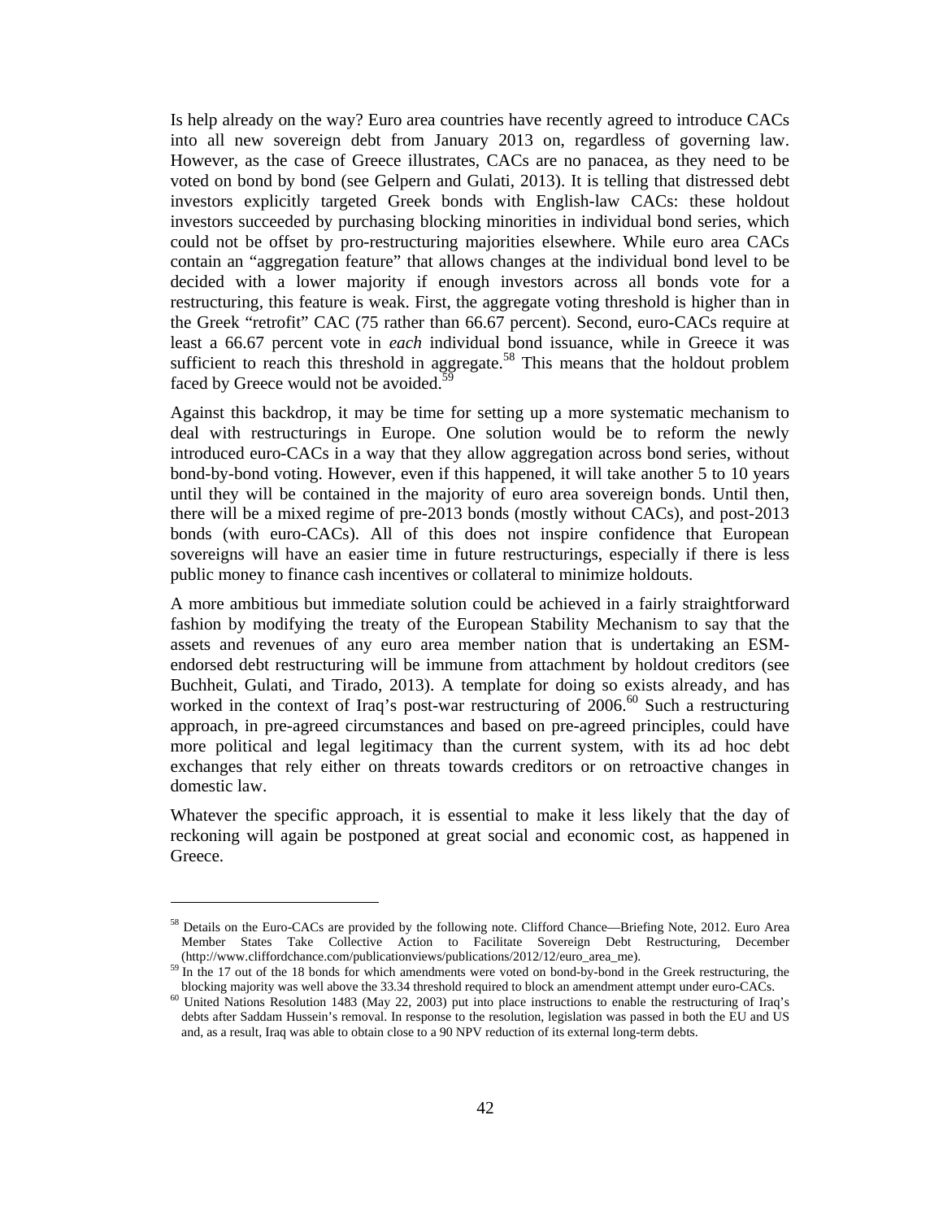Is help already on the way? Euro area countries have recently agreed to introduce CACs into all new sovereign debt from January 2013 on, regardless of governing law. However, as the case of Greece illustrates, CACs are no panacea, as they need to be voted on bond by bond (see Gelpern and Gulati, 2013). It is telling that distressed debt investors explicitly targeted Greek bonds with English-law CACs: these holdout investors succeeded by purchasing blocking minorities in individual bond series, which could not be offset by pro-restructuring majorities elsewhere. While euro area CACs contain an "aggregation feature" that allows changes at the individual bond level to be decided with a lower majority if enough investors across all bonds vote for a restructuring, this feature is weak. First, the aggregate voting threshold is higher than in the Greek "retrofit" CAC (75 rather than 66.67 percent). Second, euro-CACs require at least a 66.67 percent vote in *each* individual bond issuance, while in Greece it was sufficient to reach this threshold in aggregate.[58] This means that the holdout problem faced by Greece would not be avoided.[59]

Against this backdrop, it may be time for setting up a more systematic mechanism to deal with restructurings in Europe. One solution would be to reform the newly introduced euro-CACs in a way that they allow aggregation across bond series, without bond-by-bond voting. However, even if this happened, it will take another 5 to 10 years until they will be contained in the majority of euro area sovereign bonds. Until then, there will be a mixed regime of pre-2013 bonds (mostly without CACs), and post-2013 bonds (with euro-CACs). All of this does not inspire confidence that European sovereigns will have an easier time in future restructurings, especially if there is less public money to finance cash incentives or collateral to minimize holdouts.

A more ambitious but immediate solution could be achieved in a fairly straightforward fashion by modifying the treaty of the European Stability Mechanism to say that the assets and revenues of any euro area member nation that is undertaking an ESM-endorsed debt restructuring will be immune from attachment by holdout creditors (see Buchheit, Gulati, and Tirado, 2013). A template for doing so exists already, and has worked in the context of Iraq's post-war restructuring of 2006.[60] Such a restructuring approach, in pre-agreed circumstances and based on pre-agreed principles, could have more political and legal legitimacy than the current system, with its ad hoc debt exchanges that rely either on threats towards creditors or on retroactive changes in domestic law.

Whatever the specific approach, it is essential to make it less likely that the day of reckoning will again be postponed at great social and economic cost, as happened in Greece.

---

[58] Details on the Euro-CACs are provided by the following note. Clifford Chance—Briefing Note, 2012. Euro Area Member States Take Collective Action to Facilitate Sovereign Debt Restructuring, December (http://www.cliffordchance.com/publicationviews/publications/2012/12/euro_area_me).

[59] In the 17 out of the 18 bonds for which amendments were voted on bond-by-bond in the Greek restructuring, the blocking majority was well above the 33.34 threshold required to block an amendment attempt under euro-CACs.

[60] United Nations Resolution 1483 (May 22, 2003) put into place instructions to enable the restructuring of Iraq's debts after Saddam Hussein's removal. In response to the resolution, legislation was passed in both the EU and US and, as a result, Iraq was able to obtain close to a 90 NPV reduction of its external long-term debts.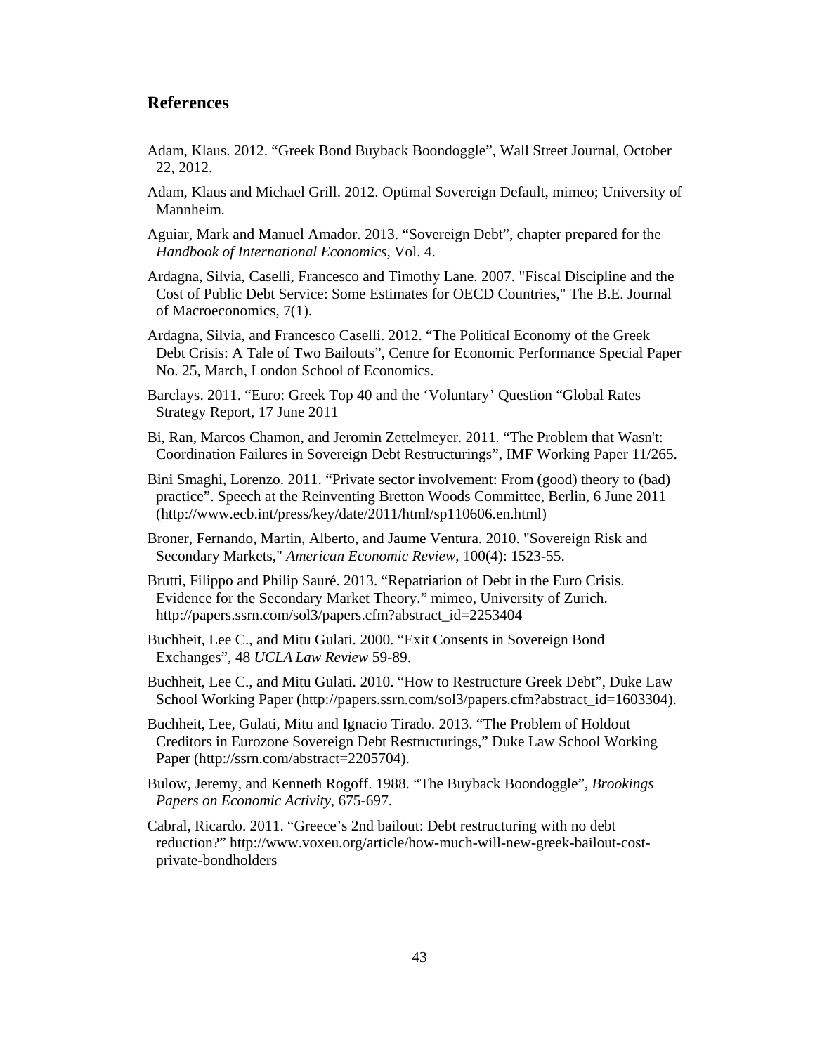## References

Adam, Klaus. 2012. "Greek Bond Buyback Boondoggle", Wall Street Journal, October 22, 2012.

Adam, Klaus and Michael Grill. 2012. Optimal Sovereign Default, mimeo; University of Mannheim.

Aguiar, Mark and Manuel Amador. 2013. "Sovereign Debt", chapter prepared for the *Handbook of International Economics*, Vol. 4.

Ardagna, Silvia, Caselli, Francesco and Timothy Lane. 2007. "Fiscal Discipline and the Cost of Public Debt Service: Some Estimates for OECD Countries," The B.E. Journal of Macroeconomics, 7(1).

Ardagna, Silvia, and Francesco Caselli. 2012. "The Political Economy of the Greek Debt Crisis: A Tale of Two Bailouts", Centre for Economic Performance Special Paper No. 25, March, London School of Economics.

Barclays. 2011. "Euro: Greek Top 40 and the 'Voluntary' Question "Global Rates Strategy Report, 17 June 2011

Bi, Ran, Marcos Chamon, and Jeromin Zettelmeyer. 2011. "The Problem that Wasn't: Coordination Failures in Sovereign Debt Restructurings", IMF Working Paper 11/265.

Bini Smaghi, Lorenzo. 2011. "Private sector involvement: From (good) theory to (bad) practice". Speech at the Reinventing Bretton Woods Committee, Berlin, 6 June 2011 (http://www.ecb.int/press/key/date/2011/html/sp110606.en.html)

Broner, Fernando, Martin, Alberto, and Jaume Ventura. 2010. "Sovereign Risk and Secondary Markets," *American Economic Review*, 100(4): 1523-55.

Brutti, Filippo and Philip Sauré. 2013. "Repatriation of Debt in the Euro Crisis. Evidence for the Secondary Market Theory." mimeo, University of Zurich. http://papers.ssrn.com/sol3/papers.cfm?abstract_id=2253404

Buchheit, Lee C., and Mitu Gulati. 2000. "Exit Consents in Sovereign Bond Exchanges", 48 *UCLA Law Review* 59-89.

Buchheit, Lee C., and Mitu Gulati. 2010. "How to Restructure Greek Debt", Duke Law School Working Paper (http://papers.ssrn.com/sol3/papers.cfm?abstract_id=1603304).

Buchheit, Lee, Gulati, Mitu and Ignacio Tirado. 2013. "The Problem of Holdout Creditors in Eurozone Sovereign Debt Restructurings," Duke Law School Working Paper (http://ssrn.com/abstract=2205704).

Bulow, Jeremy, and Kenneth Rogoff. 1988. "The Buyback Boondoggle", *Brookings Papers on Economic Activity*, 675-697.

Cabral, Ricardo. 2011. "Greece's 2nd bailout: Debt restructuring with no debt reduction?" http://www.voxeu.org/article/how-much-will-new-greek-bailout-cost-private-bondholders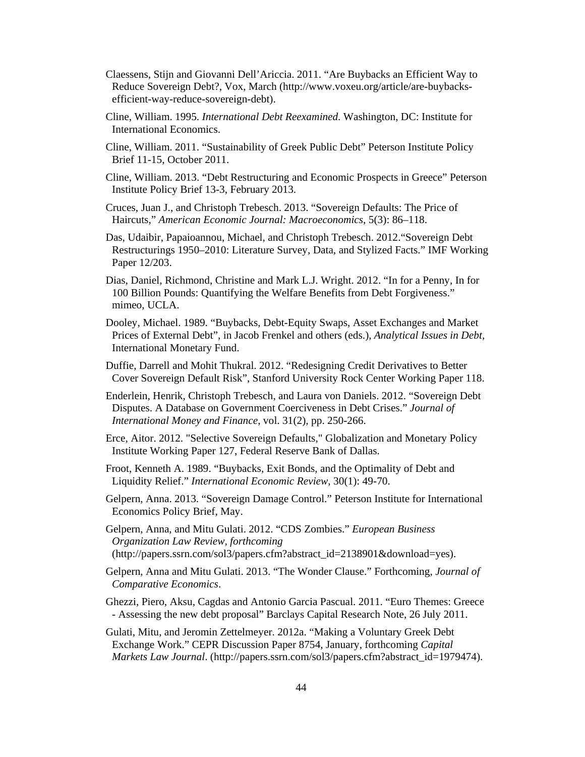Claessens, Stijn and Giovanni Dell'Ariccia. 2011. "Are Buybacks an Efficient Way to Reduce Sovereign Debt?, Vox, March (http://www.voxeu.org/article/are-buybacks-efficient-way-reduce-sovereign-debt).

Cline, William. 1995. *International Debt Reexamined*. Washington, DC: Institute for International Economics.

Cline, William. 2011. "Sustainability of Greek Public Debt" Peterson Institute Policy Brief 11-15, October 2011.

Cline, William. 2013. "Debt Restructuring and Economic Prospects in Greece" Peterson Institute Policy Brief 13-3, February 2013.

Cruces, Juan J., and Christoph Trebesch. 2013. "Sovereign Defaults: The Price of Haircuts," *American Economic Journal: Macroeconomics*, 5(3): 86–118.

Das, Udaibir, Papaioannou, Michael, and Christoph Trebesch. 2012."Sovereign Debt Restructurings 1950–2010: Literature Survey, Data, and Stylized Facts." IMF Working Paper 12/203.

Dias, Daniel, Richmond, Christine and Mark L.J. Wright. 2012. "In for a Penny, In for 100 Billion Pounds: Quantifying the Welfare Benefits from Debt Forgiveness." mimeo, UCLA.

Dooley, Michael. 1989. "Buybacks, Debt-Equity Swaps, Asset Exchanges and Market Prices of External Debt", in Jacob Frenkel and others (eds.), *Analytical Issues in Debt*, International Monetary Fund.

Duffie, Darrell and Mohit Thukral. 2012. "Redesigning Credit Derivatives to Better Cover Sovereign Default Risk", Stanford University Rock Center Working Paper 118.

Enderlein, Henrik, Christoph Trebesch, and Laura von Daniels. 2012. "Sovereign Debt Disputes. A Database on Government Coerciveness in Debt Crises." *Journal of International Money and Finance*, vol. 31(2), pp. 250-266.

Erce, Aitor. 2012. "Selective Sovereign Defaults," Globalization and Monetary Policy Institute Working Paper 127, Federal Reserve Bank of Dallas.

Froot, Kenneth A. 1989. "Buybacks, Exit Bonds, and the Optimality of Debt and Liquidity Relief." *International Economic Review*, 30(1): 49-70.

Gelpern, Anna. 2013. "Sovereign Damage Control." Peterson Institute for International Economics Policy Brief, May.

Gelpern, Anna, and Mitu Gulati. 2012. "CDS Zombies." *European Business Organization Law Review, forthcoming* (http://papers.ssrn.com/sol3/papers.cfm?abstract_id=2138901&download=yes).

Gelpern, Anna and Mitu Gulati. 2013. "The Wonder Clause." Forthcoming, *Journal of Comparative Economics*.

Ghezzi, Piero, Aksu, Cagdas and Antonio Garcia Pascual. 2011. "Euro Themes: Greece - Assessing the new debt proposal" Barclays Capital Research Note, 26 July 2011.

Gulati, Mitu, and Jeromin Zettelmeyer. 2012a. "Making a Voluntary Greek Debt Exchange Work." CEPR Discussion Paper 8754, January, forthcoming *Capital Markets Law Journal*. (http://papers.ssrn.com/sol3/papers.cfm?abstract_id=1979474).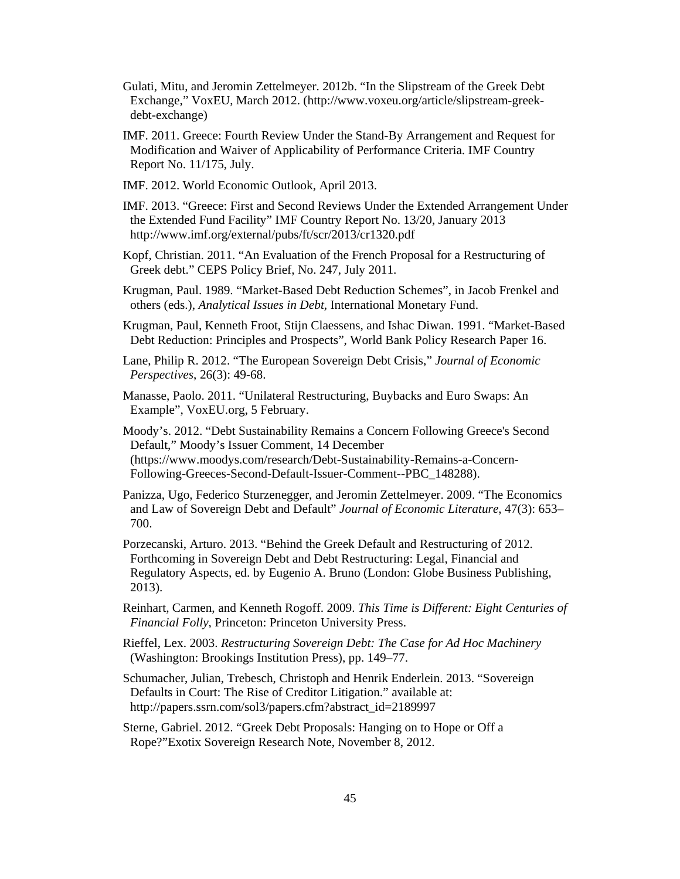Gulati, Mitu, and Jeromin Zettelmeyer. 2012b. "In the Slipstream of the Greek Debt Exchange," VoxEU, March 2012. (http://www.voxeu.org/article/slipstream-greek-debt-exchange)

IMF. 2011. Greece: Fourth Review Under the Stand-By Arrangement and Request for Modification and Waiver of Applicability of Performance Criteria. IMF Country Report No. 11/175, July.

IMF. 2012. World Economic Outlook, April 2013.

IMF. 2013. "Greece: First and Second Reviews Under the Extended Arrangement Under the Extended Fund Facility" IMF Country Report No. 13/20, January 2013 http://www.imf.org/external/pubs/ft/scr/2013/cr1320.pdf

Kopf, Christian. 2011. "An Evaluation of the French Proposal for a Restructuring of Greek debt." CEPS Policy Brief, No. 247, July 2011.

Krugman, Paul. 1989. "Market-Based Debt Reduction Schemes", in Jacob Frenkel and others (eds.), *Analytical Issues in Debt*, International Monetary Fund.

Krugman, Paul, Kenneth Froot, Stijn Claessens, and Ishac Diwan. 1991. "Market-Based Debt Reduction: Principles and Prospects", World Bank Policy Research Paper 16.

Lane, Philip R. 2012. "The European Sovereign Debt Crisis," *Journal of Economic Perspectives*, 26(3): 49-68.

Manasse, Paolo. 2011. "Unilateral Restructuring, Buybacks and Euro Swaps: An Example", VoxEU.org, 5 February.

Moody's. 2012. "Debt Sustainability Remains a Concern Following Greece's Second Default," Moody's Issuer Comment, 14 December (https://www.moodys.com/research/Debt-Sustainability-Remains-a-Concern-Following-Greeces-Second-Default-Issuer-Comment--PBC_148288).

Panizza, Ugo, Federico Sturzenegger, and Jeromin Zettelmeyer. 2009. "The Economics and Law of Sovereign Debt and Default" *Journal of Economic Literature*, 47(3): 653–700.

Porzecanski, Arturo. 2013. "Behind the Greek Default and Restructuring of 2012. Forthcoming in Sovereign Debt and Debt Restructuring: Legal, Financial and Regulatory Aspects, ed. by Eugenio A. Bruno (London: Globe Business Publishing, 2013).

Reinhart, Carmen, and Kenneth Rogoff. 2009. *This Time is Different: Eight Centuries of Financial Folly*, Princeton: Princeton University Press.

Rieffel, Lex. 2003. *Restructuring Sovereign Debt: The Case for Ad Hoc Machinery* (Washington: Brookings Institution Press), pp. 149–77.

Schumacher, Julian, Trebesch, Christoph and Henrik Enderlein. 2013. "Sovereign Defaults in Court: The Rise of Creditor Litigation." available at: http://papers.ssrn.com/sol3/papers.cfm?abstract_id=2189997

Sterne, Gabriel. 2012. "Greek Debt Proposals: Hanging on to Hope or Off a Rope?"Exotix Sovereign Research Note, November 8, 2012.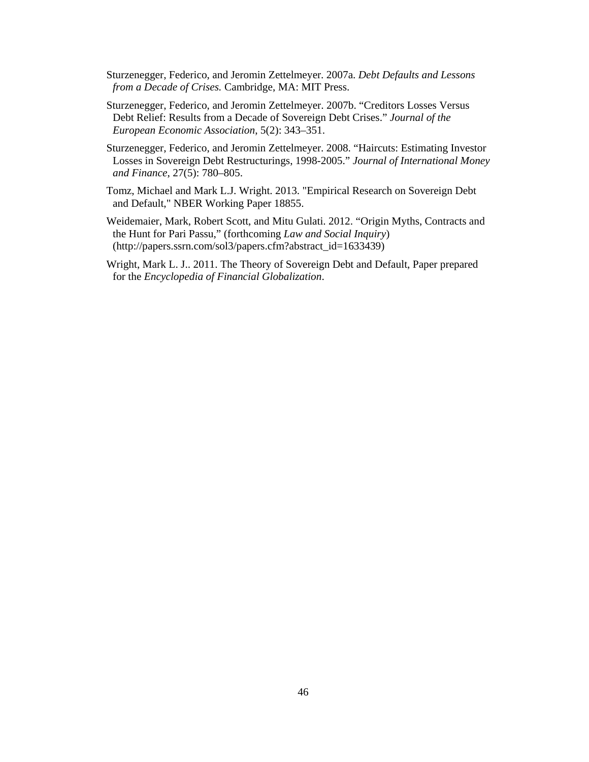Sturzenegger, Federico, and Jeromin Zettelmeyer. 2007a. *Debt Defaults and Lessons from a Decade of Crises.* Cambridge, MA: MIT Press.

Sturzenegger, Federico, and Jeromin Zettelmeyer. 2007b. "Creditors Losses Versus Debt Relief: Results from a Decade of Sovereign Debt Crises." *Journal of the European Economic Association*, 5(2): 343–351.

Sturzenegger, Federico, and Jeromin Zettelmeyer. 2008. "Haircuts: Estimating Investor Losses in Sovereign Debt Restructurings, 1998-2005." *Journal of International Money and Finance*, 27(5): 780–805.

Tomz, Michael and Mark L.J. Wright. 2013. "Empirical Research on Sovereign Debt and Default," NBER Working Paper 18855.

Weidemaier, Mark, Robert Scott, and Mitu Gulati. 2012. "Origin Myths, Contracts and the Hunt for Pari Passu," (forthcoming *Law and Social Inquiry*) (http://papers.ssrn.com/sol3/papers.cfm?abstract_id=1633439)

Wright, Mark L. J.. 2011. The Theory of Sovereign Debt and Default, Paper prepared for the *Encyclopedia of Financial Globalization*.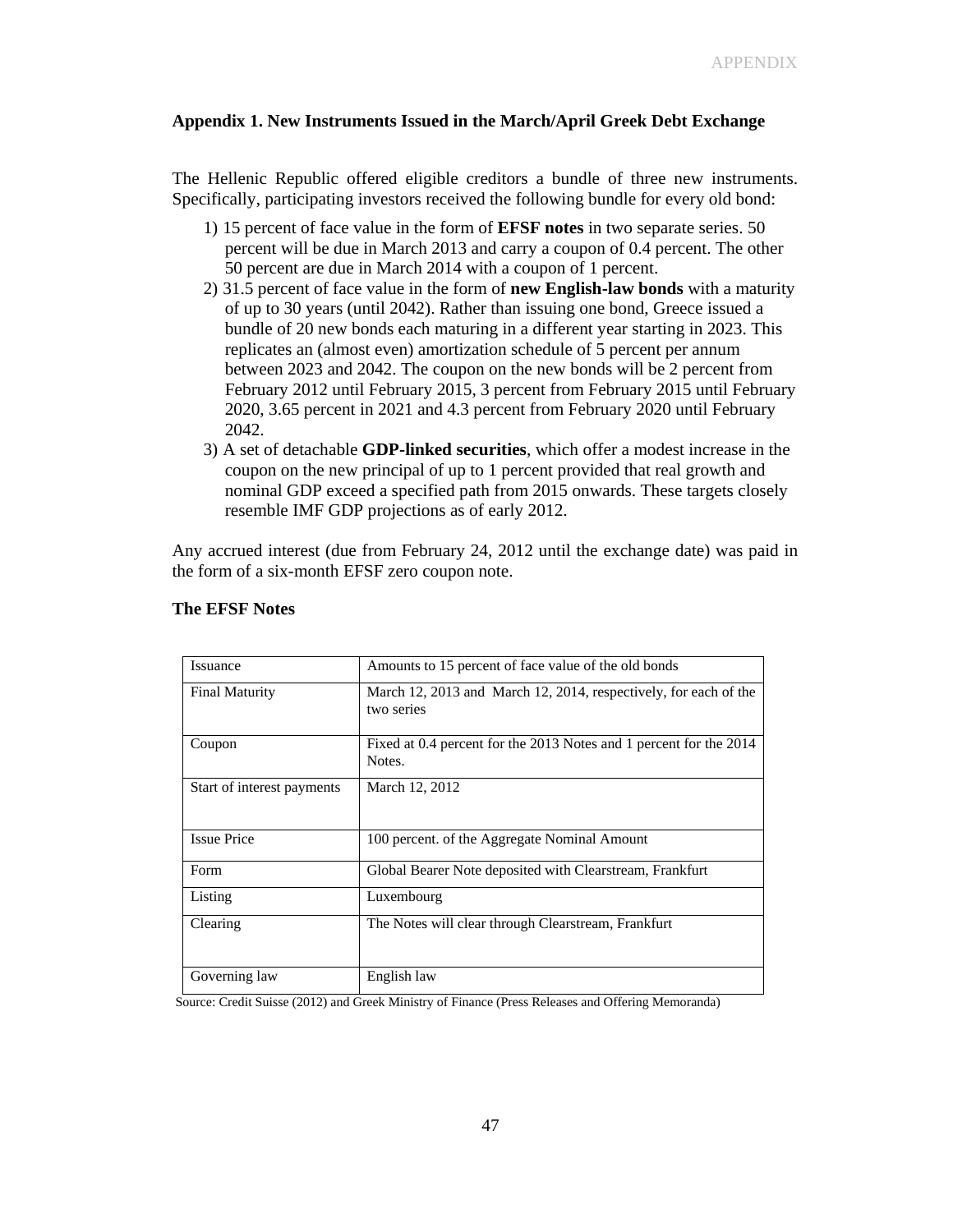## Appendix 1. New Instruments Issued in the March/April Greek Debt Exchange

The Hellenic Republic offered eligible creditors a bundle of three new instruments. Specifically, participating investors received the following bundle for every old bond:

1) 15 percent of face value in the form of **EFSF notes** in two separate series. 50 percent will be due in March 2013 and carry a coupon of 0.4 percent. The other 50 percent are due in March 2014 with a coupon of 1 percent.
2) 31.5 percent of face value in the form of **new English-law bonds** with a maturity of up to 30 years (until 2042). Rather than issuing one bond, Greece issued a bundle of 20 new bonds each maturing in a different year starting in 2023. This replicates an (almost even) amortization schedule of 5 percent per annum between 2023 and 2042. The coupon on the new bonds will be 2 percent from February 2012 until February 2015, 3 percent from February 2015 until February 2020, 3.65 percent in 2021 and 4.3 percent from February 2020 until February 2042.
3) A set of detachable **GDP-linked securities**, which offer a modest increase in the coupon on the new principal of up to 1 percent provided that real growth and nominal GDP exceed a specified path from 2015 onwards. These targets closely resemble IMF GDP projections as of early 2012.

Any accrued interest (due from February 24, 2012 until the exchange date) was paid in the form of a six-month EFSF zero coupon note.

### The EFSF Notes

| | |
|---|---|
| Issuance | Amounts to 15 percent of face value of the old bonds |
| Final Maturity | March 12, 2013 and March 12, 2014, respectively, for each of the two series |
| Coupon | Fixed at 0.4 percent for the 2013 Notes and 1 percent for the 2014 Notes. |
| Start of interest payments | March 12, 2012 |
| Issue Price | 100 percent. of the Aggregate Nominal Amount |
| Form | Global Bearer Note deposited with Clearstream, Frankfurt |
| Listing | Luxembourg |
| Clearing | The Notes will clear through Clearstream, Frankfurt |
| Governing law | English law |

Source: Credit Suisse (2012) and Greek Ministry of Finance (Press Releases and Offering Memoranda)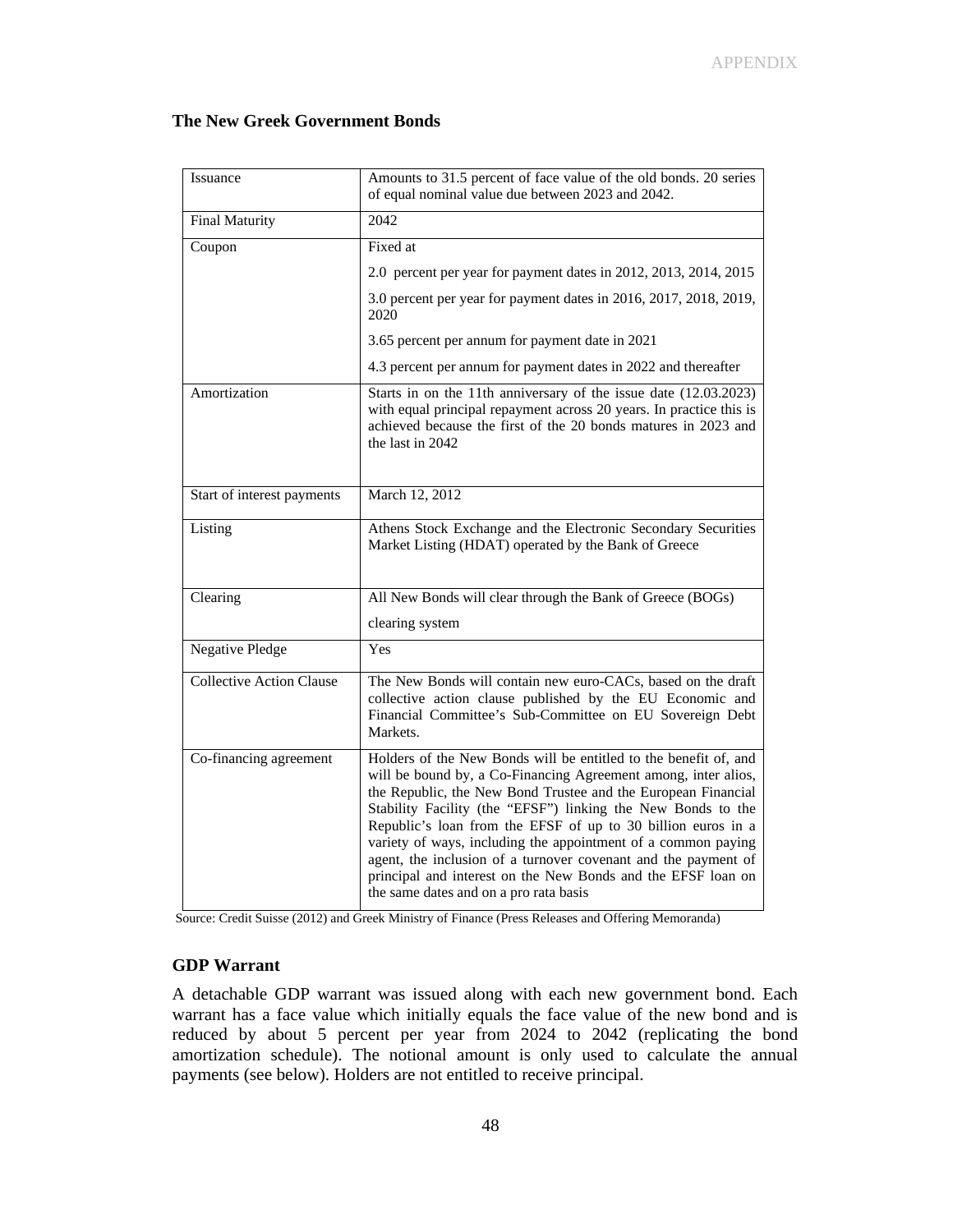### The New Greek Government Bonds

| | |
|---|---|
| Issuance | Amounts to 31.5 percent of face value of the old bonds. 20 series of equal nominal value due between 2023 and 2042. |
| Final Maturity | 2042 |
| Coupon | Fixed at<br>2.0 percent per year for payment dates in 2012, 2013, 2014, 2015<br>3.0 percent per year for payment dates in 2016, 2017, 2018, 2019, 2020<br>3.65 percent per annum for payment date in 2021<br>4.3 percent per annum for payment dates in 2022 and thereafter |
| Amortization | Starts in on the 11th anniversary of the issue date (12.03.2023) with equal principal repayment across 20 years. In practice this is achieved because the first of the 20 bonds matures in 2023 and the last in 2042 |
| Start of interest payments | March 12, 2012 |
| Listing | Athens Stock Exchange and the Electronic Secondary Securities Market Listing (HDAT) operated by the Bank of Greece |
| Clearing | All New Bonds will clear through the Bank of Greece (BOGs) clearing system |
| Negative Pledge | Yes |
| Collective Action Clause | The New Bonds will contain new euro-CACs, based on the draft collective action clause published by the EU Economic and Financial Committee's Sub-Committee on EU Sovereign Debt Markets. |
| Co-financing agreement | Holders of the New Bonds will be entitled to the benefit of, and will be bound by, a Co-Financing Agreement among, inter alios, the Republic, the New Bond Trustee and the European Financial Stability Facility (the "EFSF") linking the New Bonds to the Republic's loan from the EFSF of up to 30 billion euros in a variety of ways, including the appointment of a common paying agent, the inclusion of a turnover covenant and the payment of principal and interest on the New Bonds and the EFSF loan on the same dates and on a pro rata basis |

Source: Credit Suisse (2012) and Greek Ministry of Finance (Press Releases and Offering Memoranda)

### GDP Warrant

A detachable GDP warrant was issued along with each new government bond. Each warrant has a face value which initially equals the face value of the new bond and is reduced by about 5 percent per year from 2024 to 2042 (replicating the bond amortization schedule). The notional amount is only used to calculate the annual payments (see below). Holders are not entitled to receive principal.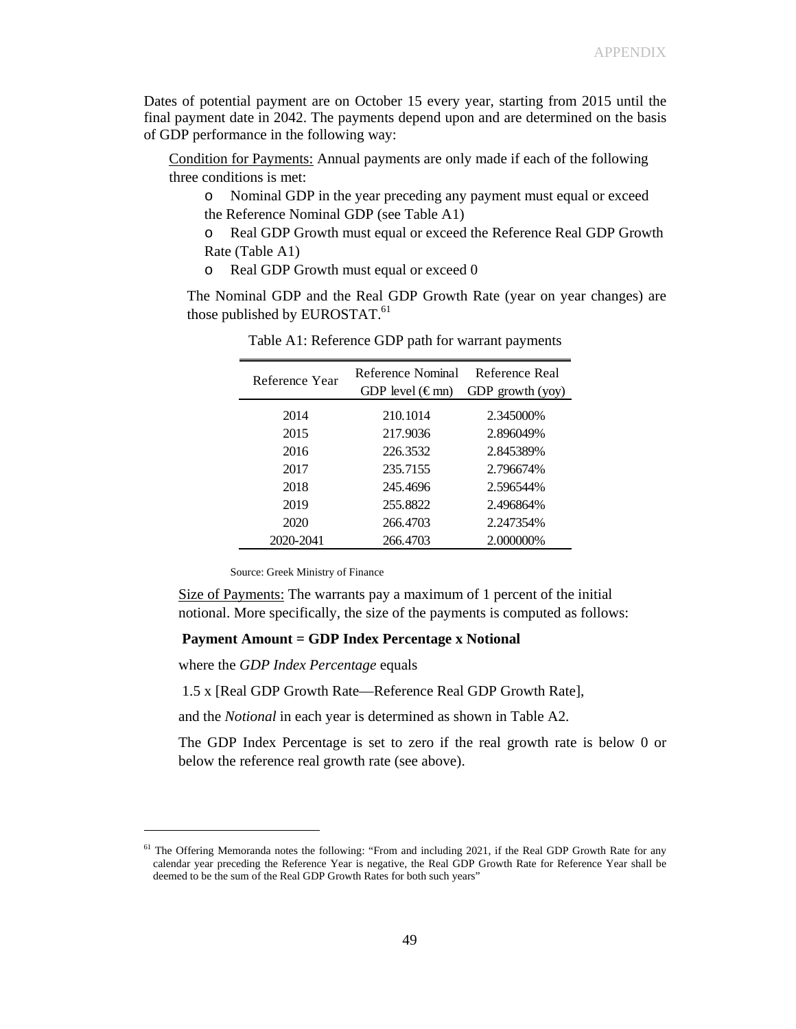Dates of potential payment are on October 15 every year, starting from 2015 until the final payment date in 2042. The payments depend upon and are determined on the basis of GDP performance in the following way:

Condition for Payments: Annual payments are only made if each of the following three conditions is met:

- Nominal GDP in the year preceding any payment must equal or exceed the Reference Nominal GDP (see Table A1)
- Real GDP Growth must equal or exceed the Reference Real GDP Growth Rate (Table A1)
- Real GDP Growth must equal or exceed 0

The Nominal GDP and the Real GDP Growth Rate (year on year changes) are those published by EUROSTAT.[61]

Table A1: Reference GDP path for warrant payments

| Reference Year | Reference Nominal GDP level (€ mn) | Reference Real GDP growth (yoy) |
|---|---|---|
| 2014 | 210.1014 | 2.345000% |
| 2015 | 217.9036 | 2.896049% |
| 2016 | 226.3532 | 2.845389% |
| 2017 | 235.7155 | 2.796674% |
| 2018 | 245.4696 | 2.596544% |
| 2019 | 255.8822 | 2.496864% |
| 2020 | 266.4703 | 2.247354% |
| 2020-2041 | 266.4703 | 2.000000% |

Source: Greek Ministry of Finance

Size of Payments: The warrants pay a maximum of 1 percent of the initial notional. More specifically, the size of the payments is computed as follows:

**Payment Amount = GDP Index Percentage x Notional**

where the *GDP Index Percentage* equals

1.5 x [Real GDP Growth Rate—Reference Real GDP Growth Rate],

and the *Notional* in each year is determined as shown in Table A2.

The GDP Index Percentage is set to zero if the real growth rate is below 0 or below the reference real growth rate (see above).

---

[61] The Offering Memoranda notes the following: "From and including 2021, if the Real GDP Growth Rate for any calendar year preceding the Reference Year is negative, the Real GDP Growth Rate for Reference Year shall be deemed to be the sum of the Real GDP Growth Rates for both such years"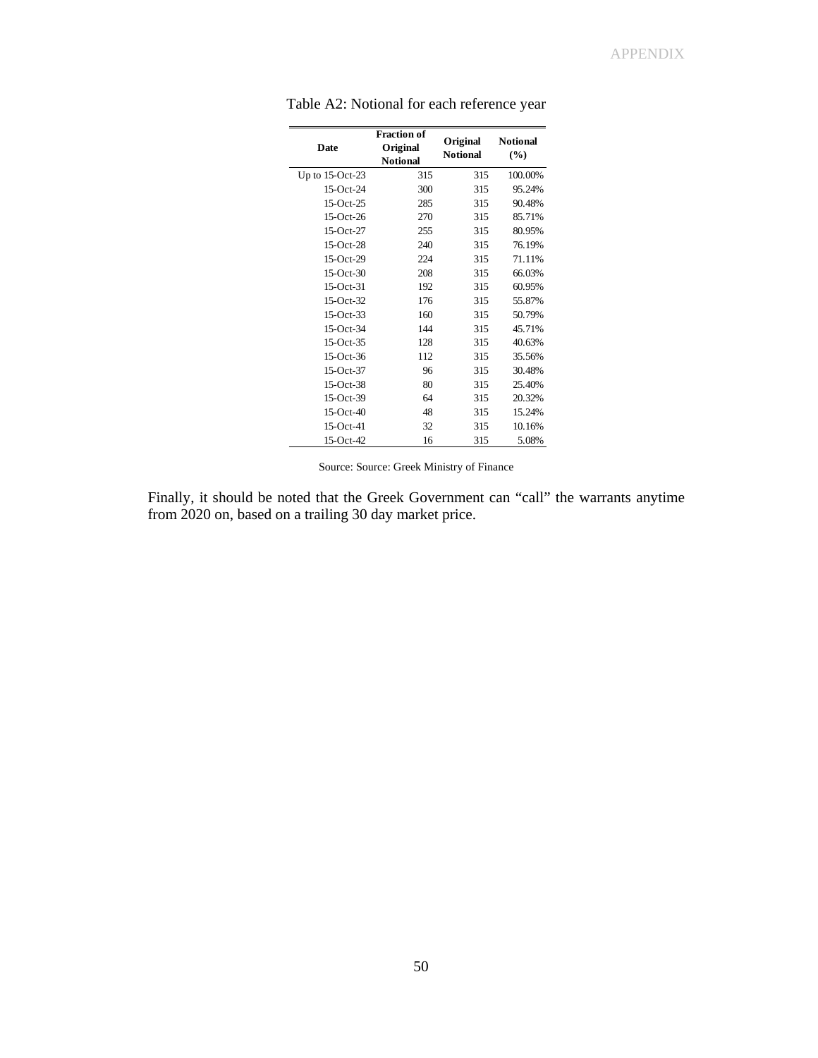Table A2: Notional for each reference year

| Date | Fraction of Original Notional | Original Notional | Notional (%) |
|---|---|---|---|
| Up to 15-Oct-23 | 315 | 315 | 100.00% |
| 15-Oct-24 | 300 | 315 | 95.24% |
| 15-Oct-25 | 285 | 315 | 90.48% |
| 15-Oct-26 | 270 | 315 | 85.71% |
| 15-Oct-27 | 255 | 315 | 80.95% |
| 15-Oct-28 | 240 | 315 | 76.19% |
| 15-Oct-29 | 224 | 315 | 71.11% |
| 15-Oct-30 | 208 | 315 | 66.03% |
| 15-Oct-31 | 192 | 315 | 60.95% |
| 15-Oct-32 | 176 | 315 | 55.87% |
| 15-Oct-33 | 160 | 315 | 50.79% |
| 15-Oct-34 | 144 | 315 | 45.71% |
| 15-Oct-35 | 128 | 315 | 40.63% |
| 15-Oct-36 | 112 | 315 | 35.56% |
| 15-Oct-37 | 96 | 315 | 30.48% |
| 15-Oct-38 | 80 | 315 | 25.40% |
| 15-Oct-39 | 64 | 315 | 20.32% |
| 15-Oct-40 | 48 | 315 | 15.24% |
| 15-Oct-41 | 32 | 315 | 10.16% |
| 15-Oct-42 | 16 | 315 | 5.08% |

Source: Source: Greek Ministry of Finance

Finally, it should be noted that the Greek Government can "call" the warrants anytime from 2020 on, based on a trailing 30 day market price.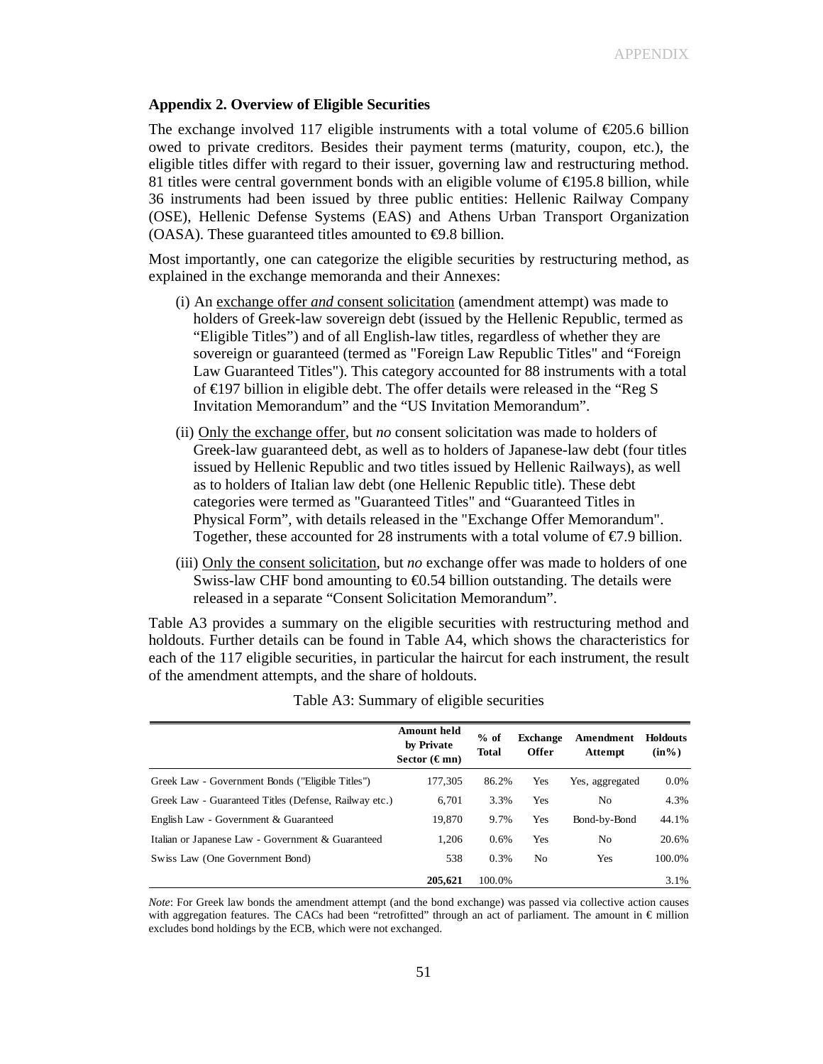### Appendix 2. Overview of Eligible Securities

The exchange involved 117 eligible instruments with a total volume of €205.6 billion owed to private creditors. Besides their payment terms (maturity, coupon, etc.), the eligible titles differ with regard to their issuer, governing law and restructuring method. 81 titles were central government bonds with an eligible volume of €195.8 billion, while 36 instruments had been issued by three public entities: Hellenic Railway Company (OSE), Hellenic Defense Systems (EAS) and Athens Urban Transport Organization (OASA). These guaranteed titles amounted to €9.8 billion.

Most importantly, one can categorize the eligible securities by restructuring method, as explained in the exchange memoranda and their Annexes:

(i) An <u>exchange offer *and* consent solicitation</u> (amendment attempt) was made to holders of Greek-law sovereign debt (issued by the Hellenic Republic, termed as "Eligible Titles") and of all English-law titles, regardless of whether they are sovereign or guaranteed (termed as "Foreign Law Republic Titles" and "Foreign Law Guaranteed Titles"). This category accounted for 88 instruments with a total of €197 billion in eligible debt. The offer details were released in the "Reg S Invitation Memorandum" and the "US Invitation Memorandum".

(ii) <u>Only the exchange offer</u>, but *no* consent solicitation was made to holders of Greek-law guaranteed debt, as well as to holders of Japanese-law debt (four titles issued by Hellenic Republic and two titles issued by Hellenic Railways), as well as to holders of Italian law debt (one Hellenic Republic title). These debt categories were termed as "Guaranteed Titles" and "Guaranteed Titles in Physical Form", with details released in the "Exchange Offer Memorandum". Together, these accounted for 28 instruments with a total volume of €7.9 billion.

(iii) <u>Only the consent solicitation</u>, but *no* exchange offer was made to holders of one Swiss-law CHF bond amounting to €0.54 billion outstanding. The details were released in a separate "Consent Solicitation Memorandum".

Table A3 provides a summary on the eligible securities with restructuring method and holdouts. Further details can be found in Table A4, which shows the characteristics for each of the 117 eligible securities, in particular the haircut for each instrument, the result of the amendment attempts, and the share of holdouts.

Table A3: Summary of eligible securities

| | Amount held by Private Sector (€ mn) | % of Total | Exchange Offer | Amendment Attempt | Holdouts (in%) |
|---|---|---|---|---|---|
| Greek Law - Government Bonds ("Eligible Titles") | 177,305 | 86.2% | Yes | Yes, aggregated | 0.0% |
| Greek Law - Guaranteed Titles (Defense, Railway etc.) | 6,701 | 3.3% | Yes | No | 4.3% |
| English Law - Government & Guaranteed | 19,870 | 9.7% | Yes | Bond-by-Bond | 44.1% |
| Italian or Japanese Law - Government & Guaranteed | 1,206 | 0.6% | Yes | No | 20.6% |
| Swiss Law (One Government Bond) | 538 | 0.3% | No | Yes | 100.0% |
| | **205,621** | 100.0% | | | 3.1% |

*Note*: For Greek law bonds the amendment attempt (and the bond exchange) was passed via collective action causes with aggregation features. The CACs had been "retrofitted" through an act of parliament. The amount in € million excludes bond holdings by the ECB, which were not exchanged.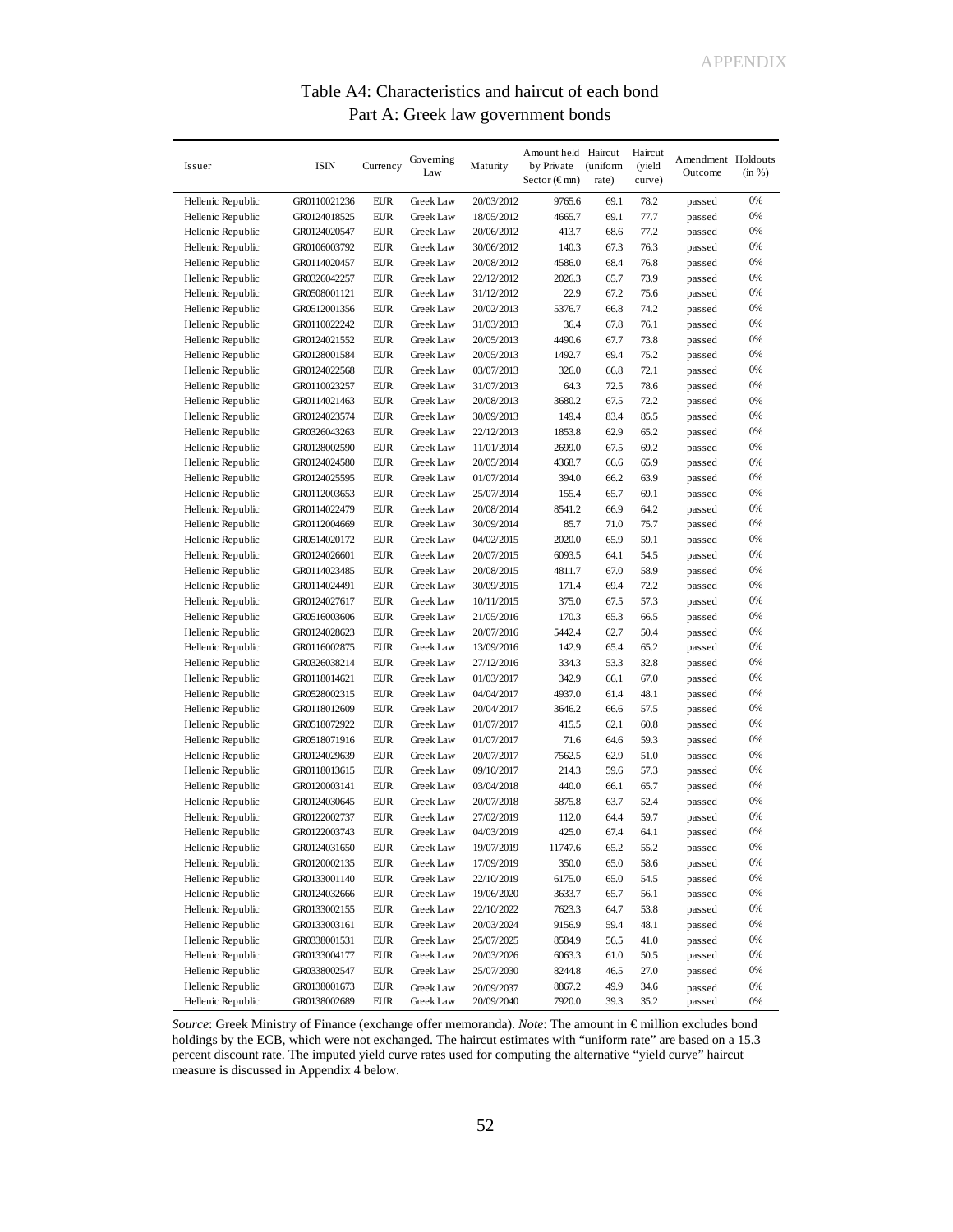# Table A4: Characteristics and haircut of each bond

## Part A: Greek law government bonds

| Issuer | ISIN | Currency | Governing Law | Maturity | Amount held by Private Sector (€ mn) | Haircut (uniform rate) | Haircut (yield curve) | Amendment Outcome | Holdouts (in %) |
|---|---|---|---|---|---|---|---|---|---|
| Hellenic Republic | GR0110021236 | EUR | Greek Law | 20/03/2012 | 9765.6 | 69.1 | 78.2 | passed | 0% |
| Hellenic Republic | GR0124018525 | EUR | Greek Law | 18/05/2012 | 4665.7 | 69.1 | 77.7 | passed | 0% |
| Hellenic Republic | GR0124020547 | EUR | Greek Law | 20/06/2012 | 413.7 | 68.6 | 77.2 | passed | 0% |
| Hellenic Republic | GR0106003792 | EUR | Greek Law | 30/06/2012 | 140.3 | 67.3 | 76.3 | passed | 0% |
| Hellenic Republic | GR0114020457 | EUR | Greek Law | 20/08/2012 | 4586.0 | 68.4 | 76.8 | passed | 0% |
| Hellenic Republic | GR0326042257 | EUR | Greek Law | 22/12/2012 | 2026.3 | 65.7 | 73.9 | passed | 0% |
| Hellenic Republic | GR0508001121 | EUR | Greek Law | 31/12/2012 | 22.9 | 67.2 | 75.6 | passed | 0% |
| Hellenic Republic | GR0512001356 | EUR | Greek Law | 20/02/2013 | 5376.7 | 66.8 | 74.2 | passed | 0% |
| Hellenic Republic | GR0110022242 | EUR | Greek Law | 31/03/2013 | 36.4 | 67.8 | 76.1 | passed | 0% |
| Hellenic Republic | GR0124021552 | EUR | Greek Law | 20/05/2013 | 4490.6 | 67.7 | 73.8 | passed | 0% |
| Hellenic Republic | GR0128001584 | EUR | Greek Law | 20/05/2013 | 1492.7 | 69.4 | 75.2 | passed | 0% |
| Hellenic Republic | GR0124022568 | EUR | Greek Law | 03/07/2013 | 326.0 | 66.8 | 72.1 | passed | 0% |
| Hellenic Republic | GR0110023257 | EUR | Greek Law | 31/07/2013 | 64.3 | 72.5 | 78.6 | passed | 0% |
| Hellenic Republic | GR0114021463 | EUR | Greek Law | 20/08/2013 | 3680.2 | 67.5 | 72.2 | passed | 0% |
| Hellenic Republic | GR0124023574 | EUR | Greek Law | 30/09/2013 | 149.4 | 83.4 | 85.5 | passed | 0% |
| Hellenic Republic | GR0326043263 | EUR | Greek Law | 22/12/2013 | 1853.8 | 62.9 | 65.2 | passed | 0% |
| Hellenic Republic | GR0128002590 | EUR | Greek Law | 11/01/2014 | 2699.0 | 67.5 | 69.2 | passed | 0% |
| Hellenic Republic | GR0124024580 | EUR | Greek Law | 20/05/2014 | 4368.7 | 66.6 | 65.9 | passed | 0% |
| Hellenic Republic | GR0124025595 | EUR | Greek Law | 01/07/2014 | 394.0 | 66.2 | 63.9 | passed | 0% |
| Hellenic Republic | GR0112003653 | EUR | Greek Law | 25/07/2014 | 155.4 | 65.7 | 69.1 | passed | 0% |
| Hellenic Republic | GR0114022479 | EUR | Greek Law | 20/08/2014 | 8541.2 | 66.9 | 64.2 | passed | 0% |
| Hellenic Republic | GR0112004669 | EUR | Greek Law | 30/09/2014 | 85.7 | 71.0 | 75.7 | passed | 0% |
| Hellenic Republic | GR0514020172 | EUR | Greek Law | 04/02/2015 | 2020.0 | 65.9 | 59.1 | passed | 0% |
| Hellenic Republic | GR0124026601 | EUR | Greek Law | 20/07/2015 | 6093.5 | 64.1 | 54.5 | passed | 0% |
| Hellenic Republic | GR0114023485 | EUR | Greek Law | 20/08/2015 | 4811.7 | 67.0 | 58.9 | passed | 0% |
| Hellenic Republic | GR0114024491 | EUR | Greek Law | 30/09/2015 | 171.4 | 69.4 | 72.2 | passed | 0% |
| Hellenic Republic | GR0124027617 | EUR | Greek Law | 10/11/2015 | 375.0 | 67.5 | 57.3 | passed | 0% |
| Hellenic Republic | GR0516003606 | EUR | Greek Law | 21/05/2016 | 170.3 | 65.3 | 66.5 | passed | 0% |
| Hellenic Republic | GR0124028623 | EUR | Greek Law | 20/07/2016 | 5442.4 | 62.7 | 50.4 | passed | 0% |
| Hellenic Republic | GR0116002875 | EUR | Greek Law | 13/09/2016 | 142.9 | 65.4 | 65.2 | passed | 0% |
| Hellenic Republic | GR0326038214 | EUR | Greek Law | 27/12/2016 | 334.3 | 53.3 | 32.8 | passed | 0% |
| Hellenic Republic | GR0118014621 | EUR | Greek Law | 01/03/2017 | 342.9 | 66.1 | 67.0 | passed | 0% |
| Hellenic Republic | GR0528002315 | EUR | Greek Law | 04/04/2017 | 4937.0 | 61.4 | 48.1 | passed | 0% |
| Hellenic Republic | GR0118012609 | EUR | Greek Law | 20/04/2017 | 3646.2 | 66.6 | 57.5 | passed | 0% |
| Hellenic Republic | GR0518072922 | EUR | Greek Law | 01/07/2017 | 415.5 | 62.1 | 60.8 | passed | 0% |
| Hellenic Republic | GR0518071916 | EUR | Greek Law | 01/07/2017 | 71.6 | 64.6 | 59.3 | passed | 0% |
| Hellenic Republic | GR0124029639 | EUR | Greek Law | 20/07/2017 | 7562.5 | 62.9 | 51.0 | passed | 0% |
| Hellenic Republic | GR0118013615 | EUR | Greek Law | 09/10/2017 | 214.3 | 59.6 | 57.3 | passed | 0% |
| Hellenic Republic | GR0120003141 | EUR | Greek Law | 03/04/2018 | 440.0 | 66.1 | 65.7 | passed | 0% |
| Hellenic Republic | GR0124030645 | EUR | Greek Law | 20/07/2018 | 5875.8 | 63.7 | 52.4 | passed | 0% |
| Hellenic Republic | GR0122002737 | EUR | Greek Law | 27/02/2019 | 112.0 | 64.4 | 59.7 | passed | 0% |
| Hellenic Republic | GR0122003743 | EUR | Greek Law | 04/03/2019 | 425.0 | 67.4 | 64.1 | passed | 0% |
| Hellenic Republic | GR0124031650 | EUR | Greek Law | 19/07/2019 | 11747.6 | 65.2 | 55.2 | passed | 0% |
| Hellenic Republic | GR0120002135 | EUR | Greek Law | 17/09/2019 | 350.0 | 65.0 | 58.6 | passed | 0% |
| Hellenic Republic | GR0133001140 | EUR | Greek Law | 22/10/2019 | 6175.0 | 65.0 | 54.5 | passed | 0% |
| Hellenic Republic | GR0124032666 | EUR | Greek Law | 19/06/2020 | 3633.7 | 65.7 | 56.1 | passed | 0% |
| Hellenic Republic | GR0133002155 | EUR | Greek Law | 22/10/2022 | 7623.3 | 64.7 | 53.8 | passed | 0% |
| Hellenic Republic | GR0133003161 | EUR | Greek Law | 20/03/2024 | 9156.9 | 59.4 | 48.1 | passed | 0% |
| Hellenic Republic | GR0338001531 | EUR | Greek Law | 25/07/2025 | 8584.9 | 56.5 | 41.0 | passed | 0% |
| Hellenic Republic | GR0133004177 | EUR | Greek Law | 20/03/2026 | 6063.3 | 61.0 | 50.5 | passed | 0% |
| Hellenic Republic | GR0338002547 | EUR | Greek Law | 25/07/2030 | 8244.8 | 46.5 | 27.0 | passed | 0% |
| Hellenic Republic | GR0138001673 | EUR | Greek Law | 20/09/2037 | 8867.2 | 49.9 | 34.6 | passed | 0% |
| Hellenic Republic | GR0138002689 | EUR | Greek Law | 20/09/2040 | 7920.0 | 39.3 | 35.2 | passed | 0% |

*Source*: Greek Ministry of Finance (exchange offer memoranda). *Note*: The amount in € million excludes bond holdings by the ECB, which were not exchanged. The haircut estimates with "uniform rate" are based on a 15.3 percent discount rate. The imputed yield curve rates used for computing the alternative "yield curve" haircut measure is discussed in Appendix 4 below.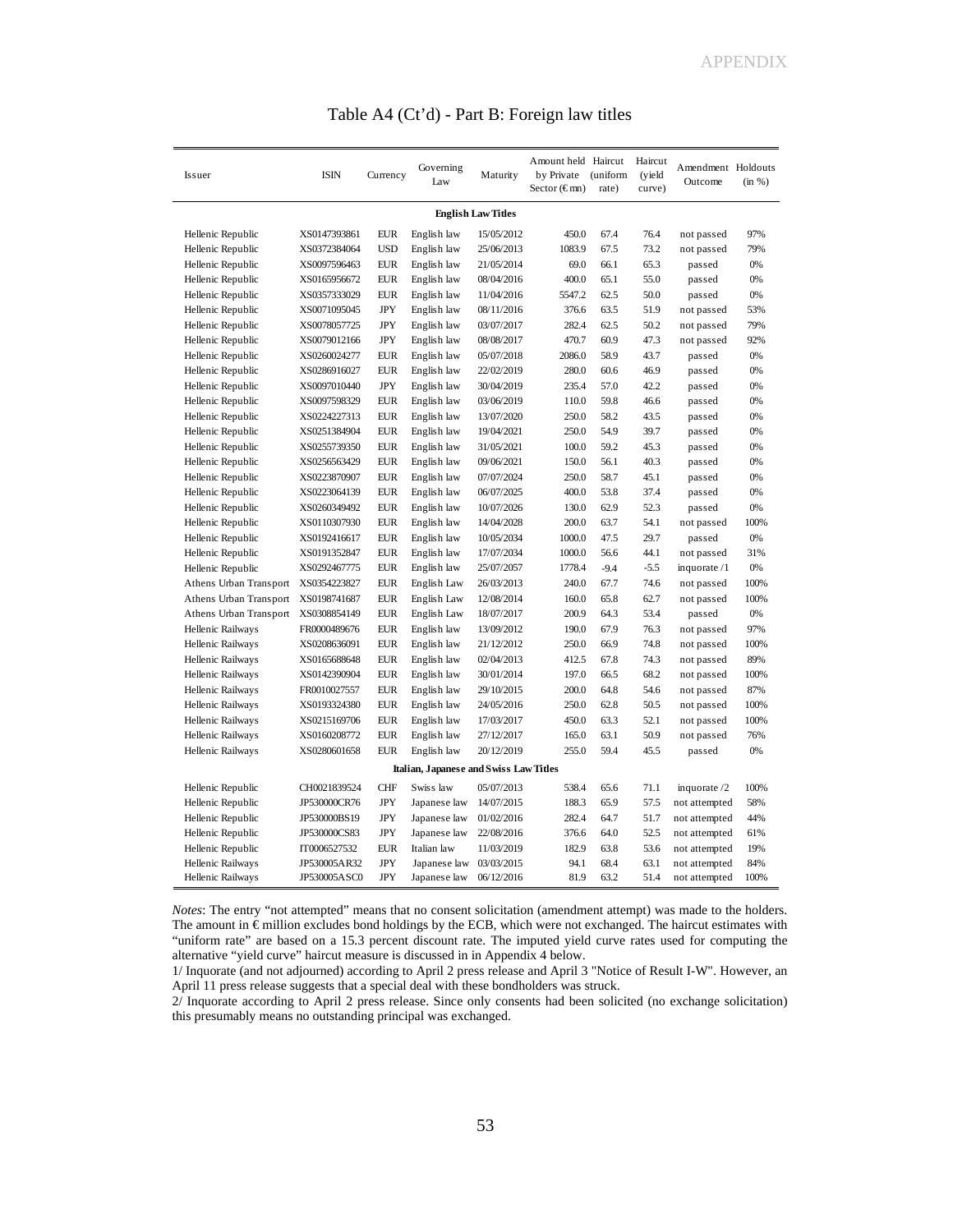# Table A4 (Ct'd) - Part B: Foreign law titles

| Issuer | ISIN | Currency | Governing Law | Maturity | Amount held by Private Sector (€mn) | Haircut (uniform rate) | Haircut (yield curve) | Amendment Outcome | Holdouts (in %) |
|---|---|---|---|---|---|---|---|---|---|
| **English Law Titles** | | | | | | | | | |
| Hellenic Republic | XS0147393861 | EUR | English law | 15/05/2012 | 450.0 | 67.4 | 76.4 | not passed | 97% |
| Hellenic Republic | XS0372384064 | USD | English law | 25/06/2013 | 1083.9 | 67.5 | 73.2 | not passed | 79% |
| Hellenic Republic | XS0097596463 | EUR | English law | 21/05/2014 | 69.0 | 66.1 | 65.3 | passed | 0% |
| Hellenic Republic | XS0165956672 | EUR | English law | 08/04/2016 | 400.0 | 65.1 | 55.0 | passed | 0% |
| Hellenic Republic | XS0357333029 | EUR | English law | 11/04/2016 | 5547.2 | 62.5 | 50.0 | passed | 0% |
| Hellenic Republic | XS0071095045 | JPY | English law | 08/11/2016 | 376.6 | 63.5 | 51.9 | not passed | 53% |
| Hellenic Republic | XS0078057725 | JPY | English law | 03/07/2017 | 282.4 | 62.5 | 50.2 | not passed | 79% |
| Hellenic Republic | XS0079012166 | JPY | English law | 08/08/2017 | 470.7 | 60.9 | 47.3 | not passed | 92% |
| Hellenic Republic | XS0260024277 | EUR | English law | 05/07/2018 | 2086.0 | 58.9 | 43.7 | passed | 0% |
| Hellenic Republic | XS0286916027 | EUR | English law | 22/02/2019 | 280.0 | 60.6 | 46.9 | passed | 0% |
| Hellenic Republic | XS0097010440 | JPY | English law | 30/04/2019 | 235.4 | 57.0 | 42.2 | passed | 0% |
| Hellenic Republic | XS0097598329 | EUR | English law | 03/06/2019 | 110.0 | 59.8 | 46.6 | passed | 0% |
| Hellenic Republic | XS0224227313 | EUR | English law | 13/07/2020 | 250.0 | 58.2 | 43.5 | passed | 0% |
| Hellenic Republic | XS0251384904 | EUR | English law | 19/04/2021 | 250.0 | 54.9 | 39.7 | passed | 0% |
| Hellenic Republic | XS0255739350 | EUR | English law | 31/05/2021 | 100.0 | 59.2 | 45.3 | passed | 0% |
| Hellenic Republic | XS0256563429 | EUR | English law | 09/06/2021 | 150.0 | 56.1 | 40.3 | passed | 0% |
| Hellenic Republic | XS0223870907 | EUR | English law | 07/07/2024 | 250.0 | 58.7 | 45.1 | passed | 0% |
| Hellenic Republic | XS0223064139 | EUR | English law | 06/07/2025 | 400.0 | 53.8 | 37.4 | passed | 0% |
| Hellenic Republic | XS0260349492 | EUR | English law | 10/07/2026 | 130.0 | 62.9 | 52.3 | passed | 0% |
| Hellenic Republic | XS0110307930 | EUR | English law | 14/04/2028 | 200.0 | 63.7 | 54.1 | not passed | 100% |
| Hellenic Republic | XS0192416617 | EUR | English law | 10/05/2034 | 1000.0 | 47.5 | 29.7 | passed | 0% |
| Hellenic Republic | XS0191352847 | EUR | English law | 17/07/2034 | 1000.0 | 56.6 | 44.1 | not passed | 31% |
| Hellenic Republic | XS0292467775 | EUR | English law | 25/07/2057 | 1778.4 | -9.4 | -5.5 | inquorate /1 | 0% |
| Athens Urban Transport | XS0354223827 | EUR | English Law | 26/03/2013 | 240.0 | 67.7 | 74.6 | not passed | 100% |
| Athens Urban Transport | XS0198741687 | EUR | English Law | 12/08/2014 | 160.0 | 65.8 | 62.7 | not passed | 100% |
| Athens Urban Transport | XS0308854149 | EUR | English Law | 18/07/2017 | 200.9 | 64.3 | 53.4 | passed | 0% |
| Hellenic Railways | FR0000489676 | EUR | English law | 13/09/2012 | 190.0 | 67.9 | 76.3 | not passed | 97% |
| Hellenic Railways | XS0208636091 | EUR | English law | 21/12/2012 | 250.0 | 66.9 | 74.8 | not passed | 100% |
| Hellenic Railways | XS0165688648 | EUR | English law | 02/04/2013 | 412.5 | 67.8 | 74.3 | not passed | 89% |
| Hellenic Railways | XS0142390904 | EUR | English law | 30/01/2014 | 197.0 | 66.5 | 68.2 | not passed | 100% |
| Hellenic Railways | FR0010027557 | EUR | English law | 29/10/2015 | 200.0 | 64.8 | 54.6 | not passed | 87% |
| Hellenic Railways | XS0193324380 | EUR | English law | 24/05/2016 | 250.0 | 62.8 | 50.5 | not passed | 100% |
| Hellenic Railways | XS0215169706 | EUR | English law | 17/03/2017 | 450.0 | 63.3 | 52.1 | not passed | 100% |
| Hellenic Railways | XS0160208772 | EUR | English law | 27/12/2017 | 165.0 | 63.1 | 50.9 | not passed | 76% |
| Hellenic Railways | XS0280601658 | EUR | English law | 20/12/2019 | 255.0 | 59.4 | 45.5 | passed | 0% |
| **Italian, Japanese and Swiss Law Titles** | | | | | | | | | |
| Hellenic Republic | CH0021839524 | CHF | Swiss law | 05/07/2013 | 538.4 | 65.6 | 71.1 | inquorate /2 | 100% |
| Hellenic Republic | JP530000CR76 | JPY | Japanese law | 14/07/2015 | 188.3 | 65.9 | 57.5 | not attempted | 58% |
| Hellenic Republic | JP530000BS19 | JPY | Japanese law | 01/02/2016 | 282.4 | 64.7 | 51.7 | not attempted | 44% |
| Hellenic Republic | JP530000CS83 | JPY | Japanese law | 22/08/2016 | 376.6 | 64.0 | 52.5 | not attempted | 61% |
| Hellenic Republic | IT0006527532 | EUR | Italian law | 11/03/2019 | 182.9 | 63.8 | 53.6 | not attempted | 19% |
| Hellenic Railways | JP530005AR32 | JPY | Japanese law | 03/03/2015 | 94.1 | 68.4 | 63.1 | not attempted | 84% |
| Hellenic Railways | JP530005ASC0 | JPY | Japanese law | 06/12/2016 | 81.9 | 63.2 | 51.4 | not attempted | 100% |

*Notes*: The entry "not attempted" means that no consent solicitation (amendment attempt) was made to the holders. The amount in € million excludes bond holdings by the ECB, which were not exchanged. The haircut estimates with "uniform rate" are based on a 15.3 percent discount rate. The imputed yield curve rates used for computing the alternative "yield curve" haircut measure is discussed in in Appendix 4 below.

1/ Inquorate (and not adjourned) according to April 2 press release and April 3 "Notice of Result I-W". However, an April 11 press release suggests that a special deal with these bondholders was struck.

2/ Inquorate according to April 2 press release. Since only consents had been solicited (no exchange solicitation) this presumably means no outstanding principal was exchanged.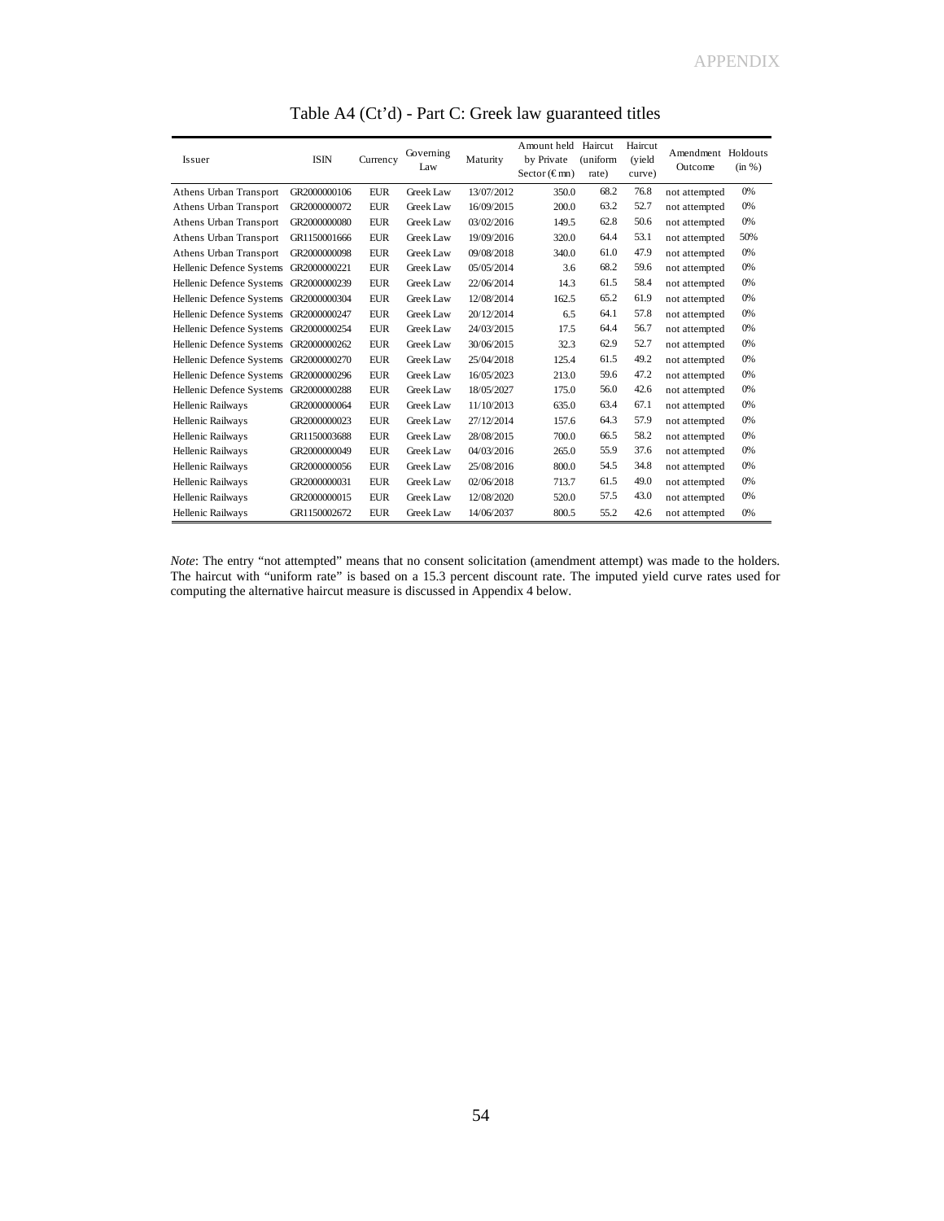# Table A4 (Ct'd) - Part C: Greek law guaranteed titles

| Issuer | ISIN | Currency | Governing Law | Maturity | Amount held by Private Sector (€ mn) | Haircut (uniform rate) | Haircut (yield curve) | Amendment Outcome | Holdouts (in %) |
|---|---|---|---|---|---|---|---|---|---|
| Athens Urban Transport | GR2000000106 | EUR | Greek Law | 13/07/2012 | 350.0 | 68.2 | 76.8 | not attempted | 0% |
| Athens Urban Transport | GR2000000072 | EUR | Greek Law | 16/09/2015 | 200.0 | 63.2 | 52.7 | not attempted | 0% |
| Athens Urban Transport | GR2000000080 | EUR | Greek Law | 03/02/2016 | 149.5 | 62.8 | 50.6 | not attempted | 0% |
| Athens Urban Transport | GR1150001666 | EUR | Greek Law | 19/09/2016 | 320.0 | 64.4 | 53.1 | not attempted | 50% |
| Athens Urban Transport | GR2000000098 | EUR | Greek Law | 09/08/2018 | 340.0 | 61.0 | 47.9 | not attempted | 0% |
| Hellenic Defence Systems | GR2000000221 | EUR | Greek Law | 05/05/2014 | 3.6 | 68.2 | 59.6 | not attempted | 0% |
| Hellenic Defence Systems | GR2000000239 | EUR | Greek Law | 22/06/2014 | 14.3 | 61.5 | 58.4 | not attempted | 0% |
| Hellenic Defence Systems | GR2000000304 | EUR | Greek Law | 12/08/2014 | 162.5 | 65.2 | 61.9 | not attempted | 0% |
| Hellenic Defence Systems | GR2000000247 | EUR | Greek Law | 20/12/2014 | 6.5 | 64.1 | 57.8 | not attempted | 0% |
| Hellenic Defence Systems | GR2000000254 | EUR | Greek Law | 24/03/2015 | 17.5 | 64.4 | 56.7 | not attempted | 0% |
| Hellenic Defence Systems | GR2000000262 | EUR | Greek Law | 30/06/2015 | 32.3 | 62.9 | 52.7 | not attempted | 0% |
| Hellenic Defence Systems | GR2000000270 | EUR | Greek Law | 25/04/2018 | 125.4 | 61.5 | 49.2 | not attempted | 0% |
| Hellenic Defence Systems | GR2000000296 | EUR | Greek Law | 16/05/2023 | 213.0 | 59.6 | 47.2 | not attempted | 0% |
| Hellenic Defence Systems | GR2000000288 | EUR | Greek Law | 18/05/2027 | 175.0 | 56.0 | 42.6 | not attempted | 0% |
| Hellenic Railways | GR2000000064 | EUR | Greek Law | 11/10/2013 | 635.0 | 63.4 | 67.1 | not attempted | 0% |
| Hellenic Railways | GR2000000023 | EUR | Greek Law | 27/12/2014 | 157.6 | 64.3 | 57.9 | not attempted | 0% |
| Hellenic Railways | GR1150003688 | EUR | Greek Law | 28/08/2015 | 700.0 | 66.5 | 58.2 | not attempted | 0% |
| Hellenic Railways | GR2000000049 | EUR | Greek Law | 04/03/2016 | 265.0 | 55.9 | 37.6 | not attempted | 0% |
| Hellenic Railways | GR2000000056 | EUR | Greek Law | 25/08/2016 | 800.0 | 54.5 | 34.8 | not attempted | 0% |
| Hellenic Railways | GR2000000031 | EUR | Greek Law | 02/06/2018 | 713.7 | 61.5 | 49.0 | not attempted | 0% |
| Hellenic Railways | GR2000000015 | EUR | Greek Law | 12/08/2020 | 520.0 | 57.5 | 43.0 | not attempted | 0% |
| Hellenic Railways | GR1150002672 | EUR | Greek Law | 14/06/2037 | 800.5 | 55.2 | 42.6 | not attempted | 0% |

*Note*: The entry "not attempted" means that no consent solicitation (amendment attempt) was made to the holders. The haircut with "uniform rate" is based on a 15.3 percent discount rate. The imputed yield curve rates used for computing the alternative haircut measure is discussed in Appendix 4 below.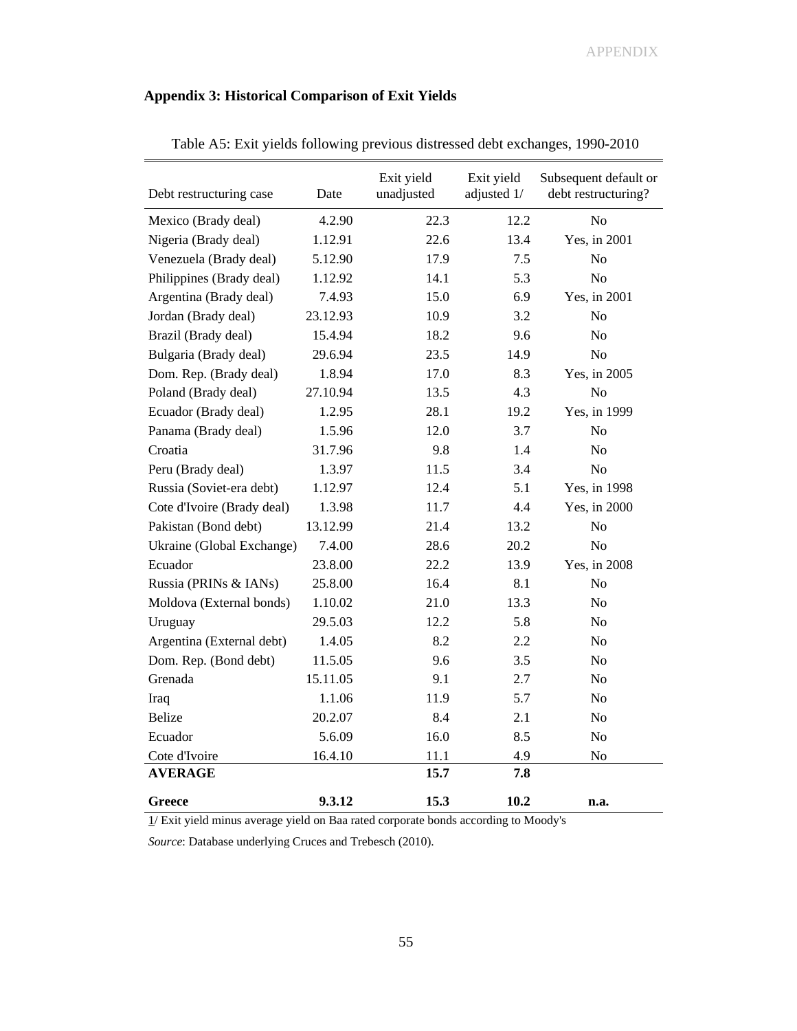## Appendix 3: Historical Comparison of Exit Yields

Table A5: Exit yields following previous distressed debt exchanges, 1990-2010

| Debt restructuring case | Date | Exit yield unadjusted | Exit yield adjusted 1/ | Subsequent default or debt restructuring? |
|---|---|---|---|---|
| Mexico (Brady deal) | 4.2.90 | 22.3 | 12.2 | No |
| Nigeria (Brady deal) | 1.12.91 | 22.6 | 13.4 | Yes, in 2001 |
| Venezuela (Brady deal) | 5.12.90 | 17.9 | 7.5 | No |
| Philippines (Brady deal) | 1.12.92 | 14.1 | 5.3 | No |
| Argentina (Brady deal) | 7.4.93 | 15.0 | 6.9 | Yes, in 2001 |
| Jordan (Brady deal) | 23.12.93 | 10.9 | 3.2 | No |
| Brazil (Brady deal) | 15.4.94 | 18.2 | 9.6 | No |
| Bulgaria (Brady deal) | 29.6.94 | 23.5 | 14.9 | No |
| Dom. Rep. (Brady deal) | 1.8.94 | 17.0 | 8.3 | Yes, in 2005 |
| Poland (Brady deal) | 27.10.94 | 13.5 | 4.3 | No |
| Ecuador (Brady deal) | 1.2.95 | 28.1 | 19.2 | Yes, in 1999 |
| Panama (Brady deal) | 1.5.96 | 12.0 | 3.7 | No |
| Croatia | 31.7.96 | 9.8 | 1.4 | No |
| Peru (Brady deal) | 1.3.97 | 11.5 | 3.4 | No |
| Russia (Soviet-era debt) | 1.12.97 | 12.4 | 5.1 | Yes, in 1998 |
| Cote d'Ivoire (Brady deal) | 1.3.98 | 11.7 | 4.4 | Yes, in 2000 |
| Pakistan (Bond debt) | 13.12.99 | 21.4 | 13.2 | No |
| Ukraine (Global Exchange) | 7.4.00 | 28.6 | 20.2 | No |
| Ecuador | 23.8.00 | 22.2 | 13.9 | Yes, in 2008 |
| Russia (PRINs & IANs) | 25.8.00 | 16.4 | 8.1 | No |
| Moldova (External bonds) | 1.10.02 | 21.0 | 13.3 | No |
| Uruguay | 29.5.03 | 12.2 | 5.8 | No |
| Argentina (External debt) | 1.4.05 | 8.2 | 2.2 | No |
| Dom. Rep. (Bond debt) | 11.5.05 | 9.6 | 3.5 | No |
| Grenada | 15.11.05 | 9.1 | 2.7 | No |
| Iraq | 1.1.06 | 11.9 | 5.7 | No |
| Belize | 20.2.07 | 8.4 | 2.1 | No |
| Ecuador | 5.6.09 | 16.0 | 8.5 | No |
| Cote d'Ivoire | 16.4.10 | 11.1 | 4.9 | No |
| **AVERAGE** | | **15.7** | **7.8** | |
| **Greece** | **9.3.12** | **15.3** | **10.2** | **n.a.** |

1/ Exit yield minus average yield on Baa rated corporate bonds according to Moody's

*Source*: Database underlying Cruces and Trebesch (2010).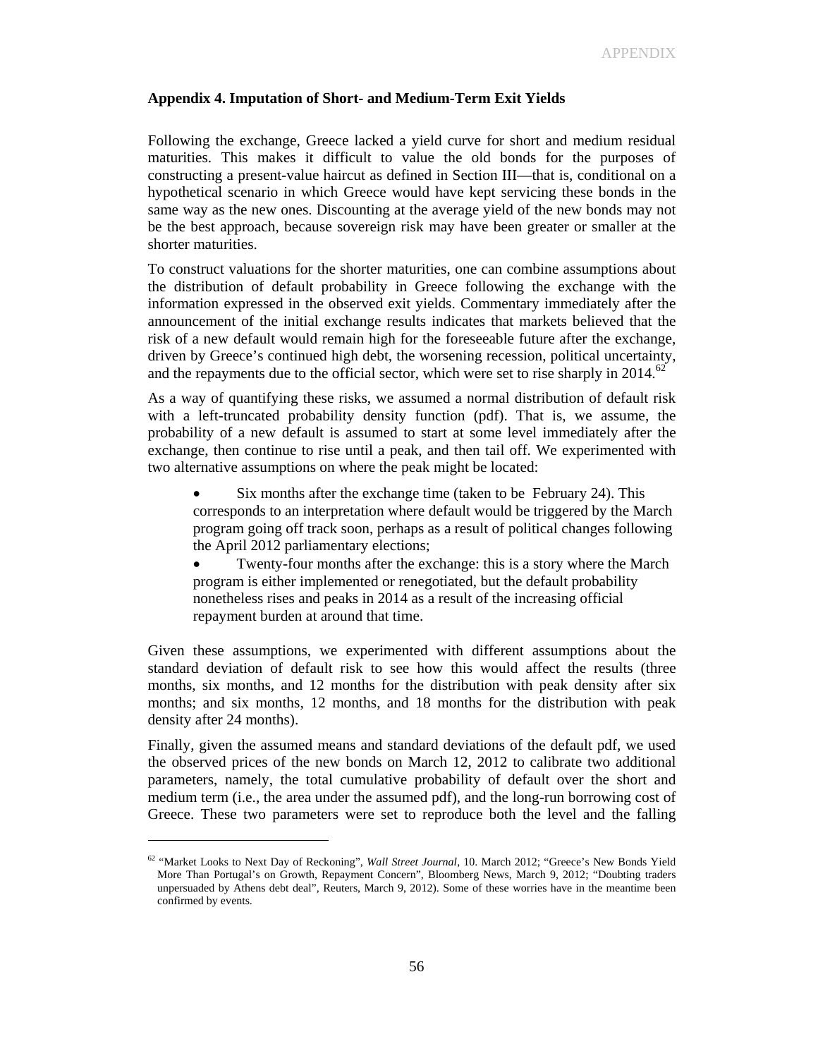## Appendix 4. Imputation of Short- and Medium-Term Exit Yields

Following the exchange, Greece lacked a yield curve for short and medium residual maturities. This makes it difficult to value the old bonds for the purposes of constructing a present-value haircut as defined in Section III—that is, conditional on a hypothetical scenario in which Greece would have kept servicing these bonds in the same way as the new ones. Discounting at the average yield of the new bonds may not be the best approach, because sovereign risk may have been greater or smaller at the shorter maturities.

To construct valuations for the shorter maturities, one can combine assumptions about the distribution of default probability in Greece following the exchange with the information expressed in the observed exit yields. Commentary immediately after the announcement of the initial exchange results indicates that markets believed that the risk of a new default would remain high for the foreseeable future after the exchange, driven by Greece's continued high debt, the worsening recession, political uncertainty, and the repayments due to the official sector, which were set to rise sharply in 2014.[62]

As a way of quantifying these risks, we assumed a normal distribution of default risk with a left-truncated probability density function (pdf). That is, we assume, the probability of a new default is assumed to start at some level immediately after the exchange, then continue to rise until a peak, and then tail off. We experimented with two alternative assumptions on where the peak might be located:

- Six months after the exchange time (taken to be February 24). This corresponds to an interpretation where default would be triggered by the March program going off track soon, perhaps as a result of political changes following the April 2012 parliamentary elections;
- Twenty-four months after the exchange: this is a story where the March program is either implemented or renegotiated, but the default probability nonetheless rises and peaks in 2014 as a result of the increasing official repayment burden at around that time.

Given these assumptions, we experimented with different assumptions about the standard deviation of default risk to see how this would affect the results (three months, six months, and 12 months for the distribution with peak density after six months; and six months, 12 months, and 18 months for the distribution with peak density after 24 months).

Finally, given the assumed means and standard deviations of the default pdf, we used the observed prices of the new bonds on March 12, 2012 to calibrate two additional parameters, namely, the total cumulative probability of default over the short and medium term (i.e., the area under the assumed pdf), and the long-run borrowing cost of Greece. These two parameters were set to reproduce both the level and the falling

[62] "Market Looks to Next Day of Reckoning", *Wall Street Journal*, 10. March 2012; "Greece's New Bonds Yield More Than Portugal's on Growth, Repayment Concern", Bloomberg News, March 9, 2012; "Doubting traders unpersuaded by Athens debt deal", Reuters, March 9, 2012). Some of these worries have in the meantime been confirmed by events.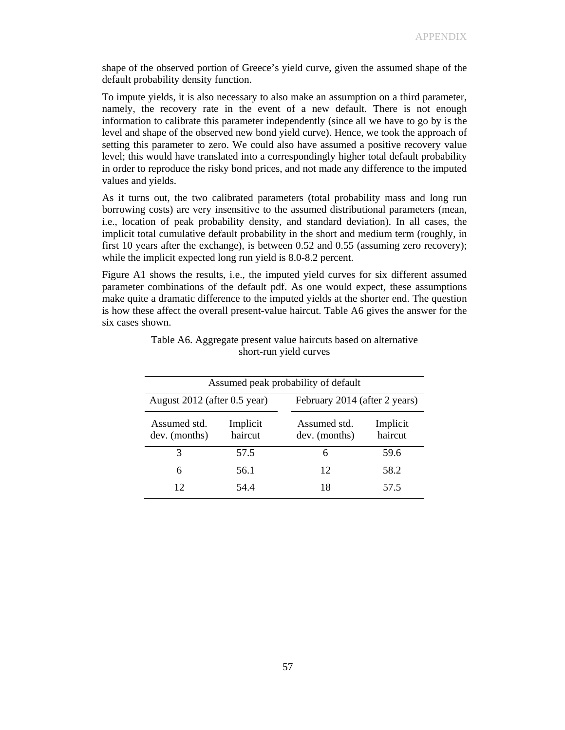shape of the observed portion of Greece's yield curve, given the assumed shape of the default probability density function.

To impute yields, it is also necessary to also make an assumption on a third parameter, namely, the recovery rate in the event of a new default. There is not enough information to calibrate this parameter independently (since all we have to go by is the level and shape of the observed new bond yield curve). Hence, we took the approach of setting this parameter to zero. We could also have assumed a positive recovery value level; this would have translated into a correspondingly higher total default probability in order to reproduce the risky bond prices, and not made any difference to the imputed values and yields.

As it turns out, the two calibrated parameters (total probability mass and long run borrowing costs) are very insensitive to the assumed distributional parameters (mean, i.e., location of peak probability density, and standard deviation). In all cases, the implicit total cumulative default probability in the short and medium term (roughly, in first 10 years after the exchange), is between 0.52 and 0.55 (assuming zero recovery); while the implicit expected long run yield is 8.0-8.2 percent.

Figure A1 shows the results, i.e., the imputed yield curves for six different assumed parameter combinations of the default pdf. As one would expect, these assumptions make quite a dramatic difference to the imputed yields at the shorter end. The question is how these affect the overall present-value haircut. Table A6 gives the answer for the six cases shown.

Table A6. Aggregate present value haircuts based on alternative short-run yield curves

| Assumed peak probability of default | | | |
|---|---|---|---|
| August 2012 (after 0.5 year) | | February 2014 (after 2 years) | |
| Assumed std. dev. (months) | Implicit haircut | Assumed std. dev. (months) | Implicit haircut |
| 3 | 57.5 | 6 | 59.6 |
| 6 | 56.1 | 12 | 58.2 |
| 12 | 54.4 | 18 | 57.5 |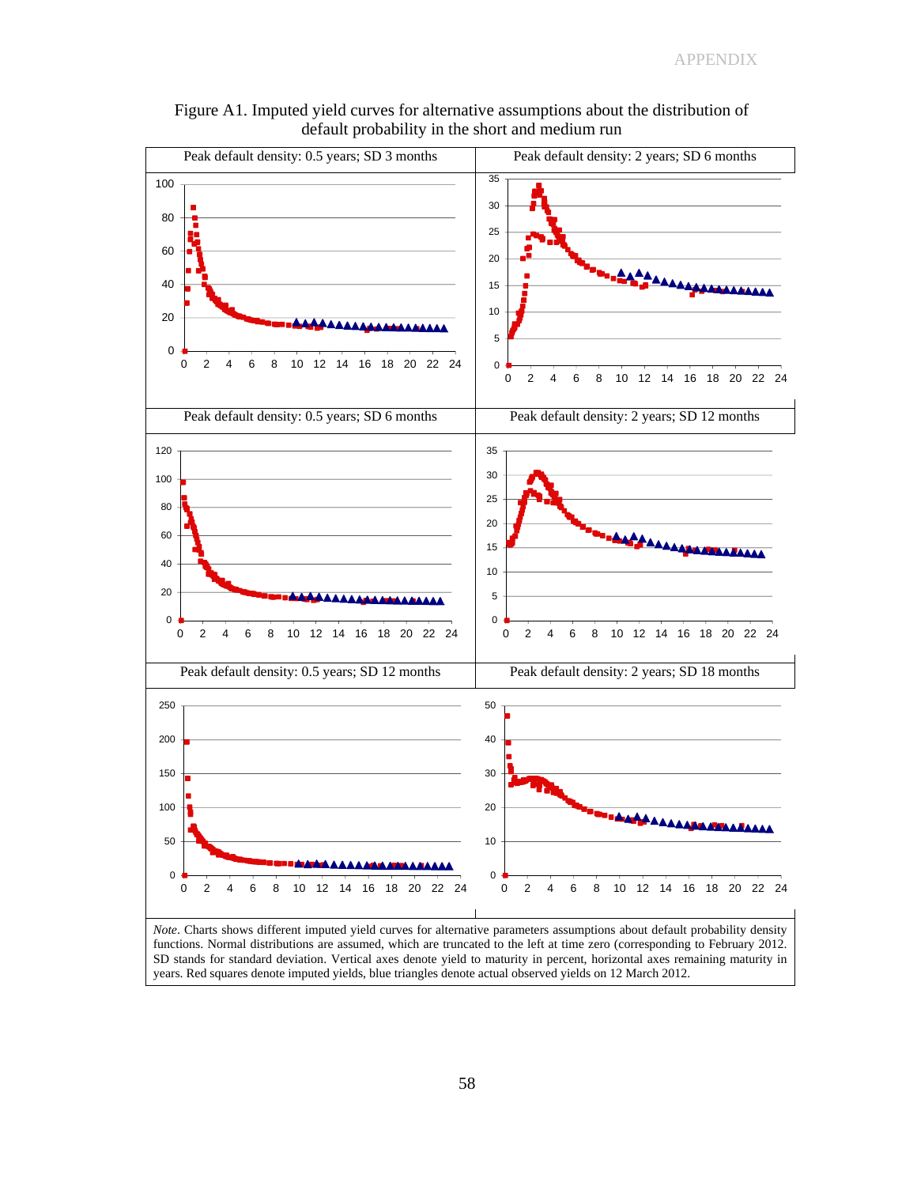Figure A1. Imputed yield curves for alternative assumptions about the distribution of default probability in the short and medium run

| Peak default density: 0.5 years; SD 3 months | Peak default density: 2 years; SD 6 months |
|---|---|
| Peak default density: 0.5 years; SD 6 months | Peak default density: 2 years; SD 12 months |
| Peak default density: 0.5 years; SD 12 months | Peak default density: 2 years; SD 18 months |

*Note*. Charts shows different imputed yield curves for alternative parameters assumptions about default probability density functions. Normal distributions are assumed, which are truncated to the left at time zero (corresponding to February 2012. SD stands for standard deviation. Vertical axes denote yield to maturity in percent, horizontal axes denote remaining maturity in years. Red squares denote imputed yields, blue triangles denote actual observed yields on 12 March 2012.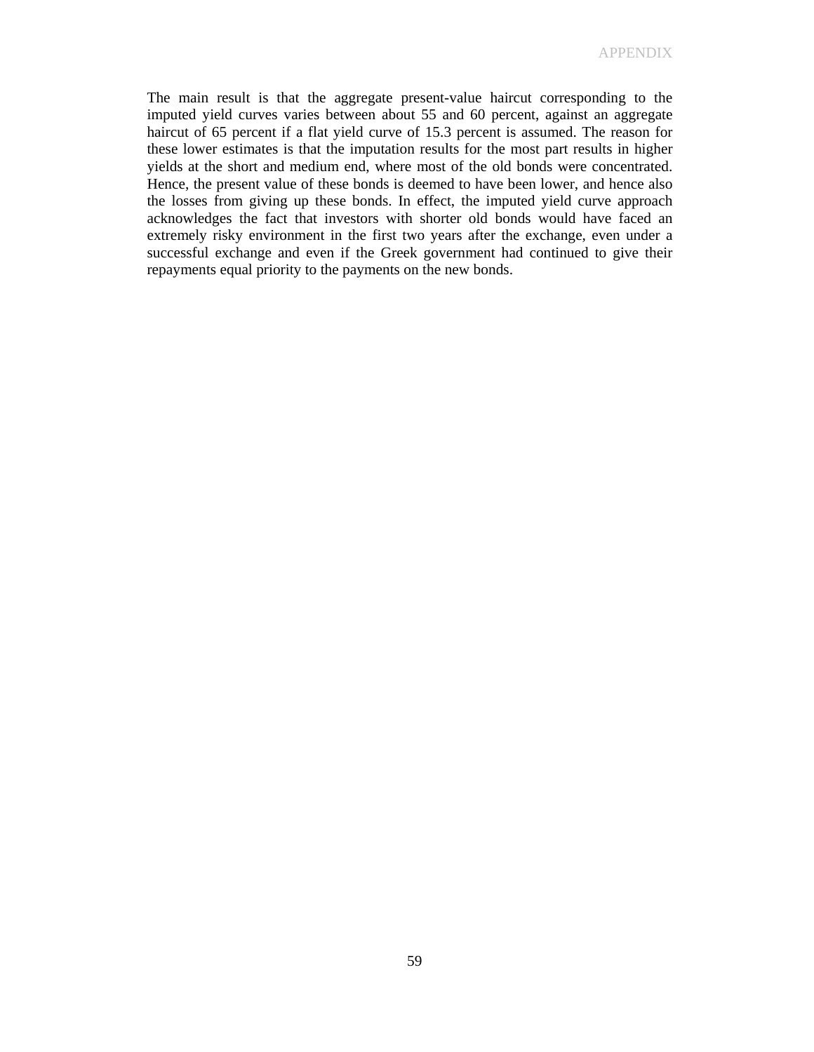The main result is that the aggregate present-value haircut corresponding to the imputed yield curves varies between about 55 and 60 percent, against an aggregate haircut of 65 percent if a flat yield curve of 15.3 percent is assumed. The reason for these lower estimates is that the imputation results for the most part results in higher yields at the short and medium end, where most of the old bonds were concentrated. Hence, the present value of these bonds is deemed to have been lower, and hence also the losses from giving up these bonds. In effect, the imputed yield curve approach acknowledges the fact that investors with shorter old bonds would have faced an extremely risky environment in the first two years after the exchange, even under a successful exchange and even if the Greek government had continued to give their repayments equal priority to the payments on the new bonds.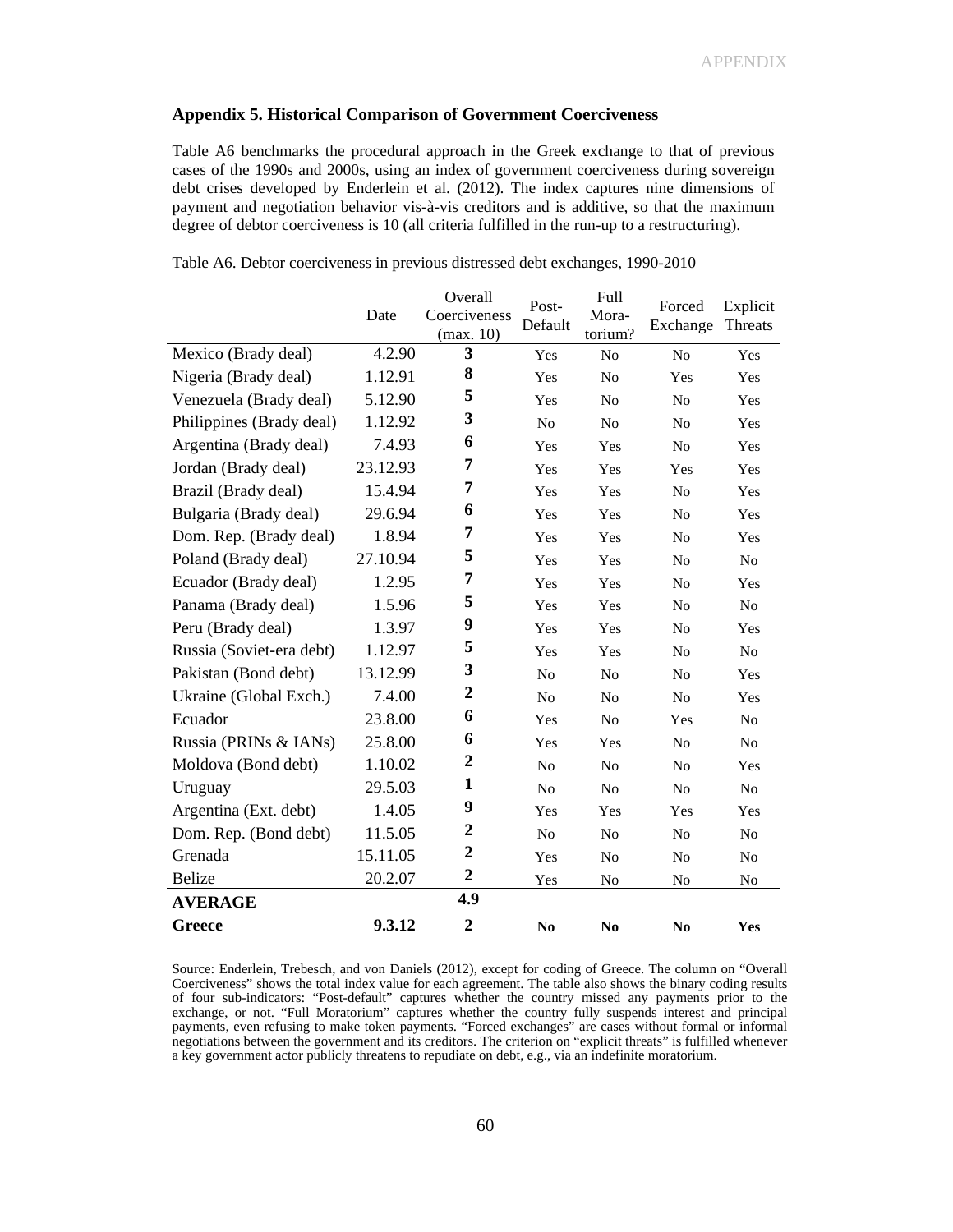## Appendix 5. Historical Comparison of Government Coerciveness

Table A6 benchmarks the procedural approach in the Greek exchange to that of previous cases of the 1990s and 2000s, using an index of government coerciveness during sovereign debt crises developed by Enderlein et al. (2012). The index captures nine dimensions of payment and negotiation behavior vis-à-vis creditors and is additive, so that the maximum degree of debtor coerciveness is 10 (all criteria fulfilled in the run-up to a restructuring).

Table A6. Debtor coerciveness in previous distressed debt exchanges, 1990-2010

| | Date | Overall Coerciveness (max. 10) | Post-Default | Full Mora-torium? | Forced Exchange | Explicit Threats |
|---|---|---|---|---|---|---|
| Mexico (Brady deal) | 4.2.90 | **3** | Yes | No | No | Yes |
| Nigeria (Brady deal) | 1.12.91 | **8** | Yes | No | Yes | Yes |
| Venezuela (Brady deal) | 5.12.90 | **5** | Yes | No | No | Yes |
| Philippines (Brady deal) | 1.12.92 | **3** | No | No | No | Yes |
| Argentina (Brady deal) | 7.4.93 | **6** | Yes | Yes | No | Yes |
| Jordan (Brady deal) | 23.12.93 | **7** | Yes | Yes | Yes | Yes |
| Brazil (Brady deal) | 15.4.94 | **7** | Yes | Yes | No | Yes |
| Bulgaria (Brady deal) | 29.6.94 | **6** | Yes | Yes | No | Yes |
| Dom. Rep. (Brady deal) | 1.8.94 | **7** | Yes | Yes | No | Yes |
| Poland (Brady deal) | 27.10.94 | **5** | Yes | Yes | No | No |
| Ecuador (Brady deal) | 1.2.95 | **7** | Yes | Yes | No | Yes |
| Panama (Brady deal) | 1.5.96 | **5** | Yes | Yes | No | No |
| Peru (Brady deal) | 1.3.97 | **9** | Yes | Yes | No | Yes |
| Russia (Soviet-era debt) | 1.12.97 | **5** | Yes | Yes | No | No |
| Pakistan (Bond debt) | 13.12.99 | **3** | No | No | No | Yes |
| Ukraine (Global Exch.) | 7.4.00 | **2** | No | No | No | Yes |
| Ecuador | 23.8.00 | **6** | Yes | No | Yes | No |
| Russia (PRINs & IANs) | 25.8.00 | **6** | Yes | Yes | No | No |
| Moldova (Bond debt) | 1.10.02 | **2** | No | No | No | Yes |
| Uruguay | 29.5.03 | **1** | No | No | No | No |
| Argentina (Ext. debt) | 1.4.05 | **9** | Yes | Yes | Yes | Yes |
| Dom. Rep. (Bond debt) | 11.5.05 | **2** | No | No | No | No |
| Grenada | 15.11.05 | **2** | Yes | No | No | No |
| Belize | 20.2.07 | **2** | Yes | No | No | No |
| **AVERAGE** | | **4.9** | | | | |
| **Greece** | **9.3.12** | **2** | **No** | **No** | **No** | **Yes** |

Source: Enderlein, Trebesch, and von Daniels (2012), except for coding of Greece. The column on "Overall Coerciveness" shows the total index value for each agreement. The table also shows the binary coding results of four sub-indicators: "Post-default" captures whether the country missed any payments prior to the exchange, or not. "Full Moratorium" captures whether the country fully suspends interest and principal payments, even refusing to make token payments. "Forced exchanges" are cases without formal or informal negotiations between the government and its creditors. The criterion on "explicit threats" is fulfilled whenever a key government actor publicly threatens to repudiate on debt, e.g., via an indefinite moratorium.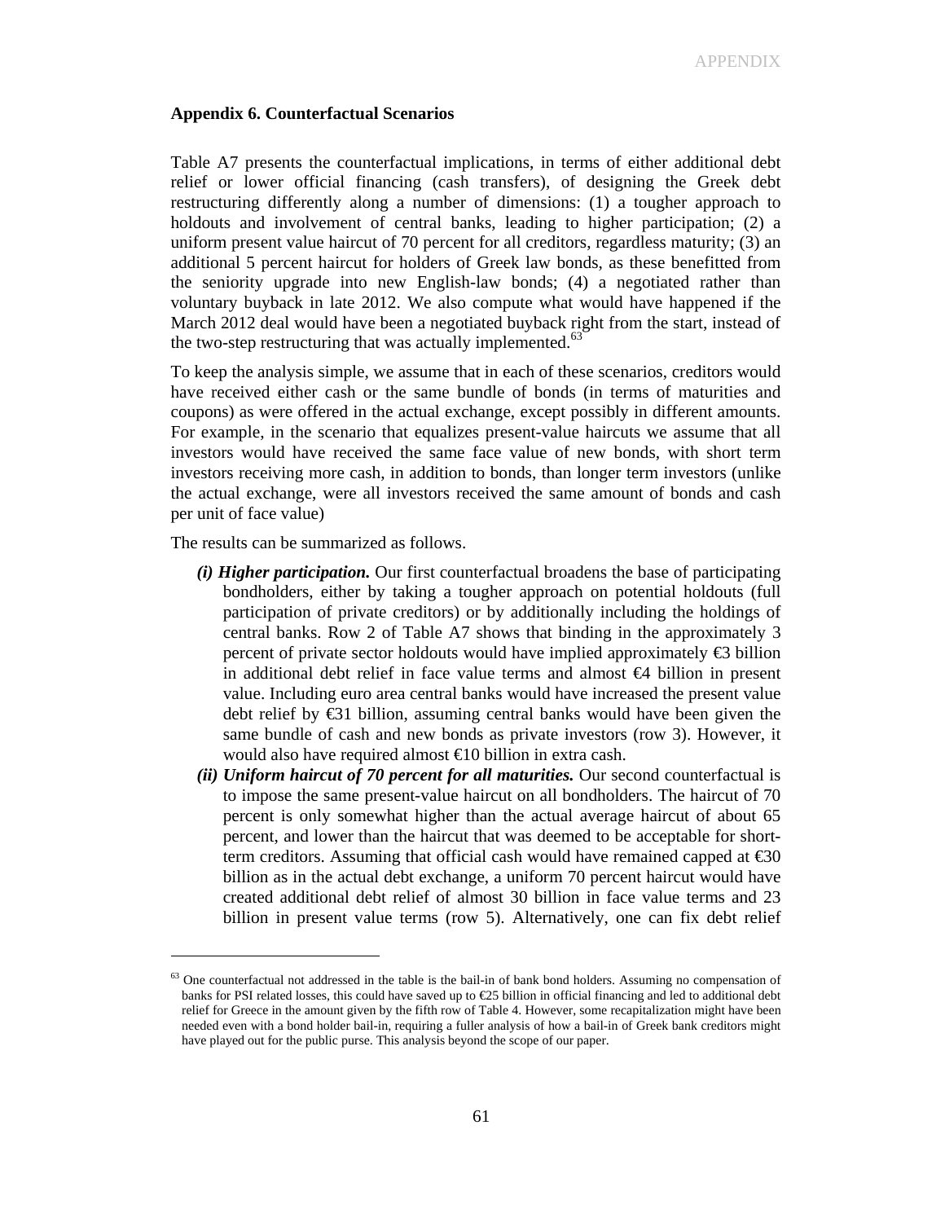### Appendix 6. Counterfactual Scenarios

Table A7 presents the counterfactual implications, in terms of either additional debt relief or lower official financing (cash transfers), of designing the Greek debt restructuring differently along a number of dimensions: (1) a tougher approach to holdouts and involvement of central banks, leading to higher participation; (2) a uniform present value haircut of 70 percent for all creditors, regardless maturity; (3) an additional 5 percent haircut for holders of Greek law bonds, as these benefitted from the seniority upgrade into new English-law bonds; (4) a negotiated rather than voluntary buyback in late 2012. We also compute what would have happened if the March 2012 deal would have been a negotiated buyback right from the start, instead of the two-step restructuring that was actually implemented.[63]

To keep the analysis simple, we assume that in each of these scenarios, creditors would have received either cash or the same bundle of bonds (in terms of maturities and coupons) as were offered in the actual exchange, except possibly in different amounts. For example, in the scenario that equalizes present-value haircuts we assume that all investors would have received the same face value of new bonds, with short term investors receiving more cash, in addition to bonds, than longer term investors (unlike the actual exchange, were all investors received the same amount of bonds and cash per unit of face value)

The results can be summarized as follows.

- ***(i) Higher participation.*** Our first counterfactual broadens the base of participating bondholders, either by taking a tougher approach on potential holdouts (full participation of private creditors) or by additionally including the holdings of central banks. Row 2 of Table A7 shows that binding in the approximately 3 percent of private sector holdouts would have implied approximately €3 billion in additional debt relief in face value terms and almost €4 billion in present value. Including euro area central banks would have increased the present value debt relief by €31 billion, assuming central banks would have been given the same bundle of cash and new bonds as private investors (row 3). However, it would also have required almost €10 billion in extra cash.
- ***(ii) Uniform haircut of 70 percent for all maturities.*** Our second counterfactual is to impose the same present-value haircut on all bondholders. The haircut of 70 percent is only somewhat higher than the actual average haircut of about 65 percent, and lower than the haircut that was deemed to be acceptable for short-term creditors. Assuming that official cash would have remained capped at €30 billion as in the actual debt exchange, a uniform 70 percent haircut would have created additional debt relief of almost 30 billion in face value terms and 23 billion in present value terms (row 5). Alternatively, one can fix debt relief

---

[63] One counterfactual not addressed in the table is the bail-in of bank bond holders. Assuming no compensation of banks for PSI related losses, this could have saved up to €25 billion in official financing and led to additional debt relief for Greece in the amount given by the fifth row of Table 4. However, some recapitalization might have been needed even with a bond holder bail-in, requiring a fuller analysis of how a bail-in of Greek bank creditors might have played out for the public purse. This analysis beyond the scope of our paper.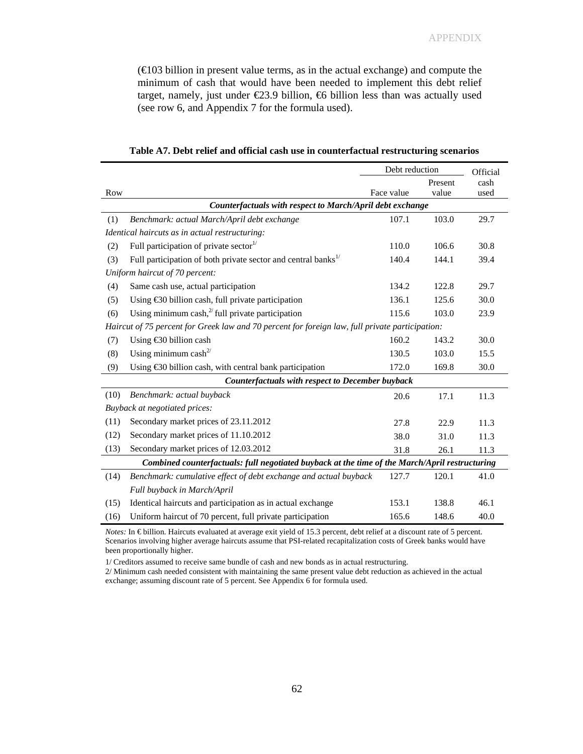(€103 billion in present value terms, as in the actual exchange) and compute the minimum of cash that would have been needed to implement this debt relief target, namely, just under €23.9 billion, €6 billion less than was actually used (see row 6, and Appendix 7 for the formula used).

**Table A7. Debt relief and official cash use in counterfactual restructuring scenarios**

| Row | | Debt reduction | | Official cash used |
|---|---|---|---|---|
| | | Face value | Present value | |
| | ***Counterfactuals with respect to March/April debt exchange*** | | | |
| (1) | *Benchmark: actual March/April debt exchange* | 107.1 | 103.0 | 29.7 |
| | *Identical haircuts as in actual restructuring:* | | | |
| (2) | Full participation of private sector[1/] | 110.0 | 106.6 | 30.8 |
| (3) | Full participation of both private sector and central banks[1/] | 140.4 | 144.1 | 39.4 |
| | *Uniform haircut of 70 percent:* | | | |
| (4) | Same cash use, actual participation | 134.2 | 122.8 | 29.7 |
| (5) | Using €30 billion cash, full private participation | 136.1 | 125.6 | 30.0 |
| (6) | Using minimum cash,[2/] full private participation | 115.6 | 103.0 | 23.9 |
| | *Haircut of 75 percent for Greek law and 70 percent for foreign law, full private participation:* | | | |
| (7) | Using €30 billion cash | 160.2 | 143.2 | 30.0 |
| (8) | Using minimum cash[2/] | 130.5 | 103.0 | 15.5 |
| (9) | Using €30 billion cash, with central bank participation | 172.0 | 169.8 | 30.0 |
| | ***Counterfactuals with respect to December buyback*** | | | |
| (10) | *Benchmark: actual buyback* | 20.6 | 17.1 | 11.3 |
| | *Buyback at negotiated prices:* | | | |
| (11) | Secondary market prices of 23.11.2012 | 27.8 | 22.9 | 11.3 |
| (12) | Secondary market prices of 11.10.2012 | 38.0 | 31.0 | 11.3 |
| (13) | Secondary market prices of 12.03.2012 | 31.8 | 26.1 | 11.3 |
| | ***Combined counterfactuals: full negotiated buyback at the time of the March/April restructuring*** | | | |
| (14) | *Benchmark: cumulative effect of debt exchange and actual buyback* | 127.7 | 120.1 | 41.0 |
| | *Full buyback in March/April* | | | |
| (15) | Identical haircuts and participation as in actual exchange | 153.1 | 138.8 | 46.1 |
| (16) | Uniform haircut of 70 percent, full private participation | 165.6 | 148.6 | 40.0 |

*Notes:* In € billion. Haircuts evaluated at average exit yield of 15.3 percent, debt relief at a discount rate of 5 percent. Scenarios involving higher average haircuts assume that PSI-related recapitalization costs of Greek banks would have been proportionally higher.

1/ Creditors assumed to receive same bundle of cash and new bonds as in actual restructuring.

2/ Minimum cash needed consistent with maintaining the same present value debt reduction as achieved in the actual exchange; assuming discount rate of 5 percent. See Appendix 6 for formula used.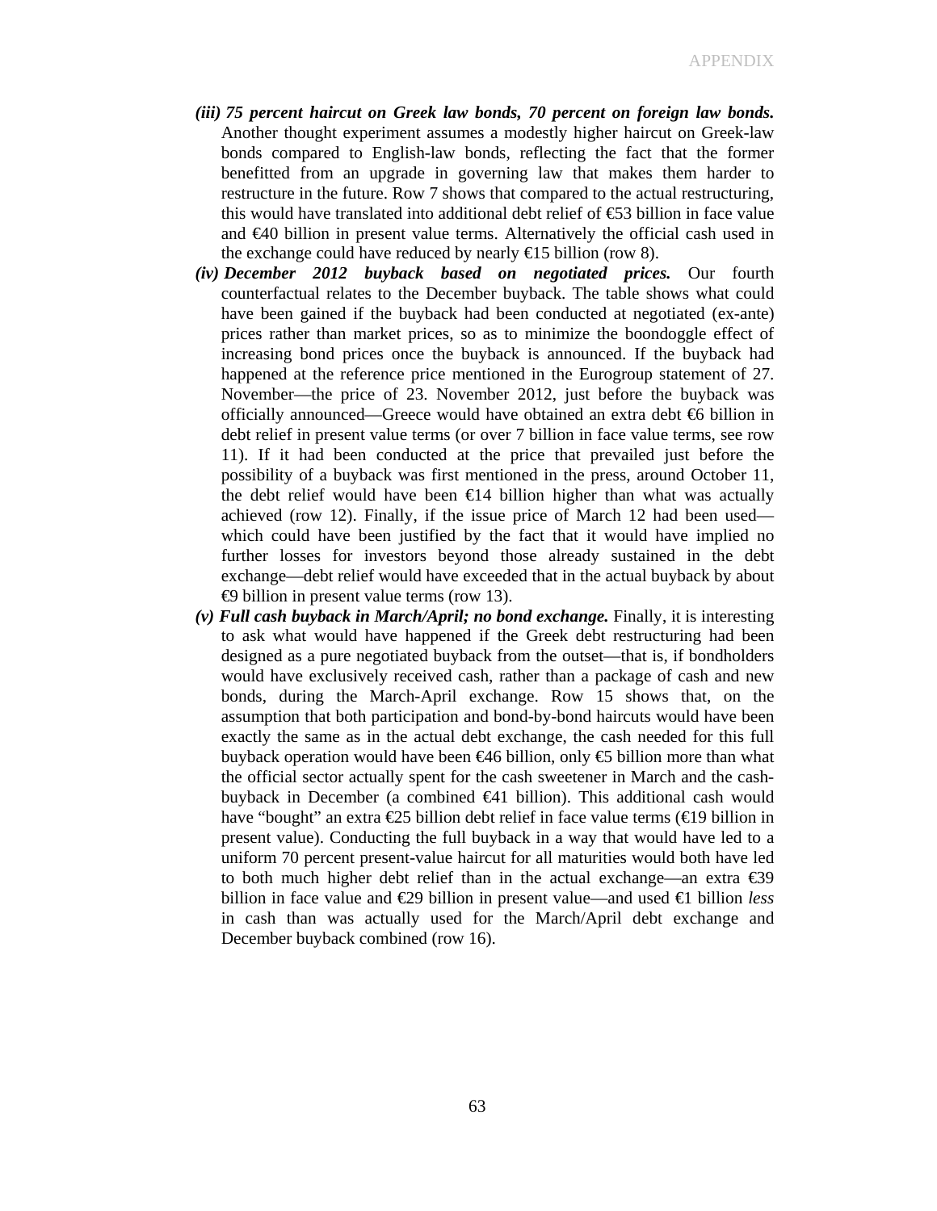*(iii)* ***75 percent haircut on Greek law bonds, 70 percent on foreign law bonds.*** Another thought experiment assumes a modestly higher haircut on Greek-law bonds compared to English-law bonds, reflecting the fact that the former benefitted from an upgrade in governing law that makes them harder to restructure in the future. Row 7 shows that compared to the actual restructuring, this would have translated into additional debt relief of €53 billion in face value and €40 billion in present value terms. Alternatively the official cash used in the exchange could have reduced by nearly €15 billion (row 8).

*(iv)* ***December 2012 buyback based on negotiated prices.*** Our fourth counterfactual relates to the December buyback. The table shows what could have been gained if the buyback had been conducted at negotiated (ex-ante) prices rather than market prices, so as to minimize the boondoggle effect of increasing bond prices once the buyback is announced. If the buyback had happened at the reference price mentioned in the Eurogroup statement of 27. November—the price of 23. November 2012, just before the buyback was officially announced—Greece would have obtained an extra debt €6 billion in debt relief in present value terms (or over 7 billion in face value terms, see row 11). If it had been conducted at the price that prevailed just before the possibility of a buyback was first mentioned in the press, around October 11, the debt relief would have been €14 billion higher than what was actually achieved (row 12). Finally, if the issue price of March 12 had been used—which could have been justified by the fact that it would have implied no further losses for investors beyond those already sustained in the debt exchange—debt relief would have exceeded that in the actual buyback by about €9 billion in present value terms (row 13).

*(v)* ***Full cash buyback in March/April; no bond exchange.*** Finally, it is interesting to ask what would have happened if the Greek debt restructuring had been designed as a pure negotiated buyback from the outset—that is, if bondholders would have exclusively received cash, rather than a package of cash and new bonds, during the March-April exchange. Row 15 shows that, on the assumption that both participation and bond-by-bond haircuts would have been exactly the same as in the actual debt exchange, the cash needed for this full buyback operation would have been €46 billion, only €5 billion more than what the official sector actually spent for the cash sweetener in March and the cash-buyback in December (a combined €41 billion). This additional cash would have "bought" an extra €25 billion debt relief in face value terms (€19 billion in present value). Conducting the full buyback in a way that would have led to a uniform 70 percent present-value haircut for all maturities would both have led to both much higher debt relief than in the actual exchange—an extra €39 billion in face value and €29 billion in present value—and used €1 billion *less* in cash than was actually used for the March/April debt exchange and December buyback combined (row 16).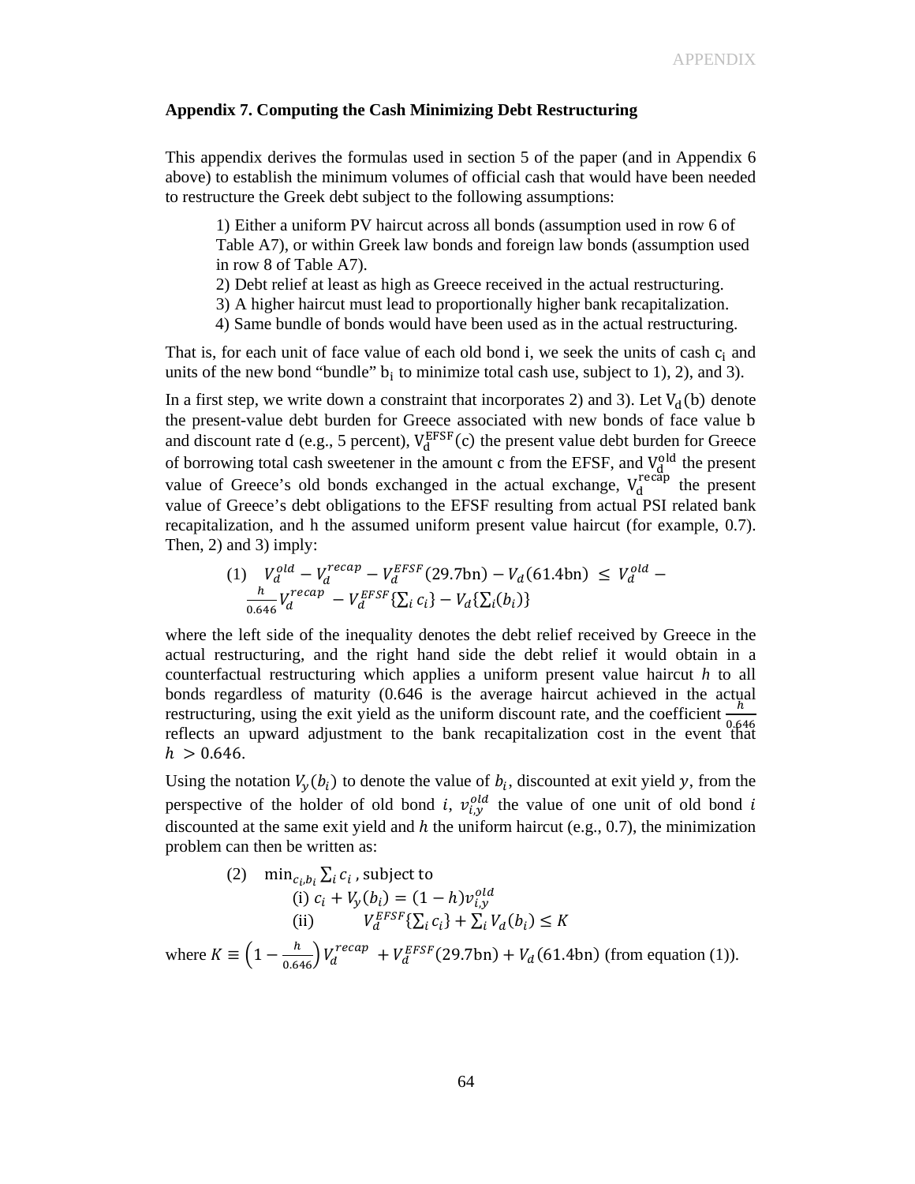## Appendix 7. Computing the Cash Minimizing Debt Restructuring

This appendix derives the formulas used in section 5 of the paper (and in Appendix 6 above) to establish the minimum volumes of official cash that would have been needed to restructure the Greek debt subject to the following assumptions:

> 1) Either a uniform PV haircut across all bonds (assumption used in row 6 of Table A7), or within Greek law bonds and foreign law bonds (assumption used in row 8 of Table A7).
> 2) Debt relief at least as high as Greece received in the actual restructuring.
> 3) A higher haircut must lead to proportionally higher bank recapitalization.
> 4) Same bundle of bonds would have been used as in the actual restructuring.

That is, for each unit of face value of each old bond i, we seek the units of cash $c_i$ and units of the new bond "bundle" $b_i$ to minimize total cash use, subject to 1), 2), and 3).

In a first step, we write down a constraint that incorporates 2) and 3). Let $V_d(b)$ denote the present-value debt burden for Greece associated with new bonds of face value b and discount rate d (e.g., 5 percent), $V_d^{EFSF}(c)$ the present value debt burden for Greece of borrowing total cash sweetener in the amount c from the EFSF, and $V_d^{old}$ the present value of Greece's old bonds exchanged in the actual exchange, $V_d^{recap}$ the present value of Greece's debt obligations to the EFSF resulting from actual PSI related bank recapitalization, and h the assumed uniform present value haircut (for example, 0.7). Then, 2) and 3) imply:

$$(1) \quad V_d^{old} - V_d^{recap} - V_d^{EFSF}(29.7\text{bn}) - V_d(61.4\text{bn}) \leq V_d^{old} - \frac{h}{0.646} V_d^{recap} - V_d^{EFSF}\{\textstyle\sum_i c_i\} - V_d\{\textstyle\sum_i (b_i)\}$$

where the left side of the inequality denotes the debt relief received by Greece in the actual restructuring, and the right hand side the debt relief it would obtain in a counterfactual restructuring which applies a uniform present value haircut $h$ to all bonds regardless of maturity (0.646 is the average haircut achieved in the actual restructuring, using the exit yield as the uniform discount rate, and the coefficient $\frac{h}{0.646}$ reflects an upward adjustment to the bank recapitalization cost in the event that $h > 0.646$.

Using the notation $V_y(b_i)$ to denote the value of $b_i$, discounted at exit yield $y$, from the perspective of the holder of old bond $i$, $v_{i,y}^{old}$ the value of one unit of old bond $i$ discounted at the same exit yield and $h$ the uniform haircut (e.g., 0.7), the minimization problem can then be written as:

$$(2) \quad \min_{c_i, b_i} \sum_i c_i \text{, subject to}$$

$$\text{(i) } c_i + V_y(b_i) = (1-h) v_{i,y}^{old}$$

$$\text{(ii) } \quad V_d^{EFSF}\{\textstyle\sum_i c_i\} + \sum_i V_d(b_i) \leq K$$

where $K \equiv \left(1 - \frac{h}{0.646}\right) V_d^{recap} + V_d^{EFSF}(29.7\text{bn}) + V_d(61.4\text{bn})$ (from equation (1)).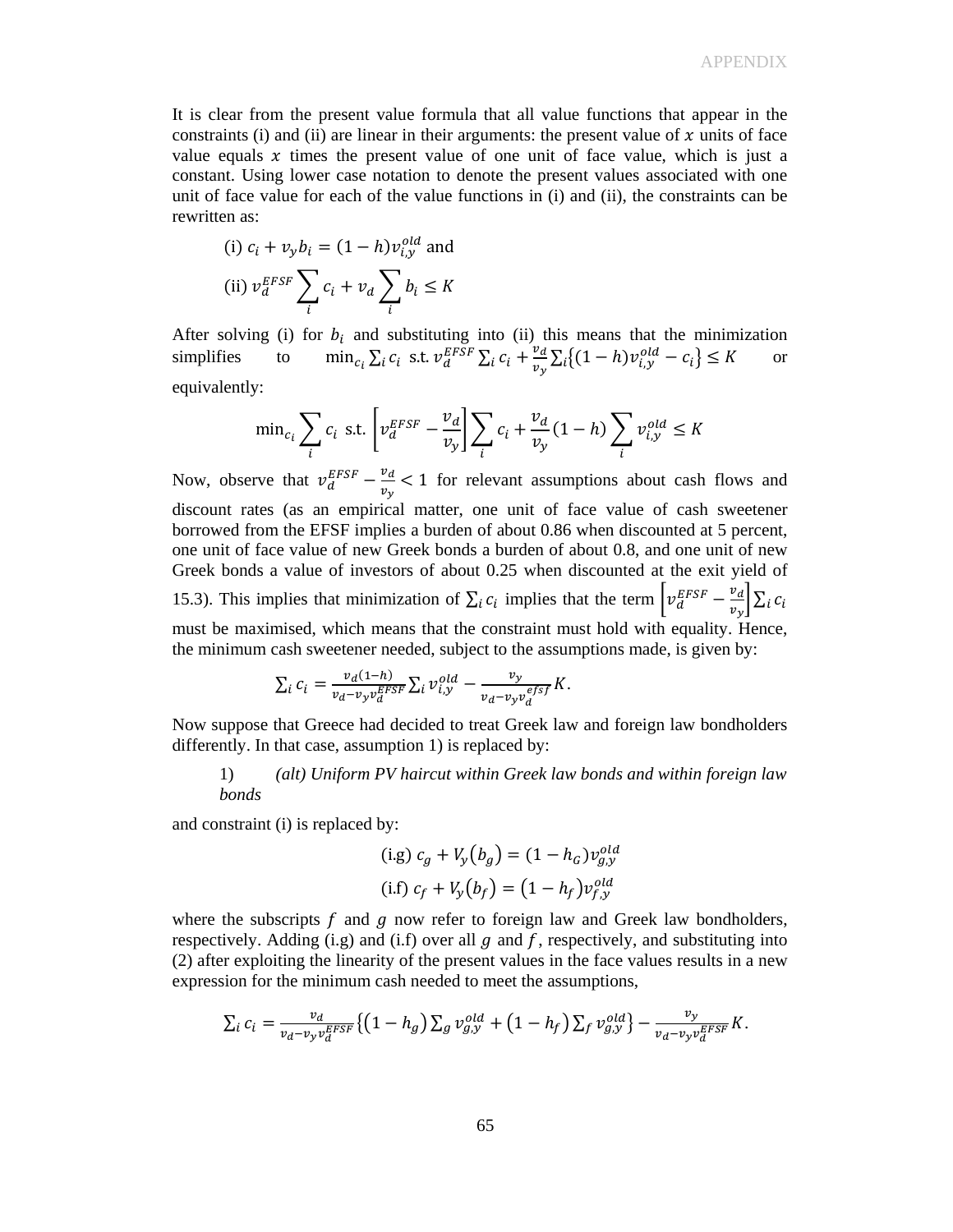It is clear from the present value formula that all value functions that appear in the constraints (i) and (ii) are linear in their arguments: the present value of $x$ units of face value equals $x$ times the present value of one unit of face value, which is just a constant. Using lower case notation to denote the present values associated with one unit of face value for each of the value functions in (i) and (ii), the constraints can be rewritten as:

(i) $c_i + v_y b_i = (1-h) v_{i,y}^{old}$ and

(ii) $v_d^{EFSF} \sum_i c_i + v_d \sum_i b_i \leq K$

After solving (i) for $b_i$ and substituting into (ii) this means that the minimization simplifies to $\min_{c_i} \sum_i c_i$ s.t. $v_d^{EFSF} \sum_i c_i + \frac{v_d}{v_y} \sum_i \{(1-h) v_{i,y}^{old} - c_i\} \leq K$ or equivalently:

$$\min_{c_i} \sum_i c_i \text{ s.t. } \left[v_d^{EFSF} - \frac{v_d}{v_y}\right] \sum_i c_i + \frac{v_d}{v_y}(1-h) \sum_i v_{i,y}^{old} \leq K$$

Now, observe that $v_d^{EFSF} - \frac{v_d}{v_y} < 1$ for relevant assumptions about cash flows and discount rates (as an empirical matter, one unit of face value of cash sweetener borrowed from the EFSF implies a burden of about 0.86 when discounted at 5 percent, one unit of face value of new Greek bonds a burden of about 0.8, and one unit of new Greek bonds a value of investors of about 0.25 when discounted at the exit yield of 15.3). This implies that minimization of $\sum_i c_i$ implies that the term $\left[v_d^{EFSF} - \frac{v_d}{v_y}\right] \sum_i c_i$ must be maximised, which means that the constraint must hold with equality. Hence, the minimum cash sweetener needed, subject to the assumptions made, is given by:

$$\sum_i c_i = \frac{v_d(1-h)}{v_d - v_y v_d^{EFSF}} \sum_i v_{i,y}^{old} - \frac{v_y}{v_d - v_y v_d^{efsf}} K.$$

Now suppose that Greece had decided to treat Greek law and foreign law bondholders differently. In that case, assumption 1) is replaced by:

1) *(alt) Uniform PV haircut within Greek law bonds and within foreign law bonds*

and constraint (i) is replaced by:

(i.g) $c_g + V_y(b_g) = (1-h_G) v_{g,y}^{old}$

(i.f) $c_f + V_y(b_f) = (1-h_f) v_{f,y}^{old}$

where the subscripts $f$ and $g$ now refer to foreign law and Greek law bondholders, respectively. Adding (i.g) and (i.f) over all $g$ and $f$, respectively, and substituting into (2) after exploiting the linearity of the present values in the face values results in a new expression for the minimum cash needed to meet the assumptions,

$$\sum_i c_i = \frac{v_d}{v_d - v_y v_d^{EFSF}} \{(1-h_g) \sum_g v_{g,y}^{old} + (1-h_f) \sum_f v_{g,y}^{old}\} - \frac{v_y}{v_d - v_y v_d^{EFSF}} K.$$